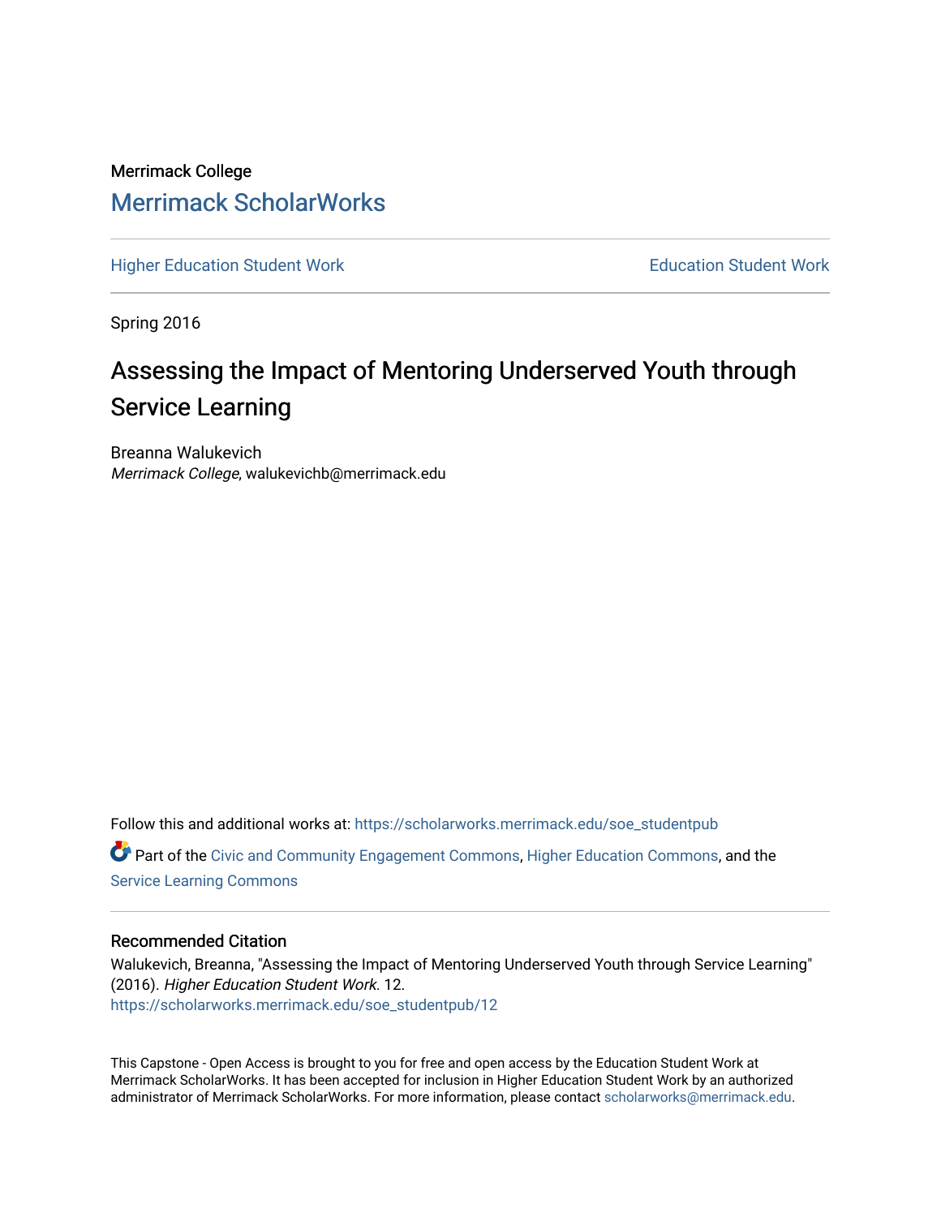Merrimack College

# Merrimack ScholarWorks

Higher Education Student Work | Education Student Work

Spring 2016

## Assessing the Impact of Mentoring Underserved Youth through Service Learning

Breanna Walukevich
*Merrimack College*, walukevichb@merrimack.edu

Follow this and additional works at: https://scholarworks.merrimack.edu/soe_studentpub

Part of the Civic and Community Engagement Commons, Higher Education Commons, and the Service Learning Commons

### Recommended Citation

Walukevich, Breanna, "Assessing the Impact of Mentoring Underserved Youth through Service Learning" (2016). *Higher Education Student Work*. 12.
https://scholarworks.merrimack.edu/soe_studentpub/12

This Capstone - Open Access is brought to you for free and open access by the Education Student Work at Merrimack ScholarWorks. It has been accepted for inclusion in Higher Education Student Work by an authorized administrator of Merrimack ScholarWorks. For more information, please contact scholarworks@merrimack.edu.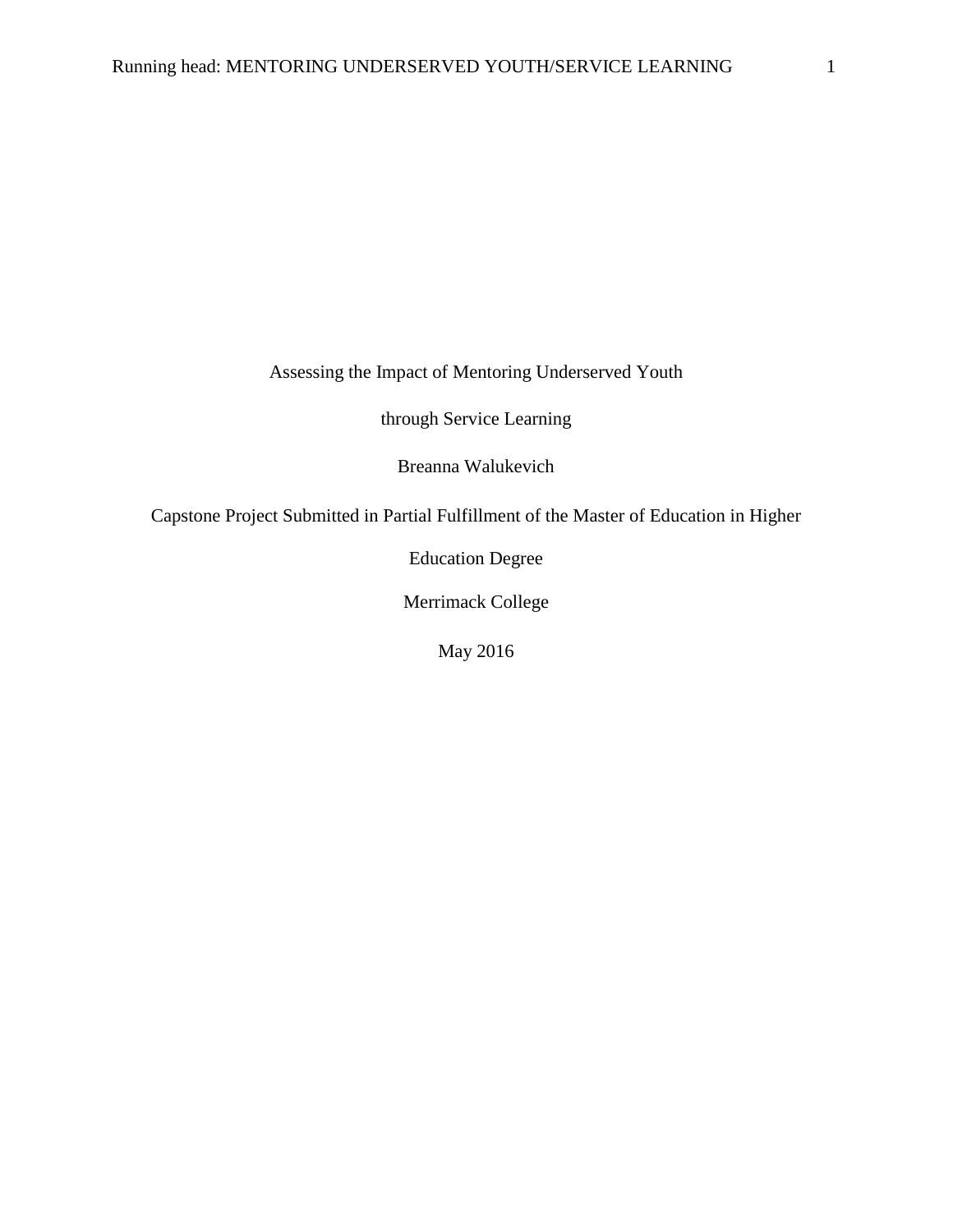# Assessing the Impact of Mentoring Underserved Youth through Service Learning

Breanna Walukevich

Capstone Project Submitted in Partial Fulfillment of the Master of Education in Higher Education Degree

Merrimack College

May 2016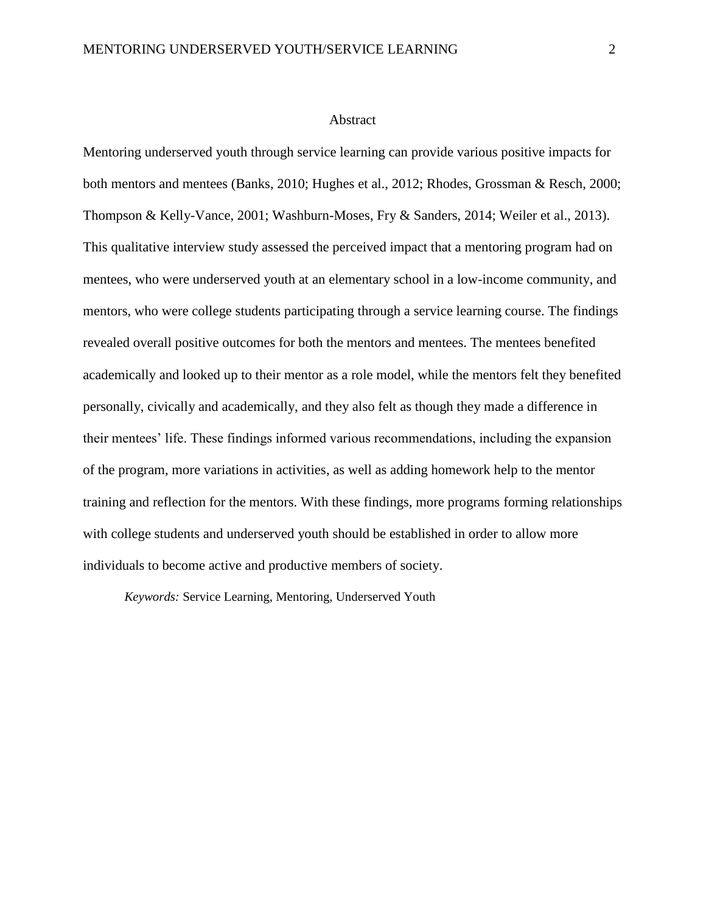# Abstract

Mentoring underserved youth through service learning can provide various positive impacts for both mentors and mentees (Banks, 2010; Hughes et al., 2012; Rhodes, Grossman & Resch, 2000; Thompson & Kelly-Vance, 2001; Washburn-Moses, Fry & Sanders, 2014; Weiler et al., 2013). This qualitative interview study assessed the perceived impact that a mentoring program had on mentees, who were underserved youth at an elementary school in a low-income community, and mentors, who were college students participating through a service learning course. The findings revealed overall positive outcomes for both the mentors and mentees. The mentees benefited academically and looked up to their mentor as a role model, while the mentors felt they benefited personally, civically and academically, and they also felt as though they made a difference in their mentees' life. These findings informed various recommendations, including the expansion of the program, more variations in activities, as well as adding homework help to the mentor training and reflection for the mentors. With these findings, more programs forming relationships with college students and underserved youth should be established in order to allow more individuals to become active and productive members of society.

*Keywords:* Service Learning, Mentoring, Underserved Youth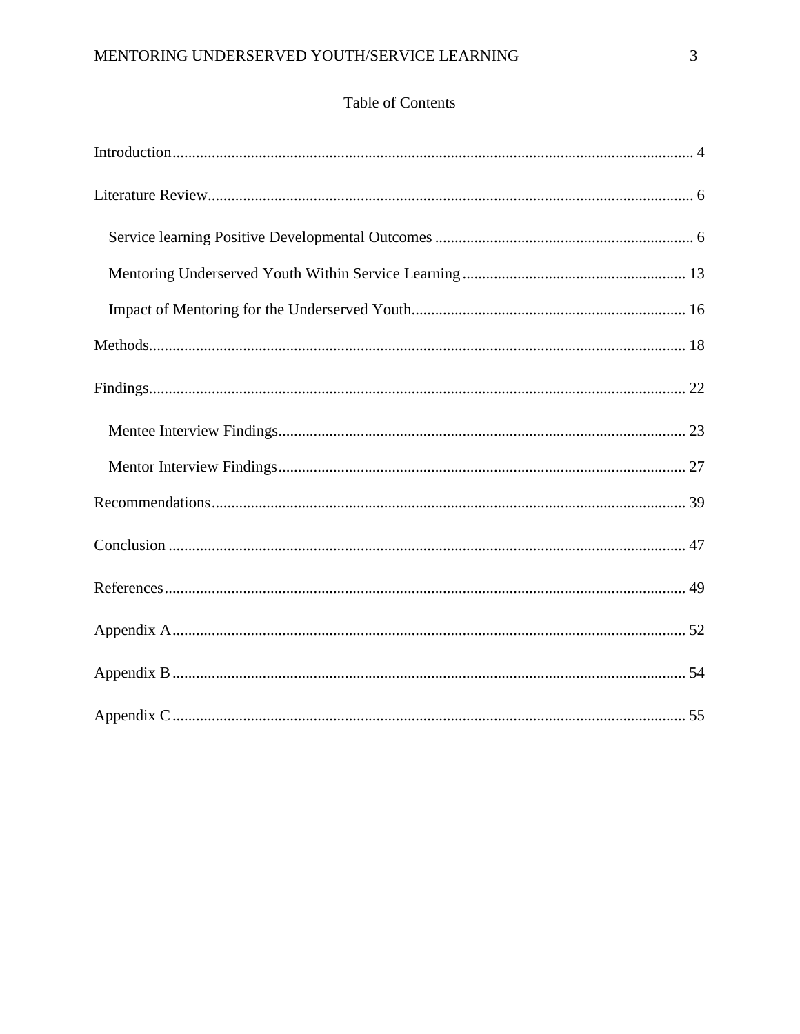# Table of Contents

Introduction .......... 4

Literature Review .......... 6

- Service learning Positive Developmental Outcomes .......... 6
- Mentoring Underserved Youth Within Service Learning .......... 13
- Impact of Mentoring for the Underserved Youth .......... 16

Methods .......... 18

Findings .......... 22

- Mentee Interview Findings .......... 23
- Mentor Interview Findings .......... 27

Recommendations .......... 39

Conclusion .......... 47

References .......... 49

Appendix A .......... 52

Appendix B .......... 54

Appendix C .......... 55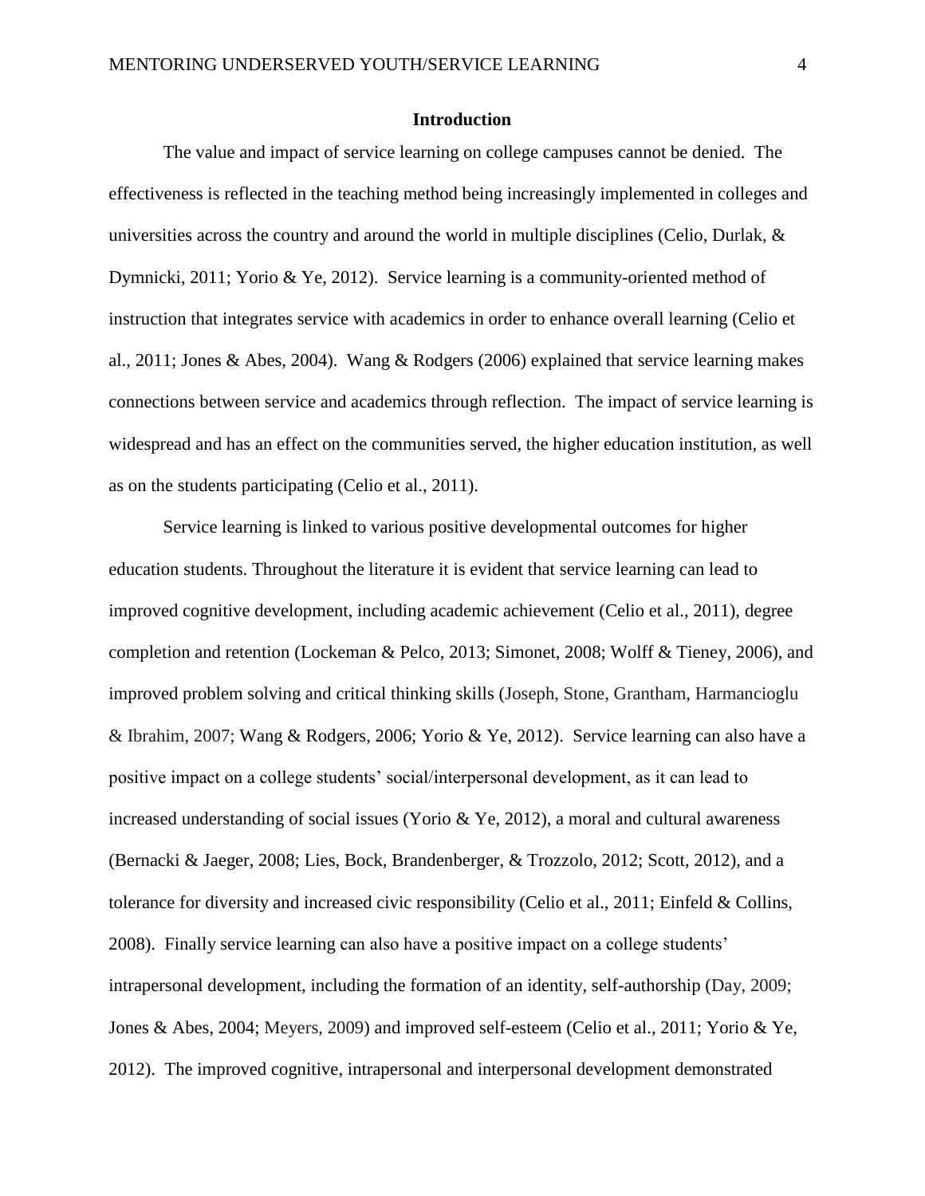# Introduction

The value and impact of service learning on college campuses cannot be denied. The effectiveness is reflected in the teaching method being increasingly implemented in colleges and universities across the country and around the world in multiple disciplines (Celio, Durlak, & Dymnicki, 2011; Yorio & Ye, 2012). Service learning is a community-oriented method of instruction that integrates service with academics in order to enhance overall learning (Celio et al., 2011; Jones & Abes, 2004). Wang & Rodgers (2006) explained that service learning makes connections between service and academics through reflection. The impact of service learning is widespread and has an effect on the communities served, the higher education institution, as well as on the students participating (Celio et al., 2011).

Service learning is linked to various positive developmental outcomes for higher education students. Throughout the literature it is evident that service learning can lead to improved cognitive development, including academic achievement (Celio et al., 2011), degree completion and retention (Lockeman & Pelco, 2013; Simonet, 2008; Wolff & Tieney, 2006), and improved problem solving and critical thinking skills (Joseph, Stone, Grantham, Harmancioglu & Ibrahim, 2007; Wang & Rodgers, 2006; Yorio & Ye, 2012). Service learning can also have a positive impact on a college students' social/interpersonal development, as it can lead to increased understanding of social issues (Yorio & Ye, 2012), a moral and cultural awareness (Bernacki & Jaeger, 2008; Lies, Bock, Brandenberger, & Trozzolo, 2012; Scott, 2012), and a tolerance for diversity and increased civic responsibility (Celio et al., 2011; Einfeld & Collins, 2008). Finally service learning can also have a positive impact on a college students' intrapersonal development, including the formation of an identity, self-authorship (Day, 2009; Jones & Abes, 2004; Meyers, 2009) and improved self-esteem (Celio et al., 2011; Yorio & Ye, 2012). The improved cognitive, intrapersonal and interpersonal development demonstrated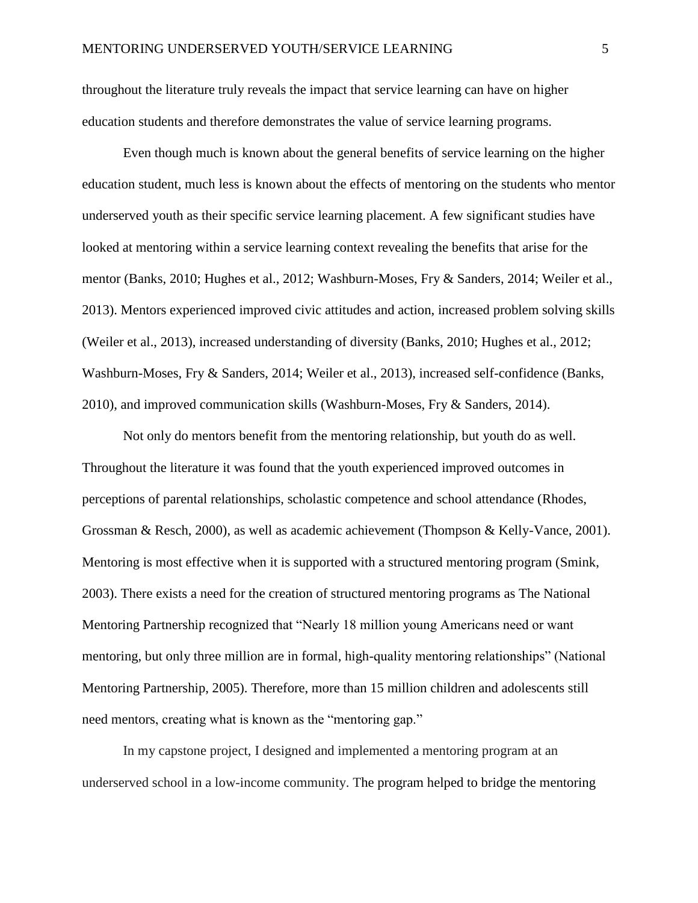throughout the literature truly reveals the impact that service learning can have on higher education students and therefore demonstrates the value of service learning programs.

Even though much is known about the general benefits of service learning on the higher education student, much less is known about the effects of mentoring on the students who mentor underserved youth as their specific service learning placement. A few significant studies have looked at mentoring within a service learning context revealing the benefits that arise for the mentor (Banks, 2010; Hughes et al., 2012; Washburn-Moses, Fry & Sanders, 2014; Weiler et al., 2013). Mentors experienced improved civic attitudes and action, increased problem solving skills (Weiler et al., 2013), increased understanding of diversity (Banks, 2010; Hughes et al., 2012; Washburn-Moses, Fry & Sanders, 2014; Weiler et al., 2013), increased self-confidence (Banks, 2010), and improved communication skills (Washburn-Moses, Fry & Sanders, 2014).

Not only do mentors benefit from the mentoring relationship, but youth do as well. Throughout the literature it was found that the youth experienced improved outcomes in perceptions of parental relationships, scholastic competence and school attendance (Rhodes, Grossman & Resch, 2000), as well as academic achievement (Thompson & Kelly-Vance, 2001). Mentoring is most effective when it is supported with a structured mentoring program (Smink, 2003). There exists a need for the creation of structured mentoring programs as The National Mentoring Partnership recognized that "Nearly 18 million young Americans need or want mentoring, but only three million are in formal, high-quality mentoring relationships" (National Mentoring Partnership, 2005). Therefore, more than 15 million children and adolescents still need mentors, creating what is known as the "mentoring gap."

In my capstone project, I designed and implemented a mentoring program at an underserved school in a low-income community. The program helped to bridge the mentoring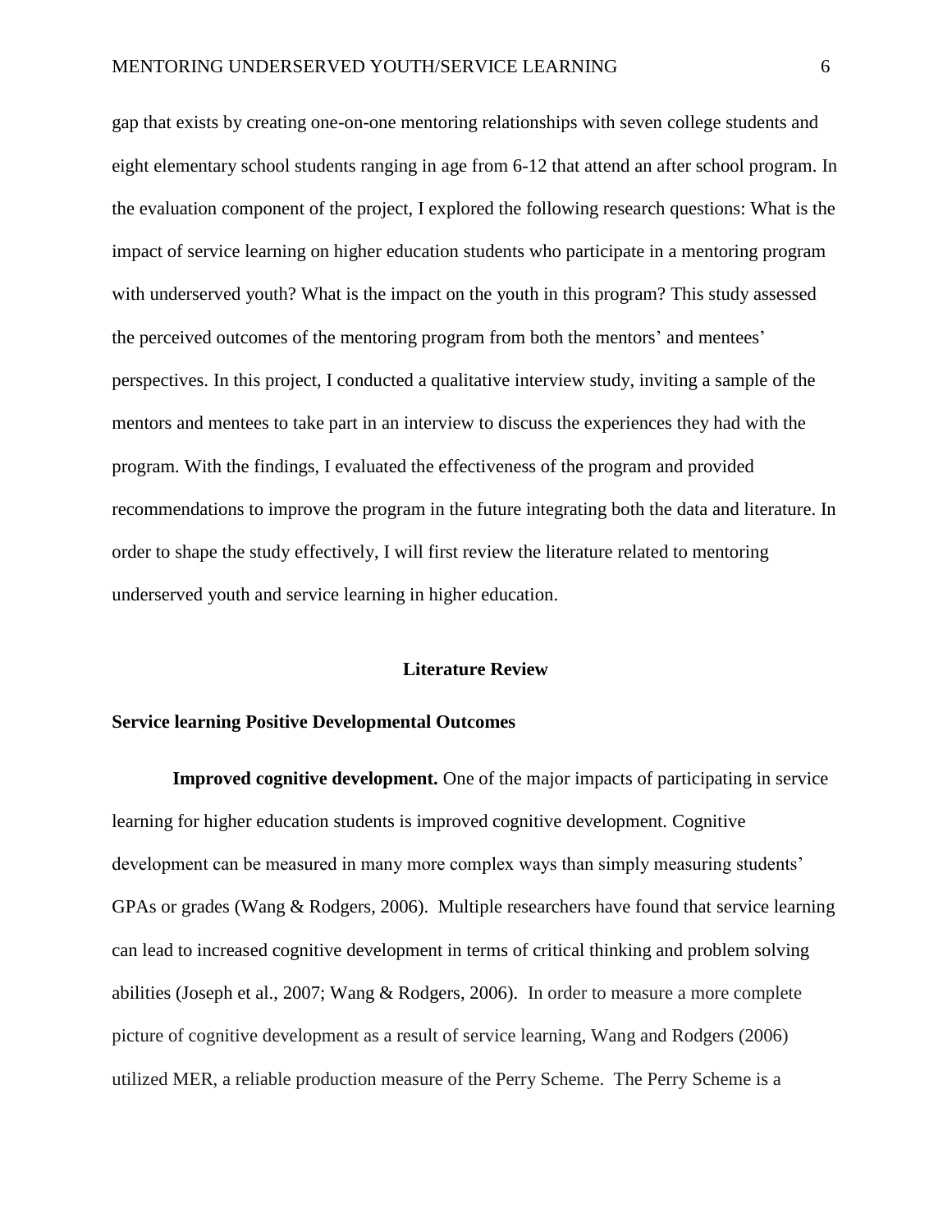gap that exists by creating one-on-one mentoring relationships with seven college students and eight elementary school students ranging in age from 6-12 that attend an after school program. In the evaluation component of the project, I explored the following research questions: What is the impact of service learning on higher education students who participate in a mentoring program with underserved youth? What is the impact on the youth in this program? This study assessed the perceived outcomes of the mentoring program from both the mentors' and mentees' perspectives. In this project, I conducted a qualitative interview study, inviting a sample of the mentors and mentees to take part in an interview to discuss the experiences they had with the program. With the findings, I evaluated the effectiveness of the program and provided recommendations to improve the program in the future integrating both the data and literature. In order to shape the study effectively, I will first review the literature related to mentoring underserved youth and service learning in higher education.

## Literature Review

### Service learning Positive Developmental Outcomes

**Improved cognitive development.** One of the major impacts of participating in service learning for higher education students is improved cognitive development. Cognitive development can be measured in many more complex ways than simply measuring students' GPAs or grades (Wang & Rodgers, 2006). Multiple researchers have found that service learning can lead to increased cognitive development in terms of critical thinking and problem solving abilities (Joseph et al., 2007; Wang & Rodgers, 2006). In order to measure a more complete picture of cognitive development as a result of service learning, Wang and Rodgers (2006) utilized MER, a reliable production measure of the Perry Scheme. The Perry Scheme is a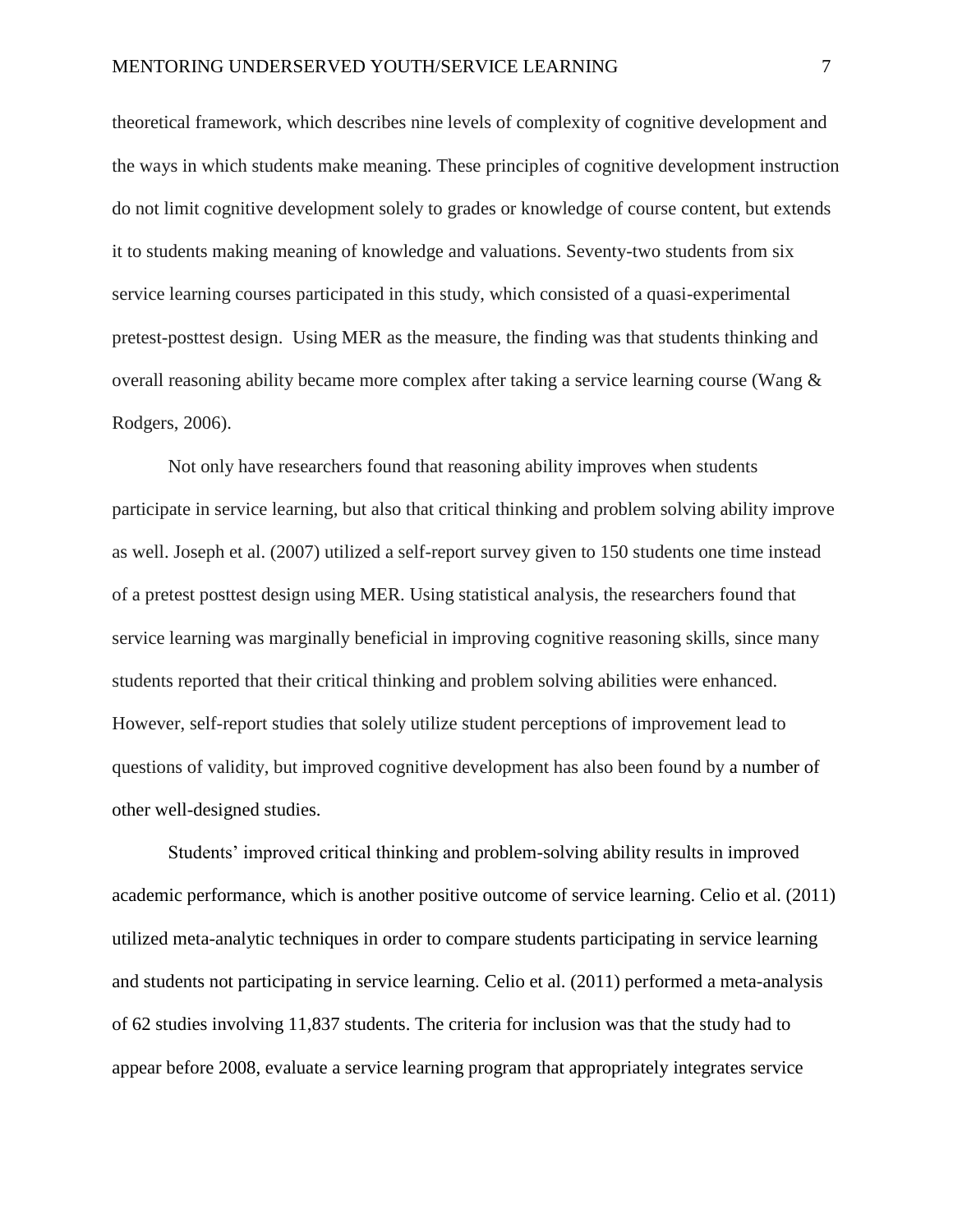theoretical framework, which describes nine levels of complexity of cognitive development and the ways in which students make meaning. These principles of cognitive development instruction do not limit cognitive development solely to grades or knowledge of course content, but extends it to students making meaning of knowledge and valuations. Seventy-two students from six service learning courses participated in this study, which consisted of a quasi-experimental pretest-posttest design. Using MER as the measure, the finding was that students thinking and overall reasoning ability became more complex after taking a service learning course (Wang & Rodgers, 2006).

Not only have researchers found that reasoning ability improves when students participate in service learning, but also that critical thinking and problem solving ability improve as well. Joseph et al. (2007) utilized a self-report survey given to 150 students one time instead of a pretest posttest design using MER. Using statistical analysis, the researchers found that service learning was marginally beneficial in improving cognitive reasoning skills, since many students reported that their critical thinking and problem solving abilities were enhanced. However, self-report studies that solely utilize student perceptions of improvement lead to questions of validity, but improved cognitive development has also been found by a number of other well-designed studies.

Students' improved critical thinking and problem-solving ability results in improved academic performance, which is another positive outcome of service learning. Celio et al. (2011) utilized meta-analytic techniques in order to compare students participating in service learning and students not participating in service learning. Celio et al. (2011) performed a meta-analysis of 62 studies involving 11,837 students. The criteria for inclusion was that the study had to appear before 2008, evaluate a service learning program that appropriately integrates service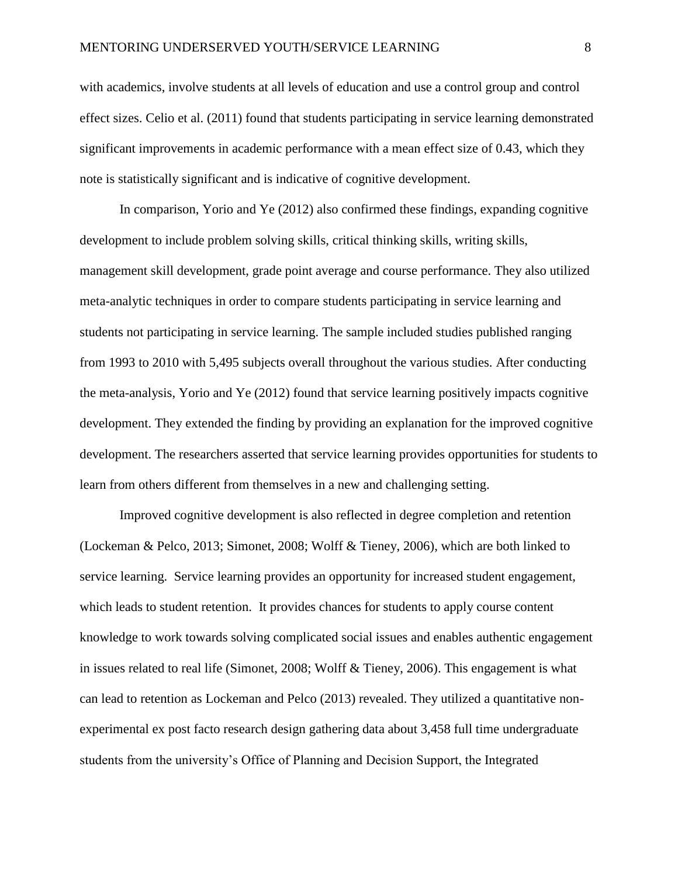with academics, involve students at all levels of education and use a control group and control effect sizes. Celio et al. (2011) found that students participating in service learning demonstrated significant improvements in academic performance with a mean effect size of 0.43, which they note is statistically significant and is indicative of cognitive development.

In comparison, Yorio and Ye (2012) also confirmed these findings, expanding cognitive development to include problem solving skills, critical thinking skills, writing skills, management skill development, grade point average and course performance. They also utilized meta-analytic techniques in order to compare students participating in service learning and students not participating in service learning. The sample included studies published ranging from 1993 to 2010 with 5,495 subjects overall throughout the various studies. After conducting the meta-analysis, Yorio and Ye (2012) found that service learning positively impacts cognitive development. They extended the finding by providing an explanation for the improved cognitive development. The researchers asserted that service learning provides opportunities for students to learn from others different from themselves in a new and challenging setting.

Improved cognitive development is also reflected in degree completion and retention (Lockeman & Pelco, 2013; Simonet, 2008; Wolff & Tieney, 2006), which are both linked to service learning. Service learning provides an opportunity for increased student engagement, which leads to student retention. It provides chances for students to apply course content knowledge to work towards solving complicated social issues and enables authentic engagement in issues related to real life (Simonet, 2008; Wolff & Tieney, 2006). This engagement is what can lead to retention as Lockeman and Pelco (2013) revealed. They utilized a quantitative non-experimental ex post facto research design gathering data about 3,458 full time undergraduate students from the university's Office of Planning and Decision Support, the Integrated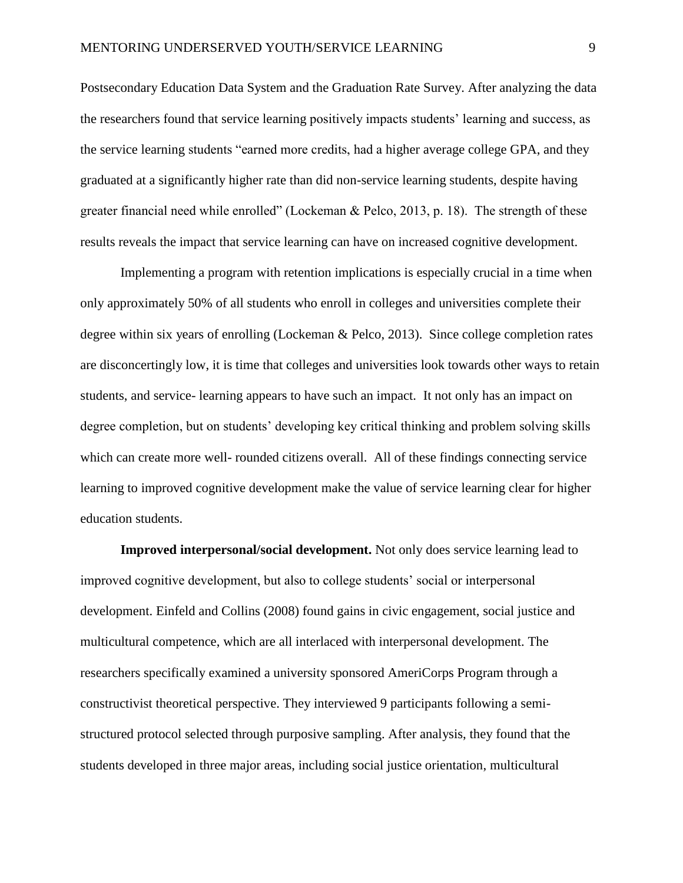Postsecondary Education Data System and the Graduation Rate Survey. After analyzing the data the researchers found that service learning positively impacts students' learning and success, as the service learning students "earned more credits, had a higher average college GPA, and they graduated at a significantly higher rate than did non-service learning students, despite having greater financial need while enrolled" (Lockeman & Pelco, 2013, p. 18). The strength of these results reveals the impact that service learning can have on increased cognitive development.

Implementing a program with retention implications is especially crucial in a time when only approximately 50% of all students who enroll in colleges and universities complete their degree within six years of enrolling (Lockeman & Pelco, 2013). Since college completion rates are disconcertingly low, it is time that colleges and universities look towards other ways to retain students, and service- learning appears to have such an impact. It not only has an impact on degree completion, but on students' developing key critical thinking and problem solving skills which can create more well- rounded citizens overall. All of these findings connecting service learning to improved cognitive development make the value of service learning clear for higher education students.

**Improved interpersonal/social development.** Not only does service learning lead to improved cognitive development, but also to college students' social or interpersonal development. Einfeld and Collins (2008) found gains in civic engagement, social justice and multicultural competence, which are all interlaced with interpersonal development. The researchers specifically examined a university sponsored AmeriCorps Program through a constructivist theoretical perspective. They interviewed 9 participants following a semi-structured protocol selected through purposive sampling. After analysis, they found that the students developed in three major areas, including social justice orientation, multicultural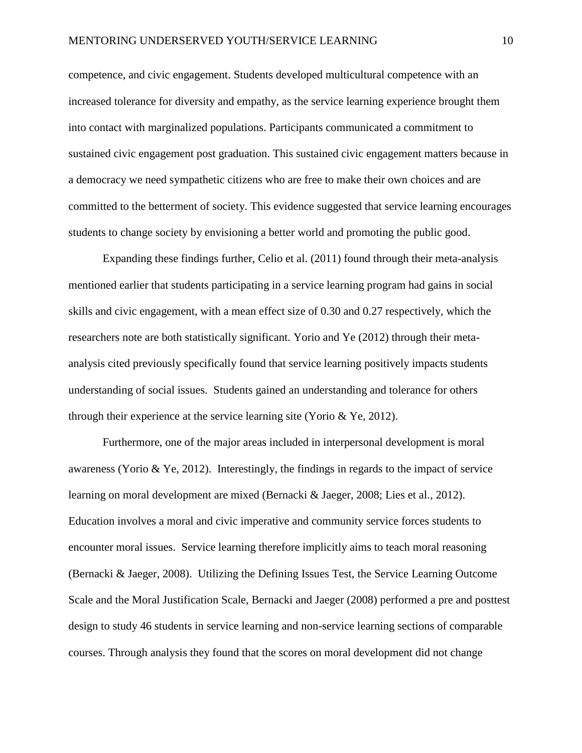competence, and civic engagement. Students developed multicultural competence with an increased tolerance for diversity and empathy, as the service learning experience brought them into contact with marginalized populations. Participants communicated a commitment to sustained civic engagement post graduation. This sustained civic engagement matters because in a democracy we need sympathetic citizens who are free to make their own choices and are committed to the betterment of society. This evidence suggested that service learning encourages students to change society by envisioning a better world and promoting the public good.

Expanding these findings further, Celio et al. (2011) found through their meta-analysis mentioned earlier that students participating in a service learning program had gains in social skills and civic engagement, with a mean effect size of 0.30 and 0.27 respectively, which the researchers note are both statistically significant. Yorio and Ye (2012) through their meta-analysis cited previously specifically found that service learning positively impacts students understanding of social issues. Students gained an understanding and tolerance for others through their experience at the service learning site (Yorio & Ye, 2012).

Furthermore, one of the major areas included in interpersonal development is moral awareness (Yorio & Ye, 2012). Interestingly, the findings in regards to the impact of service learning on moral development are mixed (Bernacki & Jaeger, 2008; Lies et al., 2012). Education involves a moral and civic imperative and community service forces students to encounter moral issues. Service learning therefore implicitly aims to teach moral reasoning (Bernacki & Jaeger, 2008). Utilizing the Defining Issues Test, the Service Learning Outcome Scale and the Moral Justification Scale, Bernacki and Jaeger (2008) performed a pre and posttest design to study 46 students in service learning and non-service learning sections of comparable courses. Through analysis they found that the scores on moral development did not change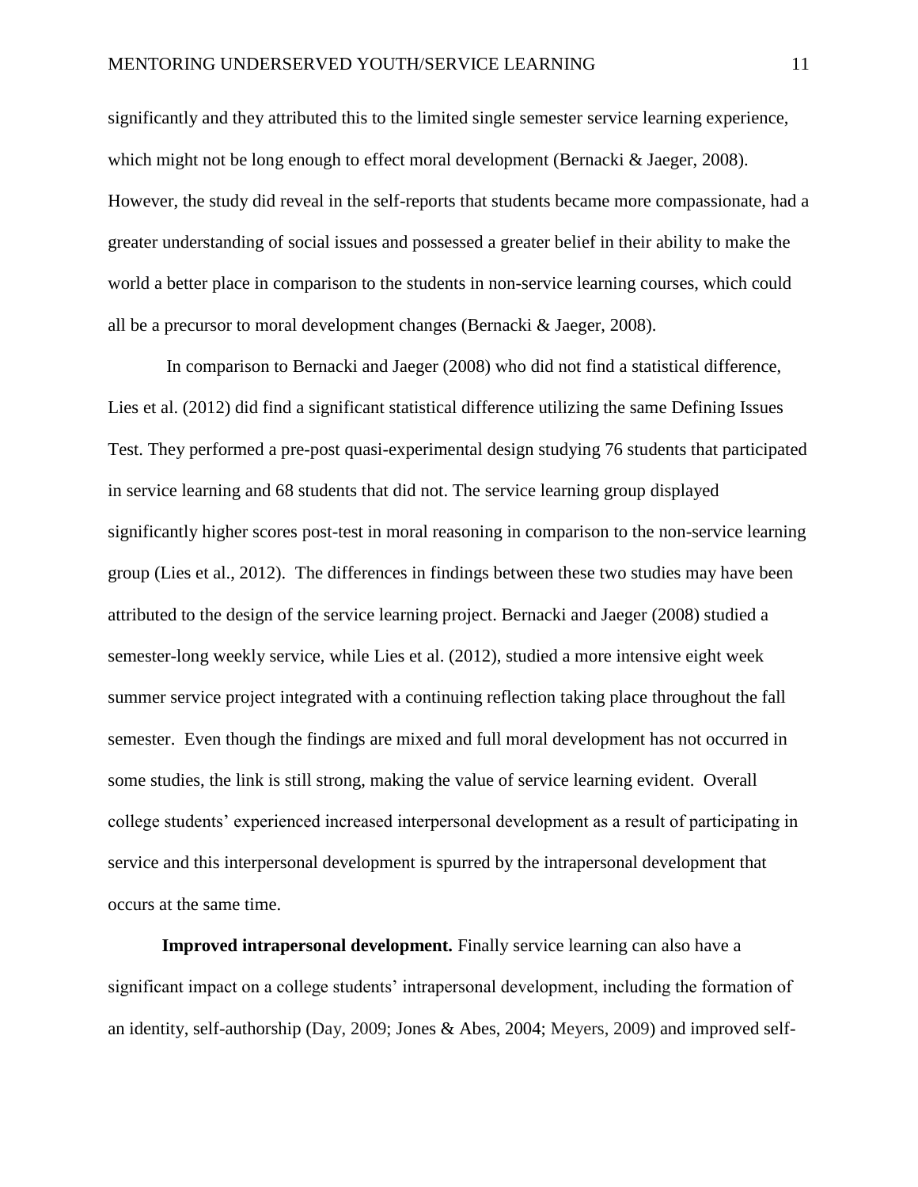significantly and they attributed this to the limited single semester service learning experience, which might not be long enough to effect moral development (Bernacki & Jaeger, 2008). However, the study did reveal in the self-reports that students became more compassionate, had a greater understanding of social issues and possessed a greater belief in their ability to make the world a better place in comparison to the students in non-service learning courses, which could all be a precursor to moral development changes (Bernacki & Jaeger, 2008).

In comparison to Bernacki and Jaeger (2008) who did not find a statistical difference, Lies et al. (2012) did find a significant statistical difference utilizing the same Defining Issues Test. They performed a pre-post quasi-experimental design studying 76 students that participated in service learning and 68 students that did not. The service learning group displayed significantly higher scores post-test in moral reasoning in comparison to the non-service learning group (Lies et al., 2012). The differences in findings between these two studies may have been attributed to the design of the service learning project. Bernacki and Jaeger (2008) studied a semester-long weekly service, while Lies et al. (2012), studied a more intensive eight week summer service project integrated with a continuing reflection taking place throughout the fall semester. Even though the findings are mixed and full moral development has not occurred in some studies, the link is still strong, making the value of service learning evident. Overall college students' experienced increased interpersonal development as a result of participating in service and this interpersonal development is spurred by the intrapersonal development that occurs at the same time.

**Improved intrapersonal development.** Finally service learning can also have a significant impact on a college students' intrapersonal development, including the formation of an identity, self-authorship (Day, 2009; Jones & Abes, 2004; Meyers, 2009) and improved self-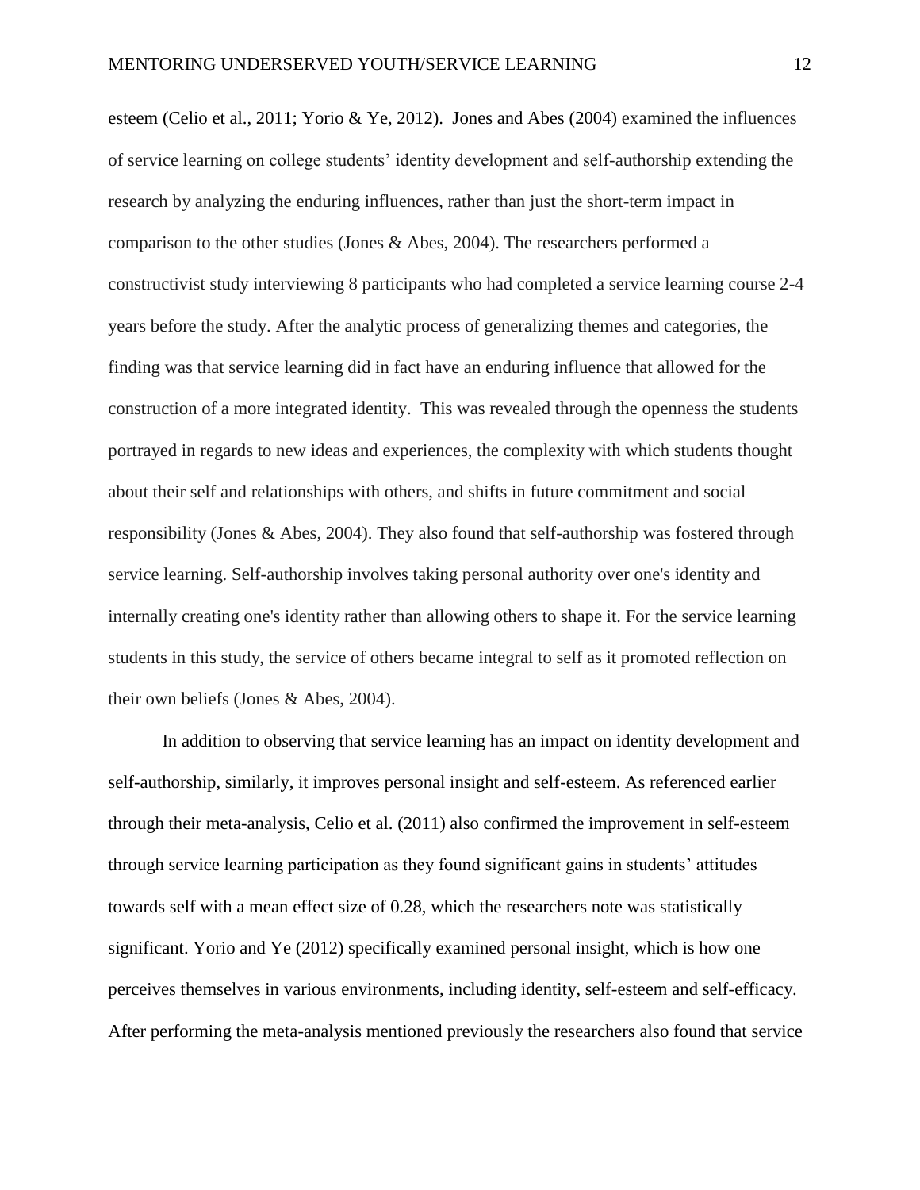esteem (Celio et al., 2011; Yorio & Ye, 2012). Jones and Abes (2004) examined the influences of service learning on college students' identity development and self-authorship extending the research by analyzing the enduring influences, rather than just the short-term impact in comparison to the other studies (Jones & Abes, 2004). The researchers performed a constructivist study interviewing 8 participants who had completed a service learning course 2-4 years before the study. After the analytic process of generalizing themes and categories, the finding was that service learning did in fact have an enduring influence that allowed for the construction of a more integrated identity. This was revealed through the openness the students portrayed in regards to new ideas and experiences, the complexity with which students thought about their self and relationships with others, and shifts in future commitment and social responsibility (Jones & Abes, 2004). They also found that self-authorship was fostered through service learning. Self-authorship involves taking personal authority over one's identity and internally creating one's identity rather than allowing others to shape it. For the service learning students in this study, the service of others became integral to self as it promoted reflection on their own beliefs (Jones & Abes, 2004).

In addition to observing that service learning has an impact on identity development and self-authorship, similarly, it improves personal insight and self-esteem. As referenced earlier through their meta-analysis, Celio et al. (2011) also confirmed the improvement in self-esteem through service learning participation as they found significant gains in students' attitudes towards self with a mean effect size of 0.28, which the researchers note was statistically significant. Yorio and Ye (2012) specifically examined personal insight, which is how one perceives themselves in various environments, including identity, self-esteem and self-efficacy. After performing the meta-analysis mentioned previously the researchers also found that service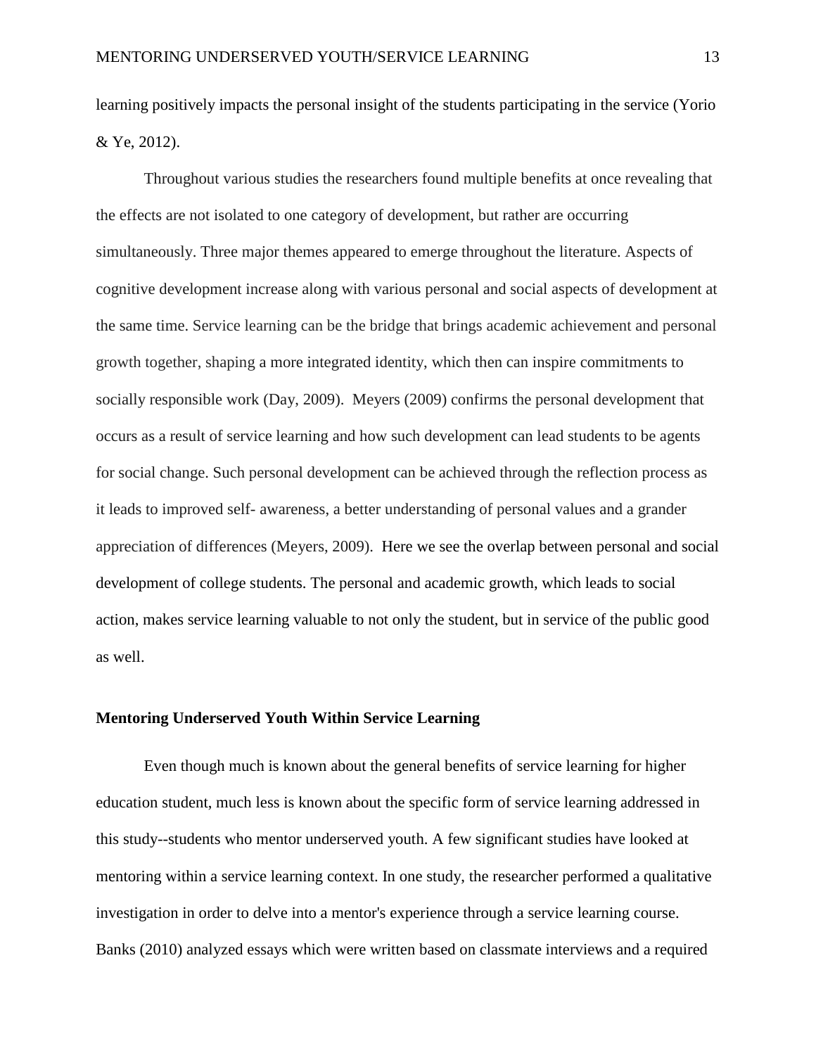learning positively impacts the personal insight of the students participating in the service (Yorio & Ye, 2012).

Throughout various studies the researchers found multiple benefits at once revealing that the effects are not isolated to one category of development, but rather are occurring simultaneously. Three major themes appeared to emerge throughout the literature. Aspects of cognitive development increase along with various personal and social aspects of development at the same time. Service learning can be the bridge that brings academic achievement and personal growth together, shaping a more integrated identity, which then can inspire commitments to socially responsible work (Day, 2009). Meyers (2009) confirms the personal development that occurs as a result of service learning and how such development can lead students to be agents for social change. Such personal development can be achieved through the reflection process as it leads to improved self- awareness, a better understanding of personal values and a grander appreciation of differences (Meyers, 2009). Here we see the overlap between personal and social development of college students. The personal and academic growth, which leads to social action, makes service learning valuable to not only the student, but in service of the public good as well.

**Mentoring Underserved Youth Within Service Learning**

Even though much is known about the general benefits of service learning for higher education student, much less is known about the specific form of service learning addressed in this study--students who mentor underserved youth. A few significant studies have looked at mentoring within a service learning context. In one study, the researcher performed a qualitative investigation in order to delve into a mentor's experience through a service learning course. Banks (2010) analyzed essays which were written based on classmate interviews and a required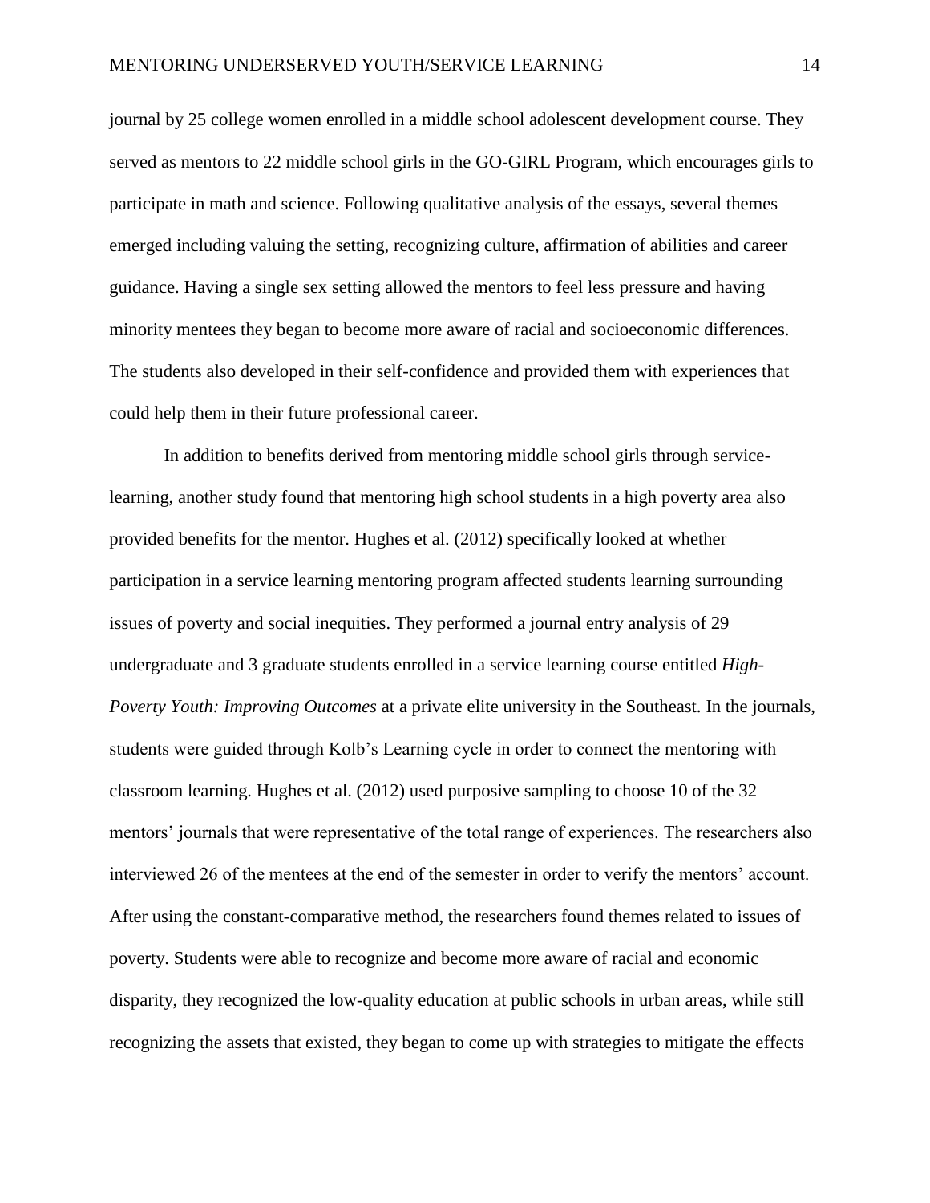journal by 25 college women enrolled in a middle school adolescent development course. They served as mentors to 22 middle school girls in the GO-GIRL Program, which encourages girls to participate in math and science. Following qualitative analysis of the essays, several themes emerged including valuing the setting, recognizing culture, affirmation of abilities and career guidance. Having a single sex setting allowed the mentors to feel less pressure and having minority mentees they began to become more aware of racial and socioeconomic differences. The students also developed in their self-confidence and provided them with experiences that could help them in their future professional career.

In addition to benefits derived from mentoring middle school girls through service-learning, another study found that mentoring high school students in a high poverty area also provided benefits for the mentor. Hughes et al. (2012) specifically looked at whether participation in a service learning mentoring program affected students learning surrounding issues of poverty and social inequities. They performed a journal entry analysis of 29 undergraduate and 3 graduate students enrolled in a service learning course entitled *High-Poverty Youth: Improving Outcomes* at a private elite university in the Southeast. In the journals, students were guided through Kolb's Learning cycle in order to connect the mentoring with classroom learning. Hughes et al. (2012) used purposive sampling to choose 10 of the 32 mentors' journals that were representative of the total range of experiences. The researchers also interviewed 26 of the mentees at the end of the semester in order to verify the mentors' account. After using the constant-comparative method, the researchers found themes related to issues of poverty. Students were able to recognize and become more aware of racial and economic disparity, they recognized the low-quality education at public schools in urban areas, while still recognizing the assets that existed, they began to come up with strategies to mitigate the effects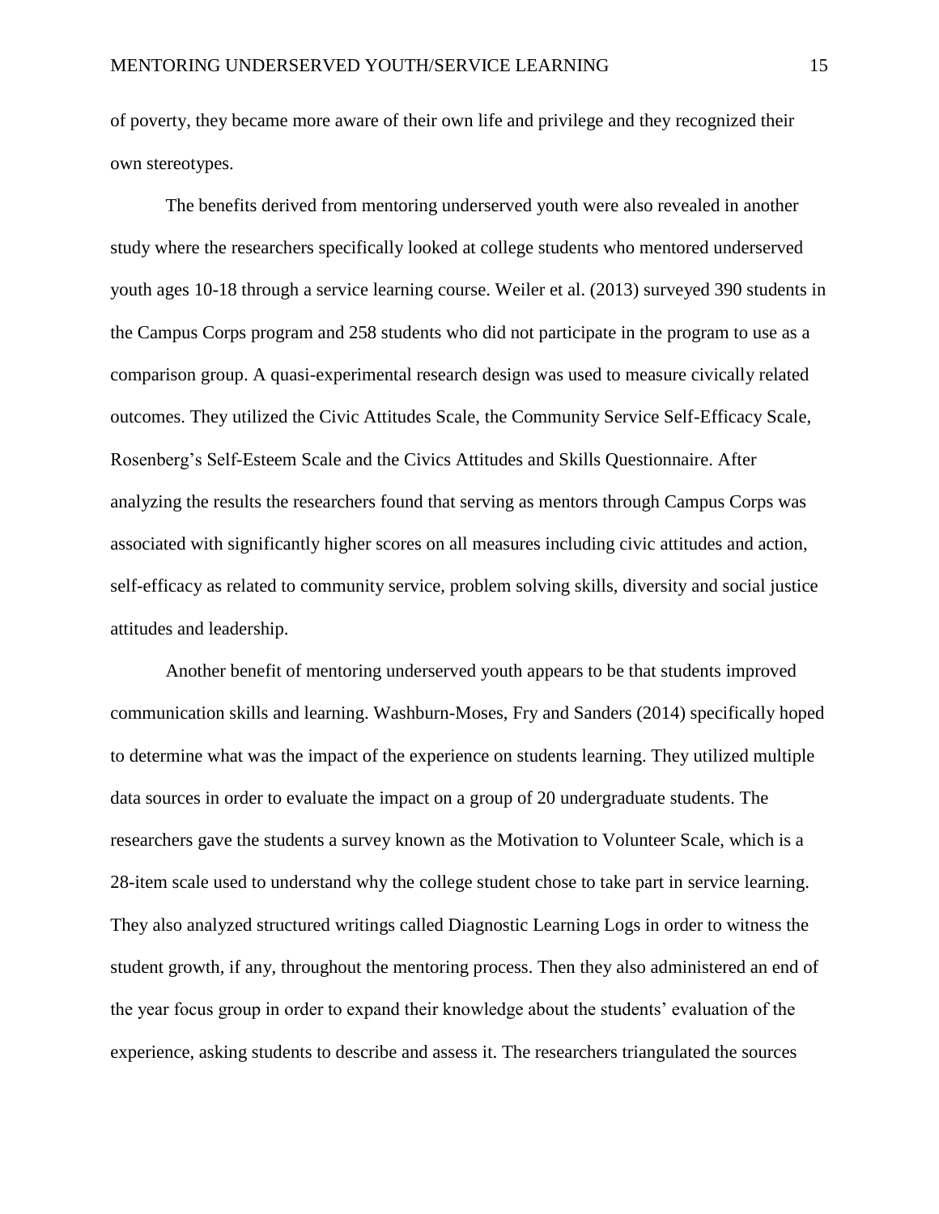of poverty, they became more aware of their own life and privilege and they recognized their own stereotypes.

The benefits derived from mentoring underserved youth were also revealed in another study where the researchers specifically looked at college students who mentored underserved youth ages 10-18 through a service learning course. Weiler et al. (2013) surveyed 390 students in the Campus Corps program and 258 students who did not participate in the program to use as a comparison group. A quasi-experimental research design was used to measure civically related outcomes. They utilized the Civic Attitudes Scale, the Community Service Self-Efficacy Scale, Rosenberg's Self-Esteem Scale and the Civics Attitudes and Skills Questionnaire. After analyzing the results the researchers found that serving as mentors through Campus Corps was associated with significantly higher scores on all measures including civic attitudes and action, self-efficacy as related to community service, problem solving skills, diversity and social justice attitudes and leadership.

Another benefit of mentoring underserved youth appears to be that students improved communication skills and learning. Washburn-Moses, Fry and Sanders (2014) specifically hoped to determine what was the impact of the experience on students learning. They utilized multiple data sources in order to evaluate the impact on a group of 20 undergraduate students. The researchers gave the students a survey known as the Motivation to Volunteer Scale, which is a 28-item scale used to understand why the college student chose to take part in service learning. They also analyzed structured writings called Diagnostic Learning Logs in order to witness the student growth, if any, throughout the mentoring process. Then they also administered an end of the year focus group in order to expand their knowledge about the students' evaluation of the experience, asking students to describe and assess it. The researchers triangulated the sources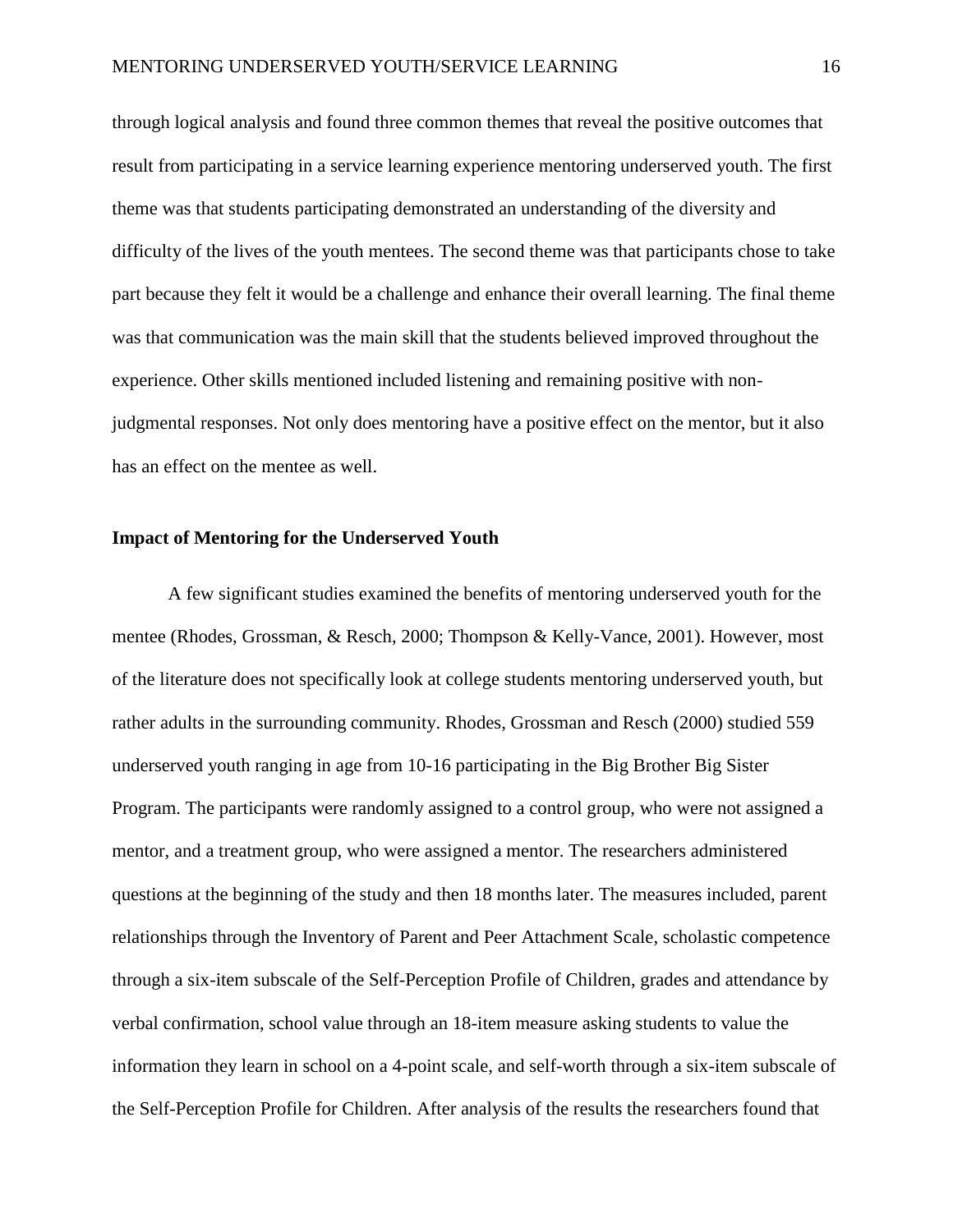through logical analysis and found three common themes that reveal the positive outcomes that result from participating in a service learning experience mentoring underserved youth. The first theme was that students participating demonstrated an understanding of the diversity and difficulty of the lives of the youth mentees. The second theme was that participants chose to take part because they felt it would be a challenge and enhance their overall learning. The final theme was that communication was the main skill that the students believed improved throughout the experience. Other skills mentioned included listening and remaining positive with non-judgmental responses. Not only does mentoring have a positive effect on the mentor, but it also has an effect on the mentee as well.

**Impact of Mentoring for the Underserved Youth**

A few significant studies examined the benefits of mentoring underserved youth for the mentee (Rhodes, Grossman, & Resch, 2000; Thompson & Kelly-Vance, 2001). However, most of the literature does not specifically look at college students mentoring underserved youth, but rather adults in the surrounding community. Rhodes, Grossman and Resch (2000) studied 559 underserved youth ranging in age from 10-16 participating in the Big Brother Big Sister Program. The participants were randomly assigned to a control group, who were not assigned a mentor, and a treatment group, who were assigned a mentor. The researchers administered questions at the beginning of the study and then 18 months later. The measures included, parent relationships through the Inventory of Parent and Peer Attachment Scale, scholastic competence through a six-item subscale of the Self-Perception Profile of Children, grades and attendance by verbal confirmation, school value through an 18-item measure asking students to value the information they learn in school on a 4-point scale, and self-worth through a six-item subscale of the Self-Perception Profile for Children. After analysis of the results the researchers found that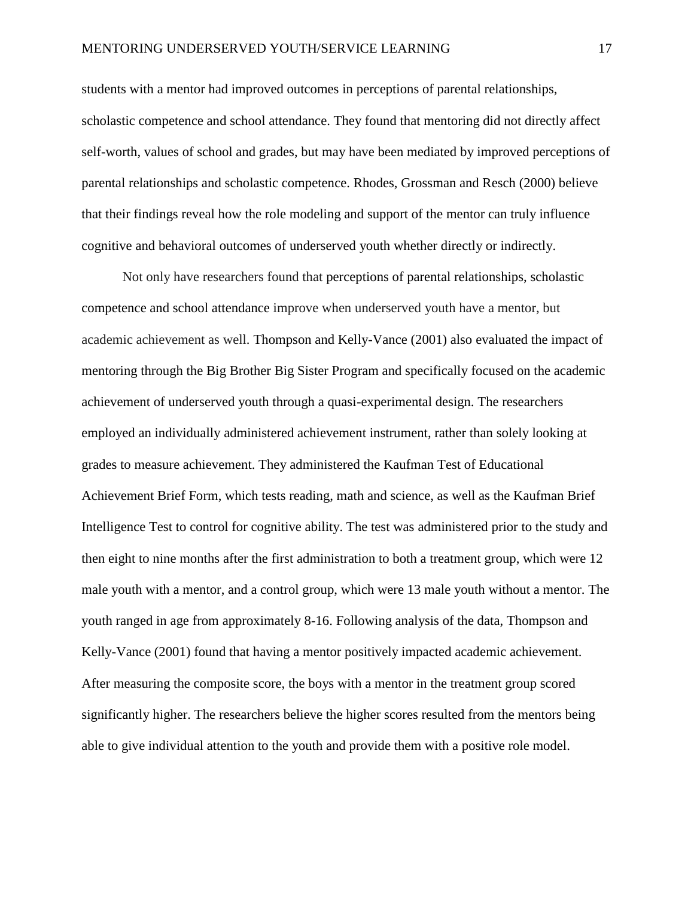students with a mentor had improved outcomes in perceptions of parental relationships, scholastic competence and school attendance. They found that mentoring did not directly affect self-worth, values of school and grades, but may have been mediated by improved perceptions of parental relationships and scholastic competence. Rhodes, Grossman and Resch (2000) believe that their findings reveal how the role modeling and support of the mentor can truly influence cognitive and behavioral outcomes of underserved youth whether directly or indirectly.

Not only have researchers found that perceptions of parental relationships, scholastic competence and school attendance improve when underserved youth have a mentor, but academic achievement as well. Thompson and Kelly-Vance (2001) also evaluated the impact of mentoring through the Big Brother Big Sister Program and specifically focused on the academic achievement of underserved youth through a quasi-experimental design. The researchers employed an individually administered achievement instrument, rather than solely looking at grades to measure achievement. They administered the Kaufman Test of Educational Achievement Brief Form, which tests reading, math and science, as well as the Kaufman Brief Intelligence Test to control for cognitive ability. The test was administered prior to the study and then eight to nine months after the first administration to both a treatment group, which were 12 male youth with a mentor, and a control group, which were 13 male youth without a mentor. The youth ranged in age from approximately 8-16. Following analysis of the data, Thompson and Kelly-Vance (2001) found that having a mentor positively impacted academic achievement. After measuring the composite score, the boys with a mentor in the treatment group scored significantly higher. The researchers believe the higher scores resulted from the mentors being able to give individual attention to the youth and provide them with a positive role model.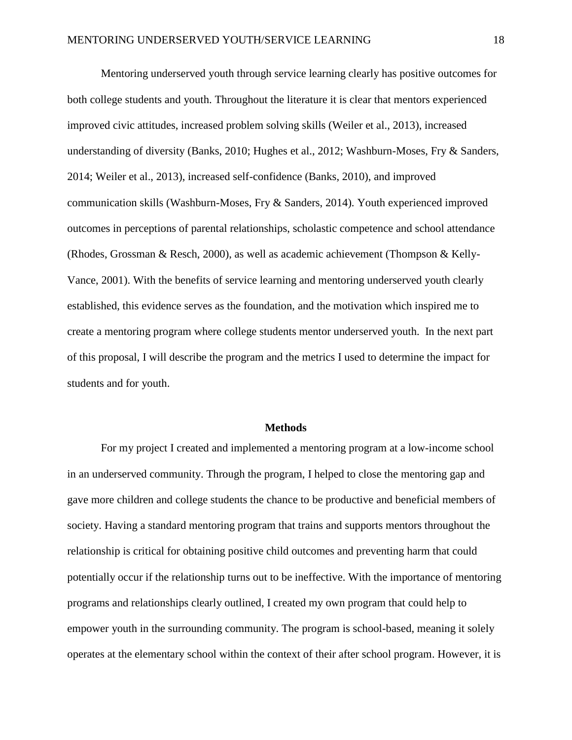Mentoring underserved youth through service learning clearly has positive outcomes for both college students and youth. Throughout the literature it is clear that mentors experienced improved civic attitudes, increased problem solving skills (Weiler et al., 2013), increased understanding of diversity (Banks, 2010; Hughes et al., 2012; Washburn-Moses, Fry & Sanders, 2014; Weiler et al., 2013), increased self-confidence (Banks, 2010), and improved communication skills (Washburn-Moses, Fry & Sanders, 2014). Youth experienced improved outcomes in perceptions of parental relationships, scholastic competence and school attendance (Rhodes, Grossman & Resch, 2000), as well as academic achievement (Thompson & Kelly-Vance, 2001). With the benefits of service learning and mentoring underserved youth clearly established, this evidence serves as the foundation, and the motivation which inspired me to create a mentoring program where college students mentor underserved youth. In the next part of this proposal, I will describe the program and the metrics I used to determine the impact for students and for youth.

## Methods

For my project I created and implemented a mentoring program at a low-income school in an underserved community. Through the program, I helped to close the mentoring gap and gave more children and college students the chance to be productive and beneficial members of society. Having a standard mentoring program that trains and supports mentors throughout the relationship is critical for obtaining positive child outcomes and preventing harm that could potentially occur if the relationship turns out to be ineffective. With the importance of mentoring programs and relationships clearly outlined, I created my own program that could help to empower youth in the surrounding community. The program is school-based, meaning it solely operates at the elementary school within the context of their after school program. However, it is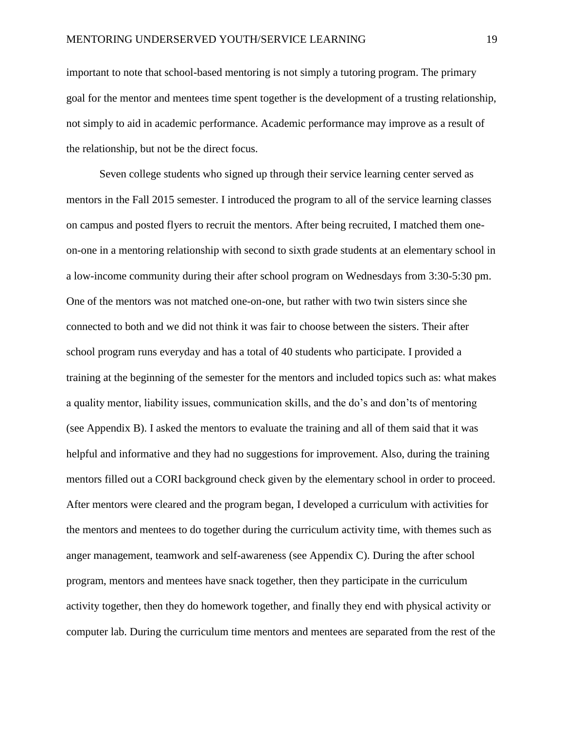important to note that school-based mentoring is not simply a tutoring program. The primary goal for the mentor and mentees time spent together is the development of a trusting relationship, not simply to aid in academic performance. Academic performance may improve as a result of the relationship, but not be the direct focus.

Seven college students who signed up through their service learning center served as mentors in the Fall 2015 semester. I introduced the program to all of the service learning classes on campus and posted flyers to recruit the mentors. After being recruited, I matched them one-on-one in a mentoring relationship with second to sixth grade students at an elementary school in a low-income community during their after school program on Wednesdays from 3:30-5:30 pm. One of the mentors was not matched one-on-one, but rather with two twin sisters since she connected to both and we did not think it was fair to choose between the sisters. Their after school program runs everyday and has a total of 40 students who participate. I provided a training at the beginning of the semester for the mentors and included topics such as: what makes a quality mentor, liability issues, communication skills, and the do's and don'ts of mentoring (see Appendix B). I asked the mentors to evaluate the training and all of them said that it was helpful and informative and they had no suggestions for improvement. Also, during the training mentors filled out a CORI background check given by the elementary school in order to proceed. After mentors were cleared and the program began, I developed a curriculum with activities for the mentors and mentees to do together during the curriculum activity time, with themes such as anger management, teamwork and self-awareness (see Appendix C). During the after school program, mentors and mentees have snack together, then they participate in the curriculum activity together, then they do homework together, and finally they end with physical activity or computer lab. During the curriculum time mentors and mentees are separated from the rest of the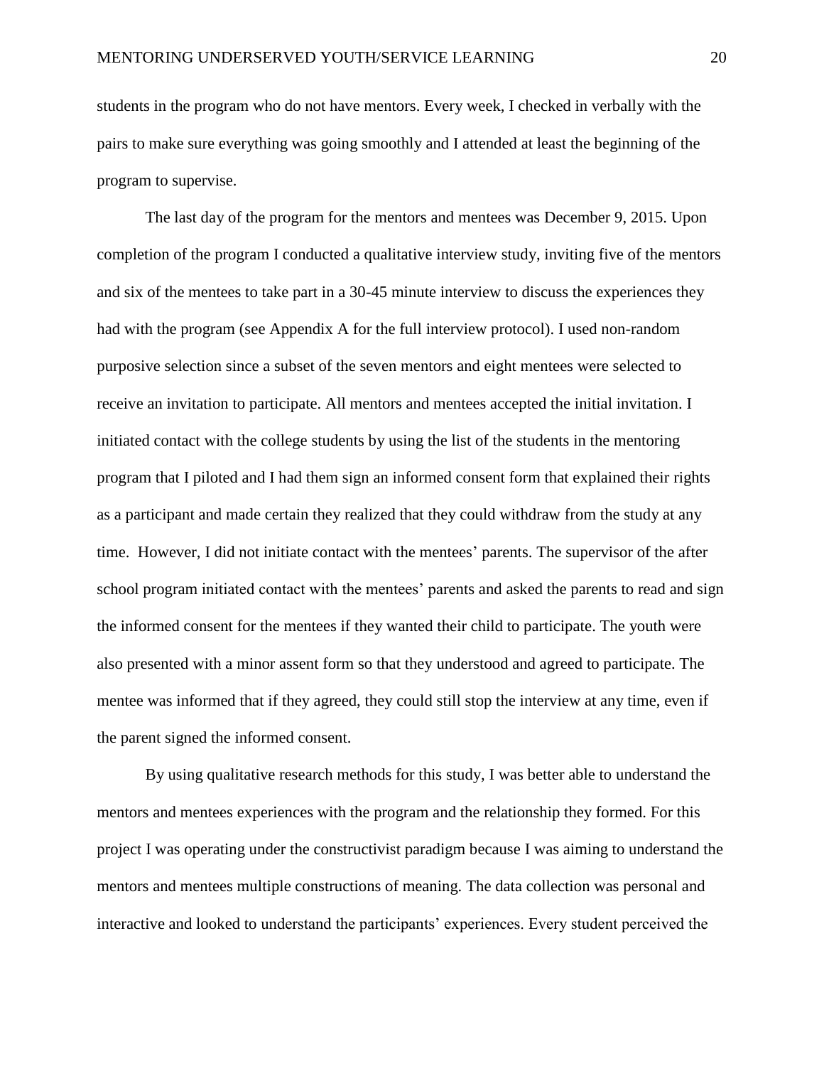students in the program who do not have mentors. Every week, I checked in verbally with the pairs to make sure everything was going smoothly and I attended at least the beginning of the program to supervise.

The last day of the program for the mentors and mentees was December 9, 2015. Upon completion of the program I conducted a qualitative interview study, inviting five of the mentors and six of the mentees to take part in a 30-45 minute interview to discuss the experiences they had with the program (see Appendix A for the full interview protocol). I used non-random purposive selection since a subset of the seven mentors and eight mentees were selected to receive an invitation to participate. All mentors and mentees accepted the initial invitation. I initiated contact with the college students by using the list of the students in the mentoring program that I piloted and I had them sign an informed consent form that explained their rights as a participant and made certain they realized that they could withdraw from the study at any time. However, I did not initiate contact with the mentees' parents. The supervisor of the after school program initiated contact with the mentees' parents and asked the parents to read and sign the informed consent for the mentees if they wanted their child to participate. The youth were also presented with a minor assent form so that they understood and agreed to participate. The mentee was informed that if they agreed, they could still stop the interview at any time, even if the parent signed the informed consent.

By using qualitative research methods for this study, I was better able to understand the mentors and mentees experiences with the program and the relationship they formed. For this project I was operating under the constructivist paradigm because I was aiming to understand the mentors and mentees multiple constructions of meaning. The data collection was personal and interactive and looked to understand the participants' experiences. Every student perceived the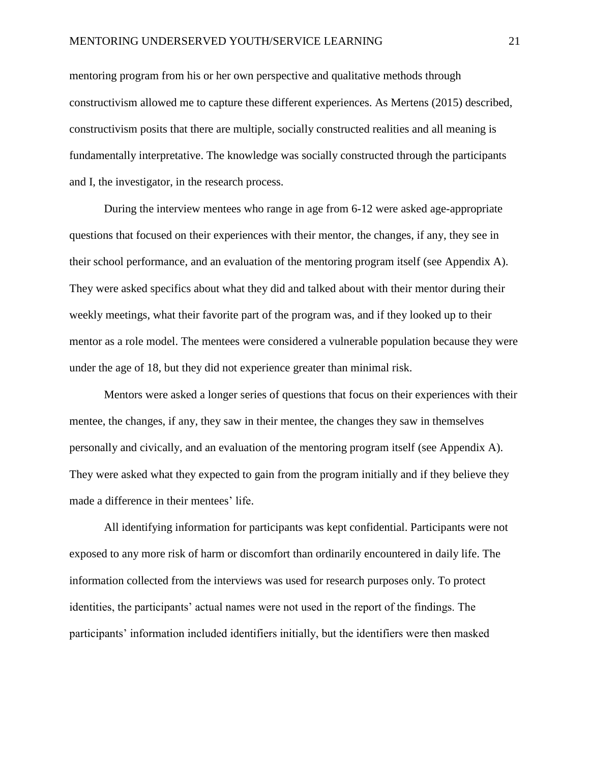mentoring program from his or her own perspective and qualitative methods through constructivism allowed me to capture these different experiences. As Mertens (2015) described, constructivism posits that there are multiple, socially constructed realities and all meaning is fundamentally interpretative. The knowledge was socially constructed through the participants and I, the investigator, in the research process.

During the interview mentees who range in age from 6-12 were asked age-appropriate questions that focused on their experiences with their mentor, the changes, if any, they see in their school performance, and an evaluation of the mentoring program itself (see Appendix A). They were asked specifics about what they did and talked about with their mentor during their weekly meetings, what their favorite part of the program was, and if they looked up to their mentor as a role model. The mentees were considered a vulnerable population because they were under the age of 18, but they did not experience greater than minimal risk.

Mentors were asked a longer series of questions that focus on their experiences with their mentee, the changes, if any, they saw in their mentee, the changes they saw in themselves personally and civically, and an evaluation of the mentoring program itself (see Appendix A). They were asked what they expected to gain from the program initially and if they believe they made a difference in their mentees' life.

All identifying information for participants was kept confidential. Participants were not exposed to any more risk of harm or discomfort than ordinarily encountered in daily life. The information collected from the interviews was used for research purposes only. To protect identities, the participants' actual names were not used in the report of the findings. The participants' information included identifiers initially, but the identifiers were then masked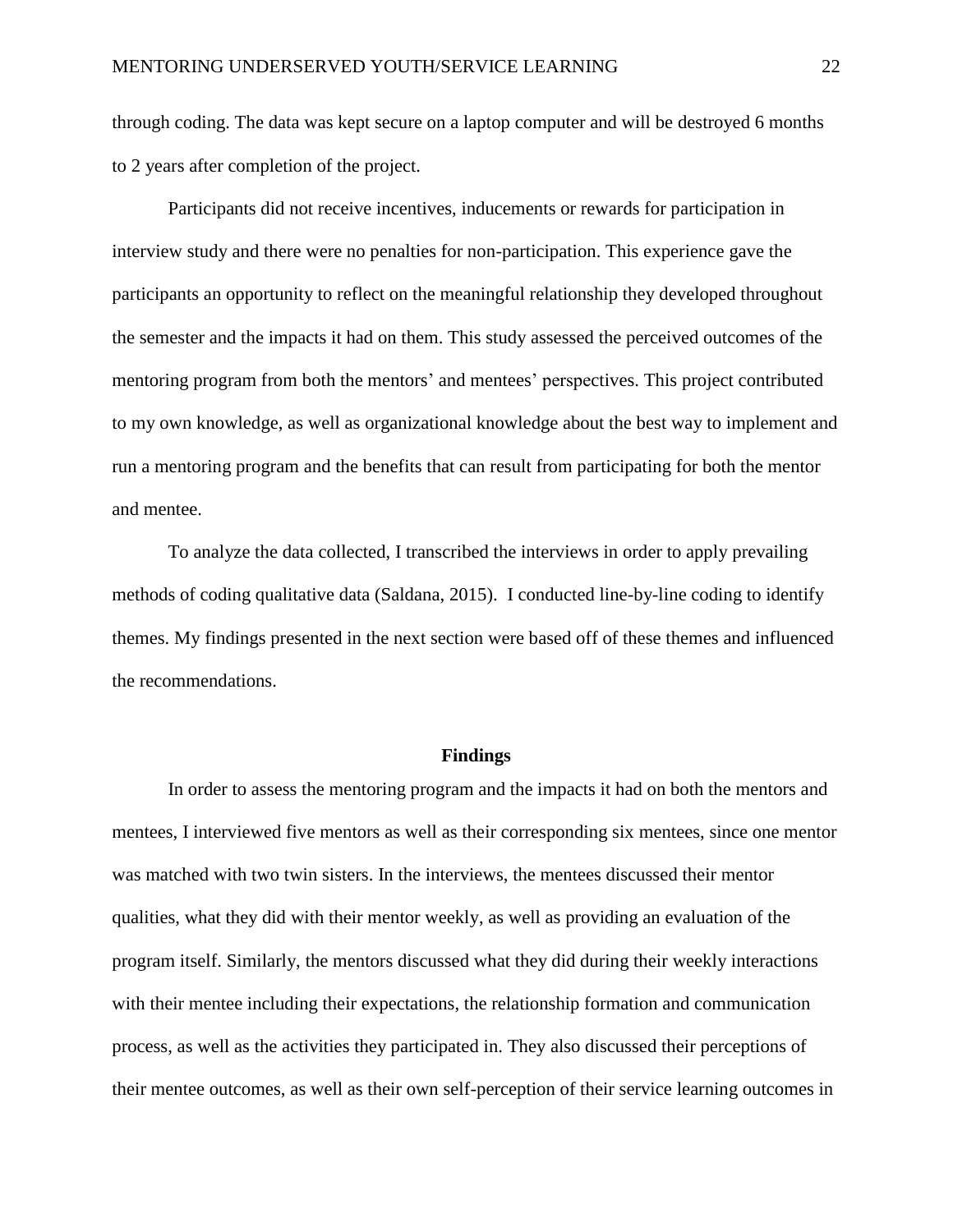through coding. The data was kept secure on a laptop computer and will be destroyed 6 months to 2 years after completion of the project.

Participants did not receive incentives, inducements or rewards for participation in interview study and there were no penalties for non-participation. This experience gave the participants an opportunity to reflect on the meaningful relationship they developed throughout the semester and the impacts it had on them. This study assessed the perceived outcomes of the mentoring program from both the mentors' and mentees' perspectives. This project contributed to my own knowledge, as well as organizational knowledge about the best way to implement and run a mentoring program and the benefits that can result from participating for both the mentor and mentee.

To analyze the data collected, I transcribed the interviews in order to apply prevailing methods of coding qualitative data (Saldana, 2015). I conducted line-by-line coding to identify themes. My findings presented in the next section were based off of these themes and influenced the recommendations.

## Findings

In order to assess the mentoring program and the impacts it had on both the mentors and mentees, I interviewed five mentors as well as their corresponding six mentees, since one mentor was matched with two twin sisters. In the interviews, the mentees discussed their mentor qualities, what they did with their mentor weekly, as well as providing an evaluation of the program itself. Similarly, the mentors discussed what they did during their weekly interactions with their mentee including their expectations, the relationship formation and communication process, as well as the activities they participated in. They also discussed their perceptions of their mentee outcomes, as well as their own self-perception of their service learning outcomes in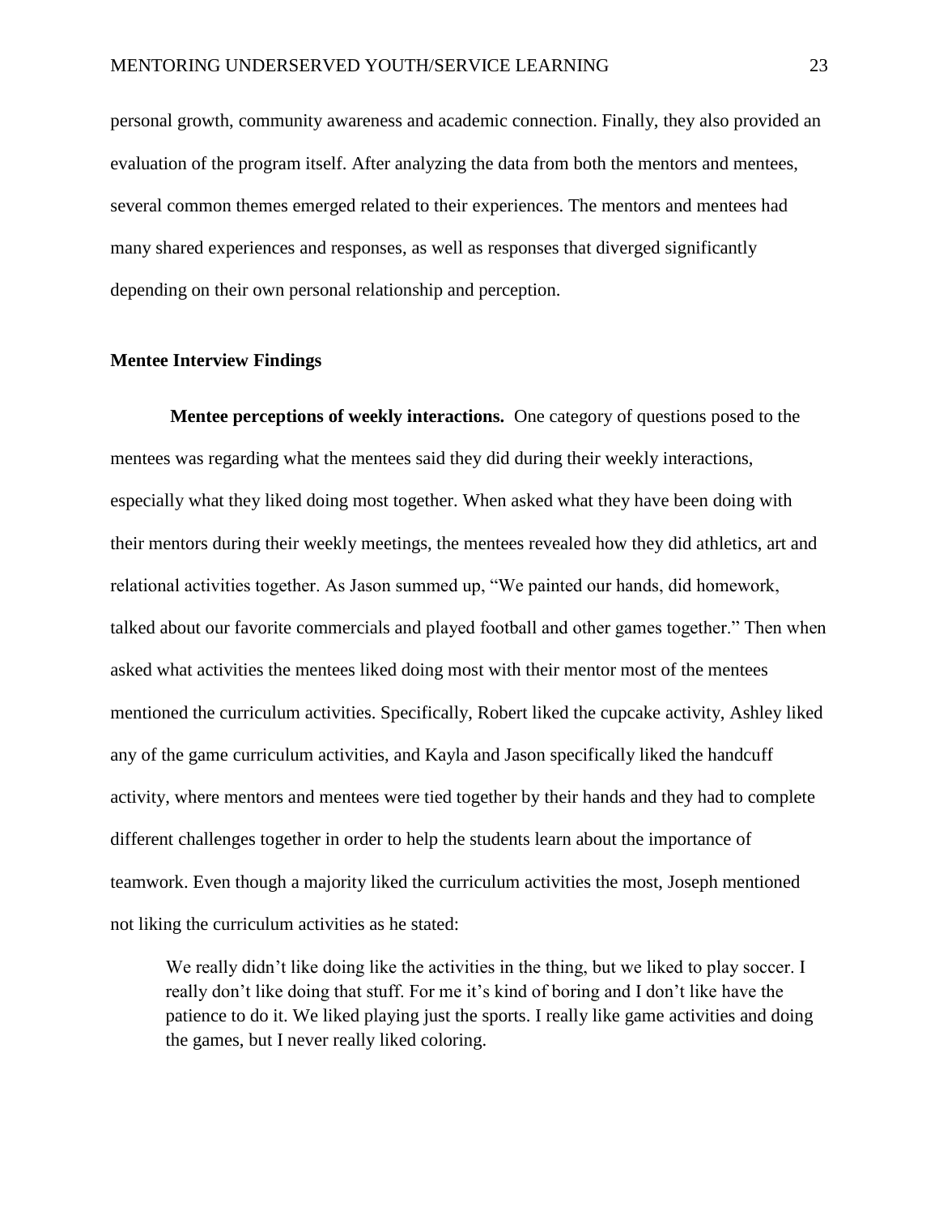personal growth, community awareness and academic connection. Finally, they also provided an evaluation of the program itself. After analyzing the data from both the mentors and mentees, several common themes emerged related to their experiences. The mentors and mentees had many shared experiences and responses, as well as responses that diverged significantly depending on their own personal relationship and perception.

## Mentee Interview Findings

**Mentee perceptions of weekly interactions.** One category of questions posed to the mentees was regarding what the mentees said they did during their weekly interactions, especially what they liked doing most together. When asked what they have been doing with their mentors during their weekly meetings, the mentees revealed how they did athletics, art and relational activities together. As Jason summed up, "We painted our hands, did homework, talked about our favorite commercials and played football and other games together." Then when asked what activities the mentees liked doing most with their mentor most of the mentees mentioned the curriculum activities. Specifically, Robert liked the cupcake activity, Ashley liked any of the game curriculum activities, and Kayla and Jason specifically liked the handcuff activity, where mentors and mentees were tied together by their hands and they had to complete different challenges together in order to help the students learn about the importance of teamwork. Even though a majority liked the curriculum activities the most, Joseph mentioned not liking the curriculum activities as he stated:

> We really didn't like doing like the activities in the thing, but we liked to play soccer. I really don't like doing that stuff. For me it's kind of boring and I don't like have the patience to do it. We liked playing just the sports. I really like game activities and doing the games, but I never really liked coloring.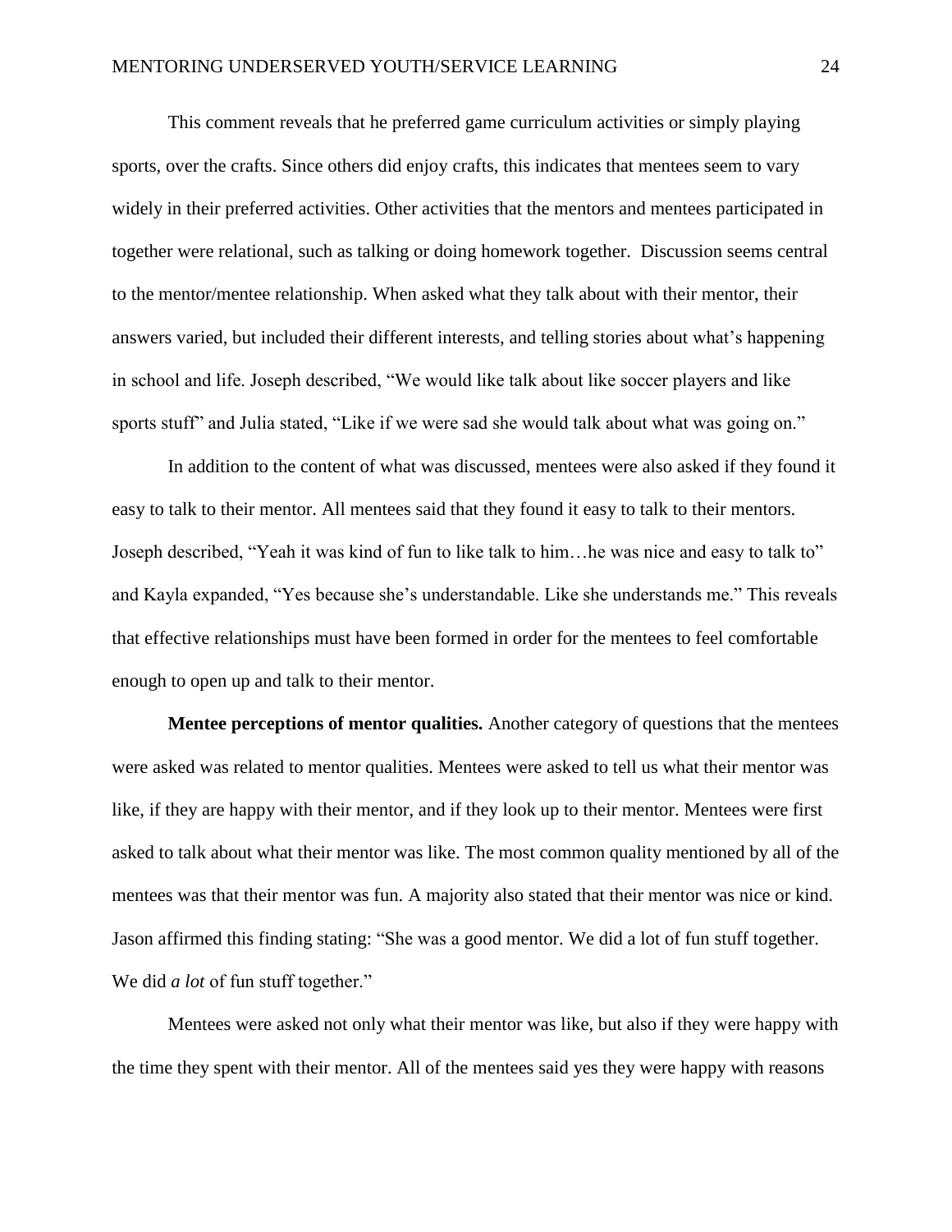This comment reveals that he preferred game curriculum activities or simply playing sports, over the crafts. Since others did enjoy crafts, this indicates that mentees seem to vary widely in their preferred activities. Other activities that the mentors and mentees participated in together were relational, such as talking or doing homework together. Discussion seems central to the mentor/mentee relationship. When asked what they talk about with their mentor, their answers varied, but included their different interests, and telling stories about what's happening in school and life. Joseph described, "We would like talk about like soccer players and like sports stuff" and Julia stated, "Like if we were sad she would talk about what was going on."

In addition to the content of what was discussed, mentees were also asked if they found it easy to talk to their mentor. All mentees said that they found it easy to talk to their mentors. Joseph described, "Yeah it was kind of fun to like talk to him…he was nice and easy to talk to" and Kayla expanded, "Yes because she's understandable. Like she understands me." This reveals that effective relationships must have been formed in order for the mentees to feel comfortable enough to open up and talk to their mentor.

**Mentee perceptions of mentor qualities.** Another category of questions that the mentees were asked was related to mentor qualities. Mentees were asked to tell us what their mentor was like, if they are happy with their mentor, and if they look up to their mentor. Mentees were first asked to talk about what their mentor was like. The most common quality mentioned by all of the mentees was that their mentor was fun. A majority also stated that their mentor was nice or kind. Jason affirmed this finding stating: "She was a good mentor. We did a lot of fun stuff together. We did *a lot* of fun stuff together."

Mentees were asked not only what their mentor was like, but also if they were happy with the time they spent with their mentor. All of the mentees said yes they were happy with reasons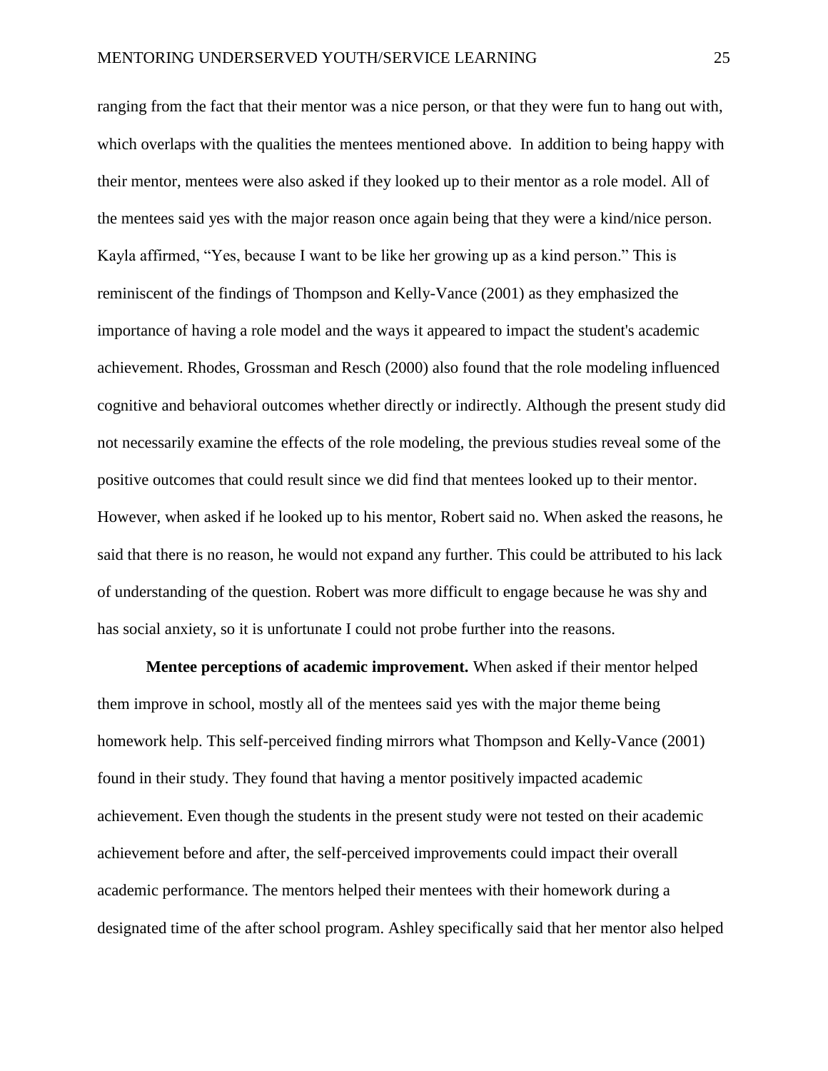ranging from the fact that their mentor was a nice person, or that they were fun to hang out with, which overlaps with the qualities the mentees mentioned above. In addition to being happy with their mentor, mentees were also asked if they looked up to their mentor as a role model. All of the mentees said yes with the major reason once again being that they were a kind/nice person. Kayla affirmed, "Yes, because I want to be like her growing up as a kind person." This is reminiscent of the findings of Thompson and Kelly-Vance (2001) as they emphasized the importance of having a role model and the ways it appeared to impact the student's academic achievement. Rhodes, Grossman and Resch (2000) also found that the role modeling influenced cognitive and behavioral outcomes whether directly or indirectly. Although the present study did not necessarily examine the effects of the role modeling, the previous studies reveal some of the positive outcomes that could result since we did find that mentees looked up to their mentor. However, when asked if he looked up to his mentor, Robert said no. When asked the reasons, he said that there is no reason, he would not expand any further. This could be attributed to his lack of understanding of the question. Robert was more difficult to engage because he was shy and has social anxiety, so it is unfortunate I could not probe further into the reasons.

**Mentee perceptions of academic improvement.** When asked if their mentor helped them improve in school, mostly all of the mentees said yes with the major theme being homework help. This self-perceived finding mirrors what Thompson and Kelly-Vance (2001) found in their study. They found that having a mentor positively impacted academic achievement. Even though the students in the present study were not tested on their academic achievement before and after, the self-perceived improvements could impact their overall academic performance. The mentors helped their mentees with their homework during a designated time of the after school program. Ashley specifically said that her mentor also helped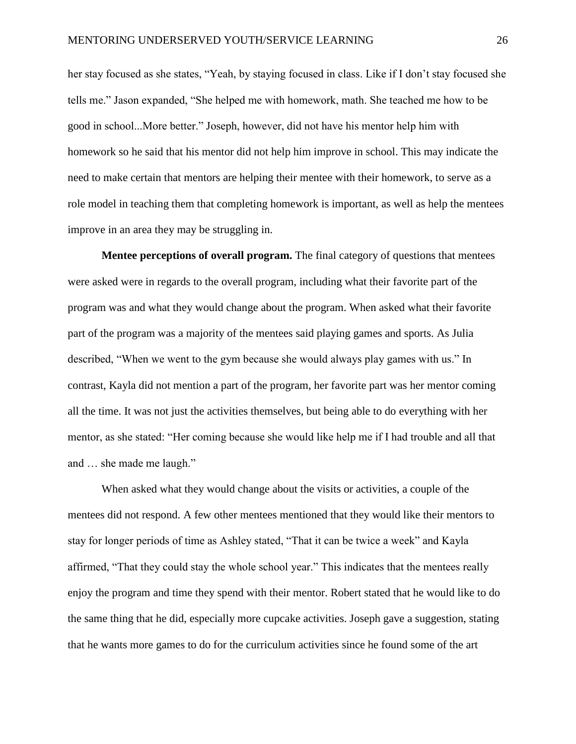her stay focused as she states, "Yeah, by staying focused in class. Like if I don't stay focused she tells me." Jason expanded, "She helped me with homework, math. She teached me how to be good in school...More better." Joseph, however, did not have his mentor help him with homework so he said that his mentor did not help him improve in school. This may indicate the need to make certain that mentors are helping their mentee with their homework, to serve as a role model in teaching them that completing homework is important, as well as help the mentees improve in an area they may be struggling in.

**Mentee perceptions of overall program.** The final category of questions that mentees were asked were in regards to the overall program, including what their favorite part of the program was and what they would change about the program. When asked what their favorite part of the program was a majority of the mentees said playing games and sports. As Julia described, "When we went to the gym because she would always play games with us." In contrast, Kayla did not mention a part of the program, her favorite part was her mentor coming all the time. It was not just the activities themselves, but being able to do everything with her mentor, as she stated: "Her coming because she would like help me if I had trouble and all that and … she made me laugh."

When asked what they would change about the visits or activities, a couple of the mentees did not respond. A few other mentees mentioned that they would like their mentors to stay for longer periods of time as Ashley stated, "That it can be twice a week" and Kayla affirmed, "That they could stay the whole school year." This indicates that the mentees really enjoy the program and time they spend with their mentor. Robert stated that he would like to do the same thing that he did, especially more cupcake activities. Joseph gave a suggestion, stating that he wants more games to do for the curriculum activities since he found some of the art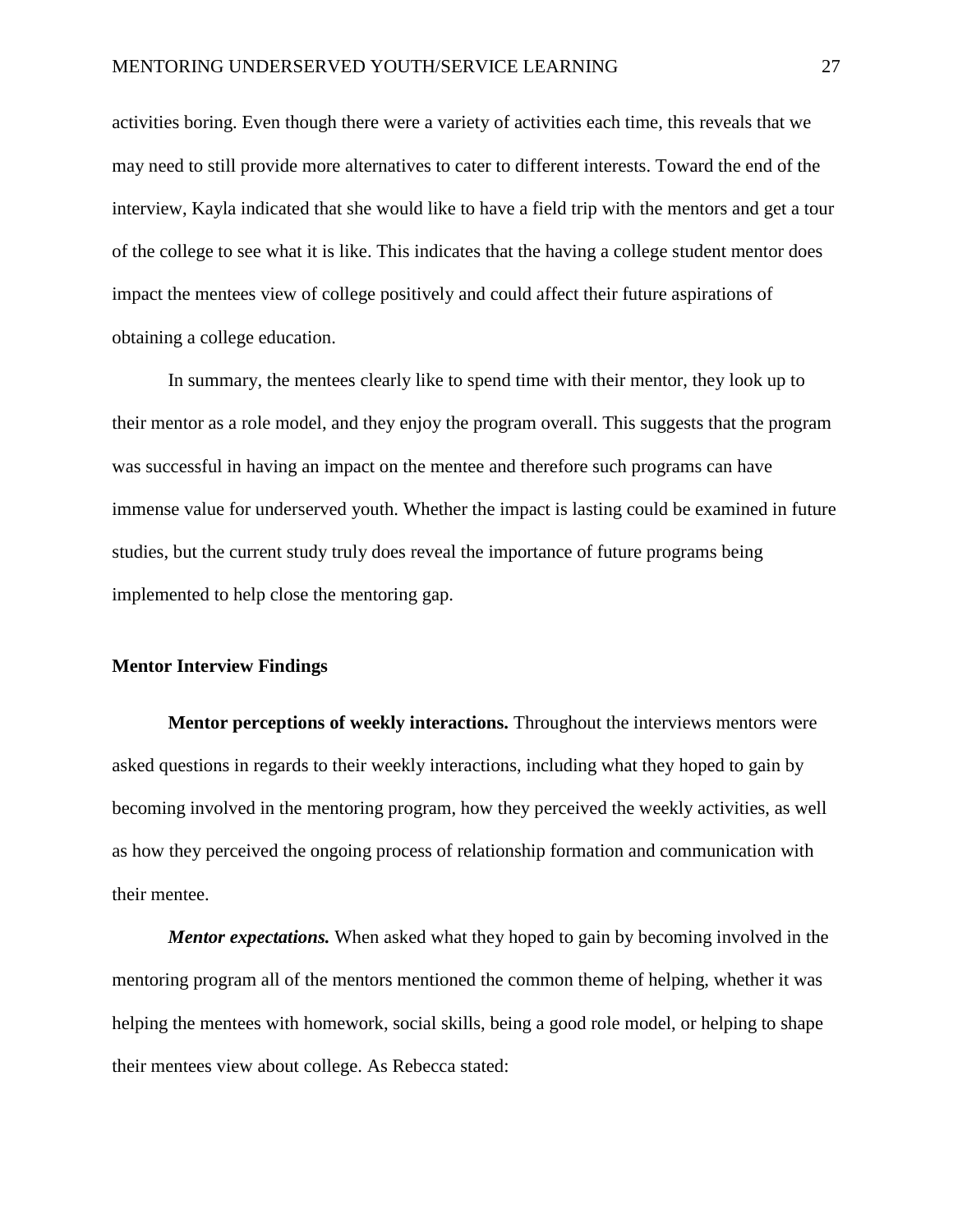activities boring. Even though there were a variety of activities each time, this reveals that we may need to still provide more alternatives to cater to different interests. Toward the end of the interview, Kayla indicated that she would like to have a field trip with the mentors and get a tour of the college to see what it is like. This indicates that the having a college student mentor does impact the mentees view of college positively and could affect their future aspirations of obtaining a college education.

In summary, the mentees clearly like to spend time with their mentor, they look up to their mentor as a role model, and they enjoy the program overall. This suggests that the program was successful in having an impact on the mentee and therefore such programs can have immense value for underserved youth. Whether the impact is lasting could be examined in future studies, but the current study truly does reveal the importance of future programs being implemented to help close the mentoring gap.

## Mentor Interview Findings

**Mentor perceptions of weekly interactions.** Throughout the interviews mentors were asked questions in regards to their weekly interactions, including what they hoped to gain by becoming involved in the mentoring program, how they perceived the weekly activities, as well as how they perceived the ongoing process of relationship formation and communication with their mentee.

***Mentor expectations.*** When asked what they hoped to gain by becoming involved in the mentoring program all of the mentors mentioned the common theme of helping, whether it was helping the mentees with homework, social skills, being a good role model, or helping to shape their mentees view about college. As Rebecca stated: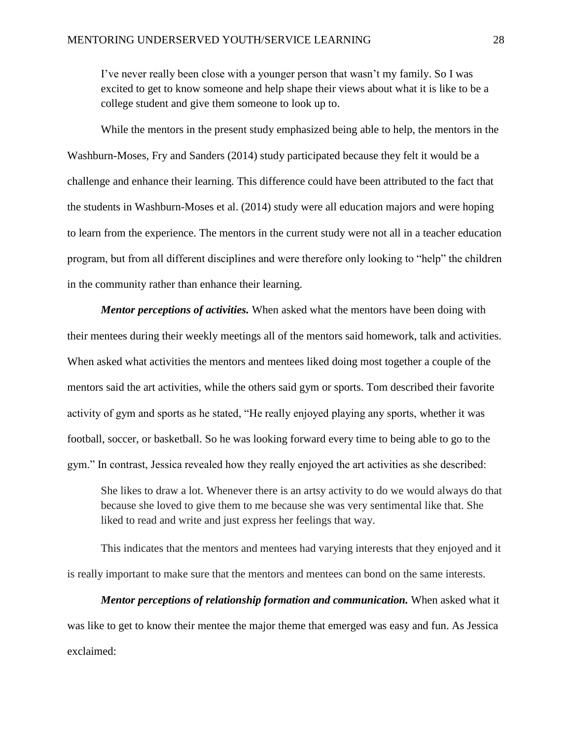> I've never really been close with a younger person that wasn't my family. So I was excited to get to know someone and help shape their views about what it is like to be a college student and give them someone to look up to.

While the mentors in the present study emphasized being able to help, the mentors in the Washburn-Moses, Fry and Sanders (2014) study participated because they felt it would be a challenge and enhance their learning. This difference could have been attributed to the fact that the students in Washburn-Moses et al. (2014) study were all education majors and were hoping to learn from the experience. The mentors in the current study were not all in a teacher education program, but from all different disciplines and were therefore only looking to "help" the children in the community rather than enhance their learning.

***Mentor perceptions of activities.*** When asked what the mentors have been doing with their mentees during their weekly meetings all of the mentors said homework, talk and activities. When asked what activities the mentors and mentees liked doing most together a couple of the mentors said the art activities, while the others said gym or sports. Tom described their favorite activity of gym and sports as he stated, "He really enjoyed playing any sports, whether it was football, soccer, or basketball. So he was looking forward every time to being able to go to the gym." In contrast, Jessica revealed how they really enjoyed the art activities as she described:

> She likes to draw a lot. Whenever there is an artsy activity to do we would always do that because she loved to give them to me because she was very sentimental like that. She liked to read and write and just express her feelings that way.

This indicates that the mentors and mentees had varying interests that they enjoyed and it is really important to make sure that the mentors and mentees can bond on the same interests.

***Mentor perceptions of relationship formation and communication.*** When asked what it was like to get to know their mentee the major theme that emerged was easy and fun. As Jessica exclaimed: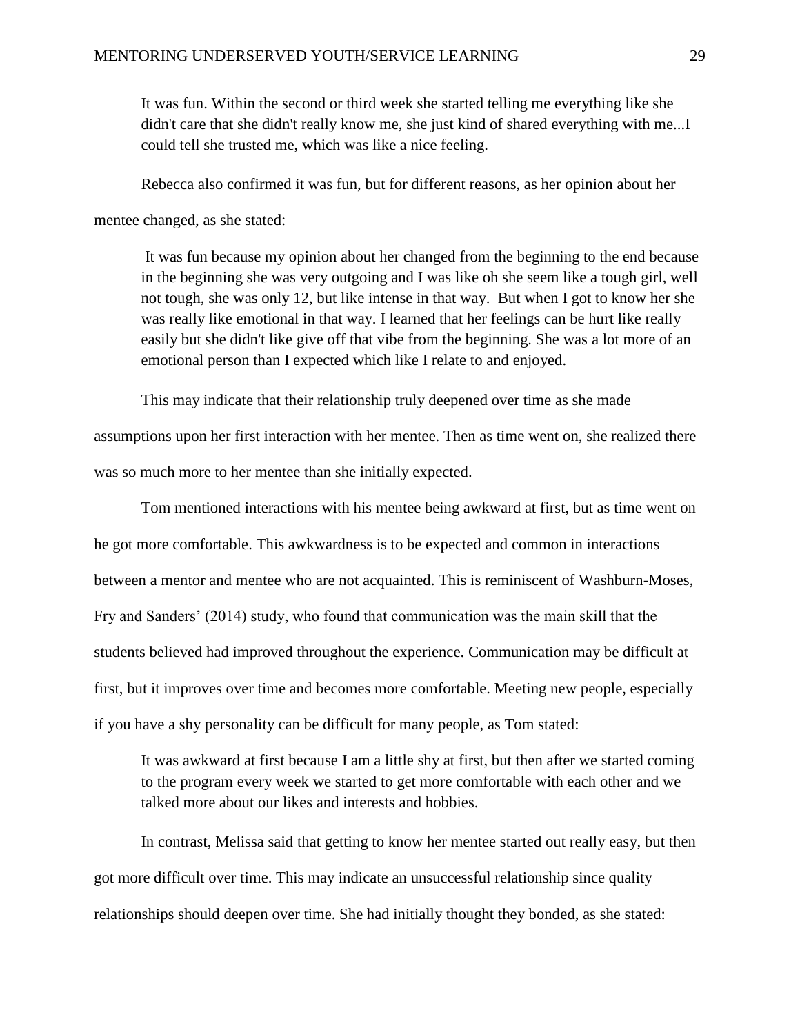> It was fun. Within the second or third week she started telling me everything like she didn't care that she didn't really know me, she just kind of shared everything with me...I could tell she trusted me, which was like a nice feeling.

Rebecca also confirmed it was fun, but for different reasons, as her opinion about her mentee changed, as she stated:

> It was fun because my opinion about her changed from the beginning to the end because in the beginning she was very outgoing and I was like oh she seem like a tough girl, well not tough, she was only 12, but like intense in that way. But when I got to know her she was really like emotional in that way. I learned that her feelings can be hurt like really easily but she didn't like give off that vibe from the beginning. She was a lot more of an emotional person than I expected which like I relate to and enjoyed.

This may indicate that their relationship truly deepened over time as she made assumptions upon her first interaction with her mentee. Then as time went on, she realized there was so much more to her mentee than she initially expected.

Tom mentioned interactions with his mentee being awkward at first, but as time went on he got more comfortable. This awkwardness is to be expected and common in interactions between a mentor and mentee who are not acquainted. This is reminiscent of Washburn-Moses, Fry and Sanders' (2014) study, who found that communication was the main skill that the students believed had improved throughout the experience. Communication may be difficult at first, but it improves over time and becomes more comfortable. Meeting new people, especially if you have a shy personality can be difficult for many people, as Tom stated:

> It was awkward at first because I am a little shy at first, but then after we started coming to the program every week we started to get more comfortable with each other and we talked more about our likes and interests and hobbies.

In contrast, Melissa said that getting to know her mentee started out really easy, but then got more difficult over time. This may indicate an unsuccessful relationship since quality relationships should deepen over time. She had initially thought they bonded, as she stated: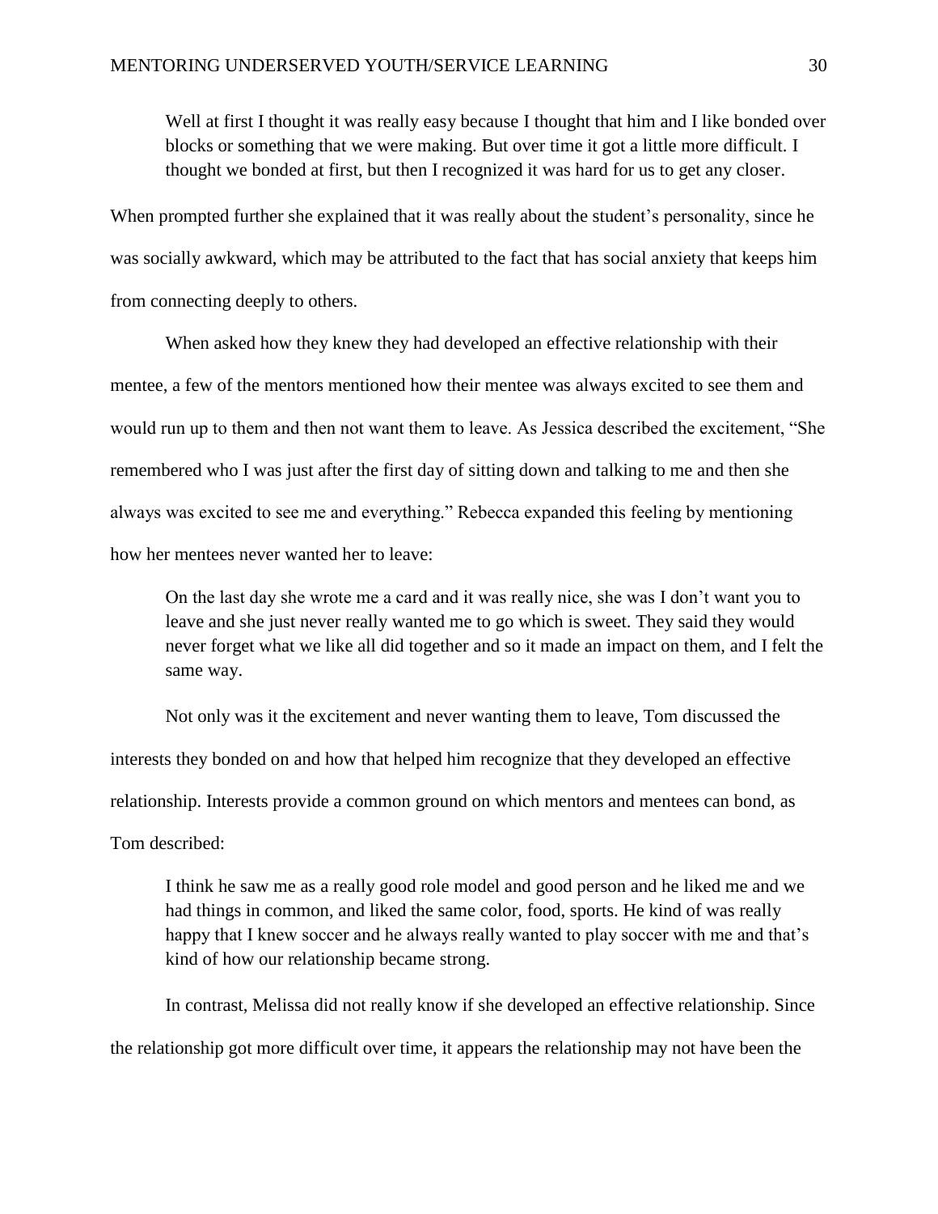> Well at first I thought it was really easy because I thought that him and I like bonded over blocks or something that we were making. But over time it got a little more difficult. I thought we bonded at first, but then I recognized it was hard for us to get any closer.

When prompted further she explained that it was really about the student's personality, since he was socially awkward, which may be attributed to the fact that has social anxiety that keeps him from connecting deeply to others.

When asked how they knew they had developed an effective relationship with their mentee, a few of the mentors mentioned how their mentee was always excited to see them and would run up to them and then not want them to leave. As Jessica described the excitement, "She remembered who I was just after the first day of sitting down and talking to me and then she always was excited to see me and everything." Rebecca expanded this feeling by mentioning how her mentees never wanted her to leave:

> On the last day she wrote me a card and it was really nice, she was I don't want you to leave and she just never really wanted me to go which is sweet. They said they would never forget what we like all did together and so it made an impact on them, and I felt the same way.

Not only was it the excitement and never wanting them to leave, Tom discussed the interests they bonded on and how that helped him recognize that they developed an effective relationship. Interests provide a common ground on which mentors and mentees can bond, as Tom described:

> I think he saw me as a really good role model and good person and he liked me and we had things in common, and liked the same color, food, sports. He kind of was really happy that I knew soccer and he always really wanted to play soccer with me and that's kind of how our relationship became strong.

In contrast, Melissa did not really know if she developed an effective relationship. Since the relationship got more difficult over time, it appears the relationship may not have been the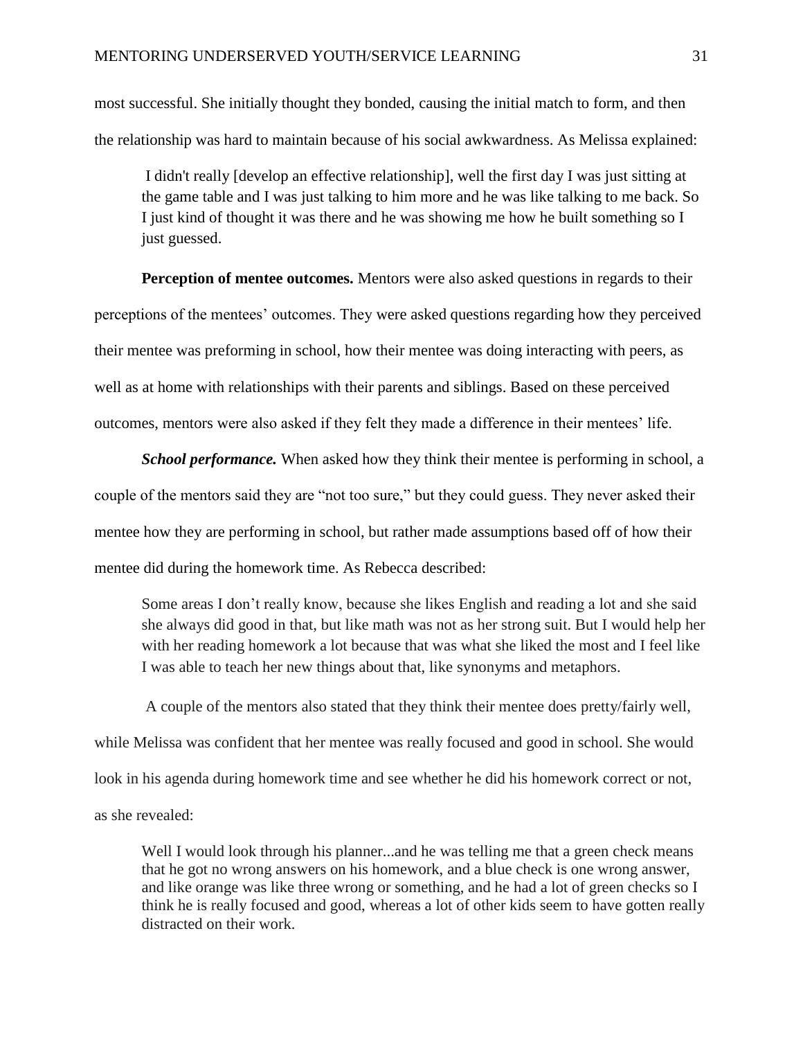most successful. She initially thought they bonded, causing the initial match to form, and then the relationship was hard to maintain because of his social awkwardness. As Melissa explained:

> I didn't really [develop an effective relationship], well the first day I was just sitting at the game table and I was just talking to him more and he was like talking to me back. So I just kind of thought it was there and he was showing me how he built something so I just guessed.

**Perception of mentee outcomes.** Mentors were also asked questions in regards to their perceptions of the mentees' outcomes. They were asked questions regarding how they perceived their mentee was preforming in school, how their mentee was doing interacting with peers, as well as at home with relationships with their parents and siblings. Based on these perceived outcomes, mentors were also asked if they felt they made a difference in their mentees' life.

***School performance.*** When asked how they think their mentee is performing in school, a couple of the mentors said they are "not too sure," but they could guess. They never asked their mentee how they are performing in school, but rather made assumptions based off of how their mentee did during the homework time. As Rebecca described:

> Some areas I don't really know, because she likes English and reading a lot and she said she always did good in that, but like math was not as her strong suit. But I would help her with her reading homework a lot because that was what she liked the most and I feel like I was able to teach her new things about that, like synonyms and metaphors.

A couple of the mentors also stated that they think their mentee does pretty/fairly well, while Melissa was confident that her mentee was really focused and good in school. She would look in his agenda during homework time and see whether he did his homework correct or not, as she revealed:

> Well I would look through his planner...and he was telling me that a green check means that he got no wrong answers on his homework, and a blue check is one wrong answer, and like orange was like three wrong or something, and he had a lot of green checks so I think he is really focused and good, whereas a lot of other kids seem to have gotten really distracted on their work.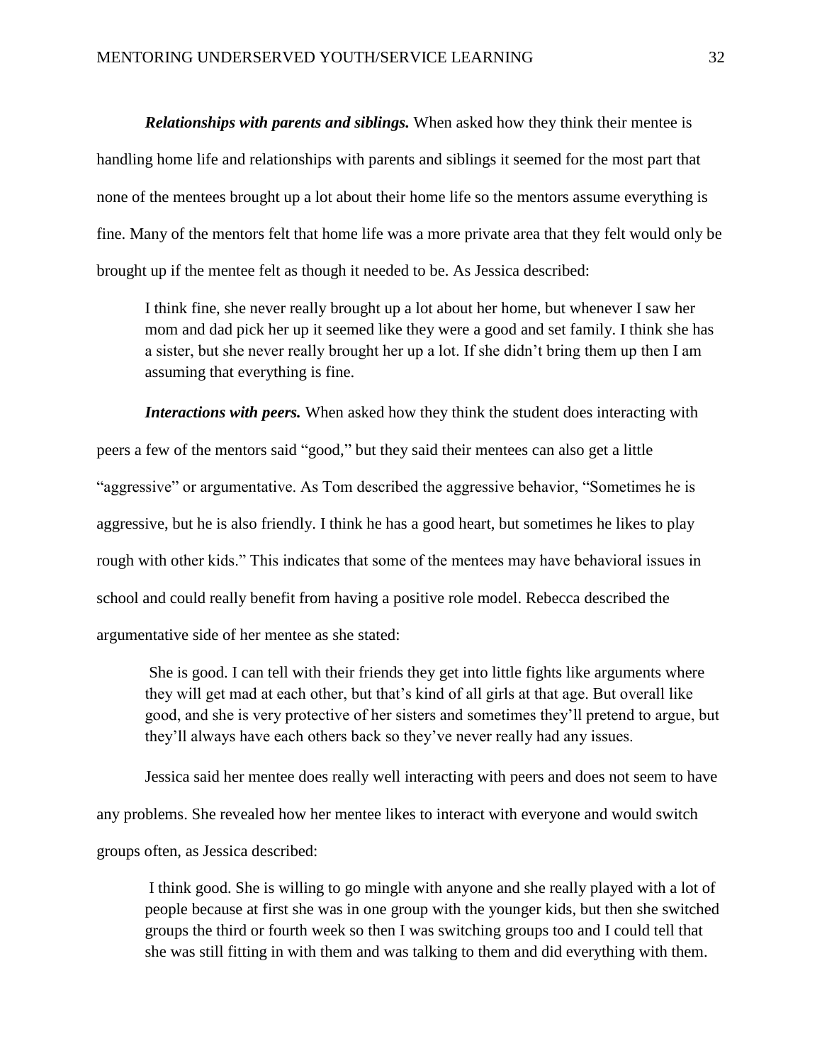***Relationships with parents and siblings.*** When asked how they think their mentee is handling home life and relationships with parents and siblings it seemed for the most part that none of the mentees brought up a lot about their home life so the mentors assume everything is fine. Many of the mentors felt that home life was a more private area that they felt would only be brought up if the mentee felt as though it needed to be. As Jessica described:

> I think fine, she never really brought up a lot about her home, but whenever I saw her mom and dad pick her up it seemed like they were a good and set family. I think she has a sister, but she never really brought her up a lot. If she didn't bring them up then I am assuming that everything is fine.

***Interactions with peers.*** When asked how they think the student does interacting with peers a few of the mentors said "good," but they said their mentees can also get a little "aggressive" or argumentative. As Tom described the aggressive behavior, "Sometimes he is aggressive, but he is also friendly. I think he has a good heart, but sometimes he likes to play rough with other kids." This indicates that some of the mentees may have behavioral issues in school and could really benefit from having a positive role model. Rebecca described the argumentative side of her mentee as she stated:

> She is good. I can tell with their friends they get into little fights like arguments where they will get mad at each other, but that's kind of all girls at that age. But overall like good, and she is very protective of her sisters and sometimes they'll pretend to argue, but they'll always have each others back so they've never really had any issues.

Jessica said her mentee does really well interacting with peers and does not seem to have any problems. She revealed how her mentee likes to interact with everyone and would switch groups often, as Jessica described:

> I think good. She is willing to go mingle with anyone and she really played with a lot of people because at first she was in one group with the younger kids, but then she switched groups the third or fourth week so then I was switching groups too and I could tell that she was still fitting in with them and was talking to them and did everything with them.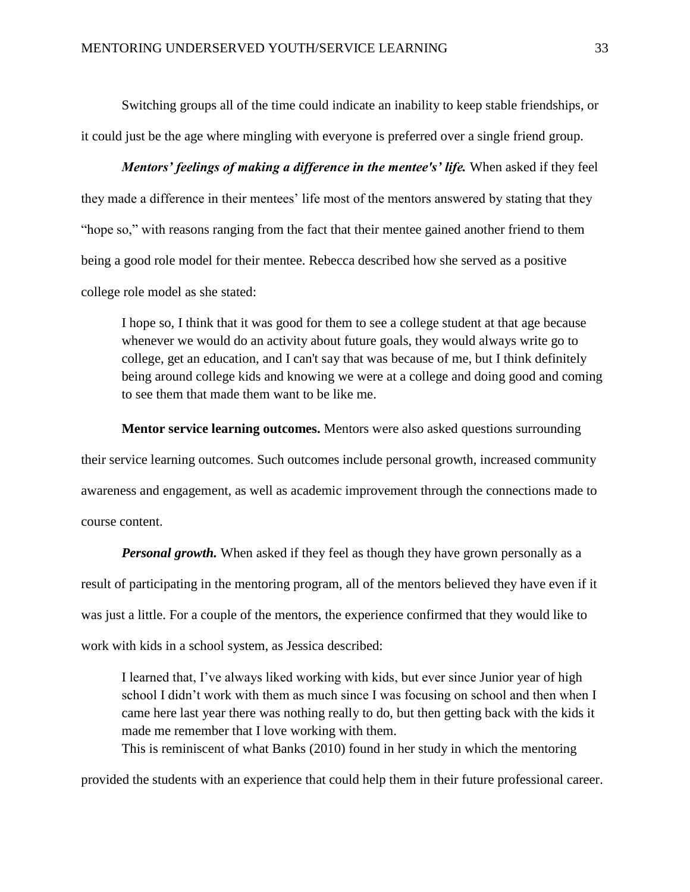Switching groups all of the time could indicate an inability to keep stable friendships, or it could just be the age where mingling with everyone is preferred over a single friend group.

***Mentors' feelings of making a difference in the mentee's' life.*** When asked if they feel they made a difference in their mentees' life most of the mentors answered by stating that they "hope so," with reasons ranging from the fact that their mentee gained another friend to them being a good role model for their mentee. Rebecca described how she served as a positive college role model as she stated:

> I hope so, I think that it was good for them to see a college student at that age because whenever we would do an activity about future goals, they would always write go to college, get an education, and I can't say that was because of me, but I think definitely being around college kids and knowing we were at a college and doing good and coming to see them that made them want to be like me.

**Mentor service learning outcomes.** Mentors were also asked questions surrounding their service learning outcomes. Such outcomes include personal growth, increased community awareness and engagement, as well as academic improvement through the connections made to course content.

***Personal growth.*** When asked if they feel as though they have grown personally as a result of participating in the mentoring program, all of the mentors believed they have even if it was just a little. For a couple of the mentors, the experience confirmed that they would like to work with kids in a school system, as Jessica described:

> I learned that, I've always liked working with kids, but ever since Junior year of high school I didn't work with them as much since I was focusing on school and then when I came here last year there was nothing really to do, but then getting back with the kids it made me remember that I love working with them.

This is reminiscent of what Banks (2010) found in her study in which the mentoring provided the students with an experience that could help them in their future professional career.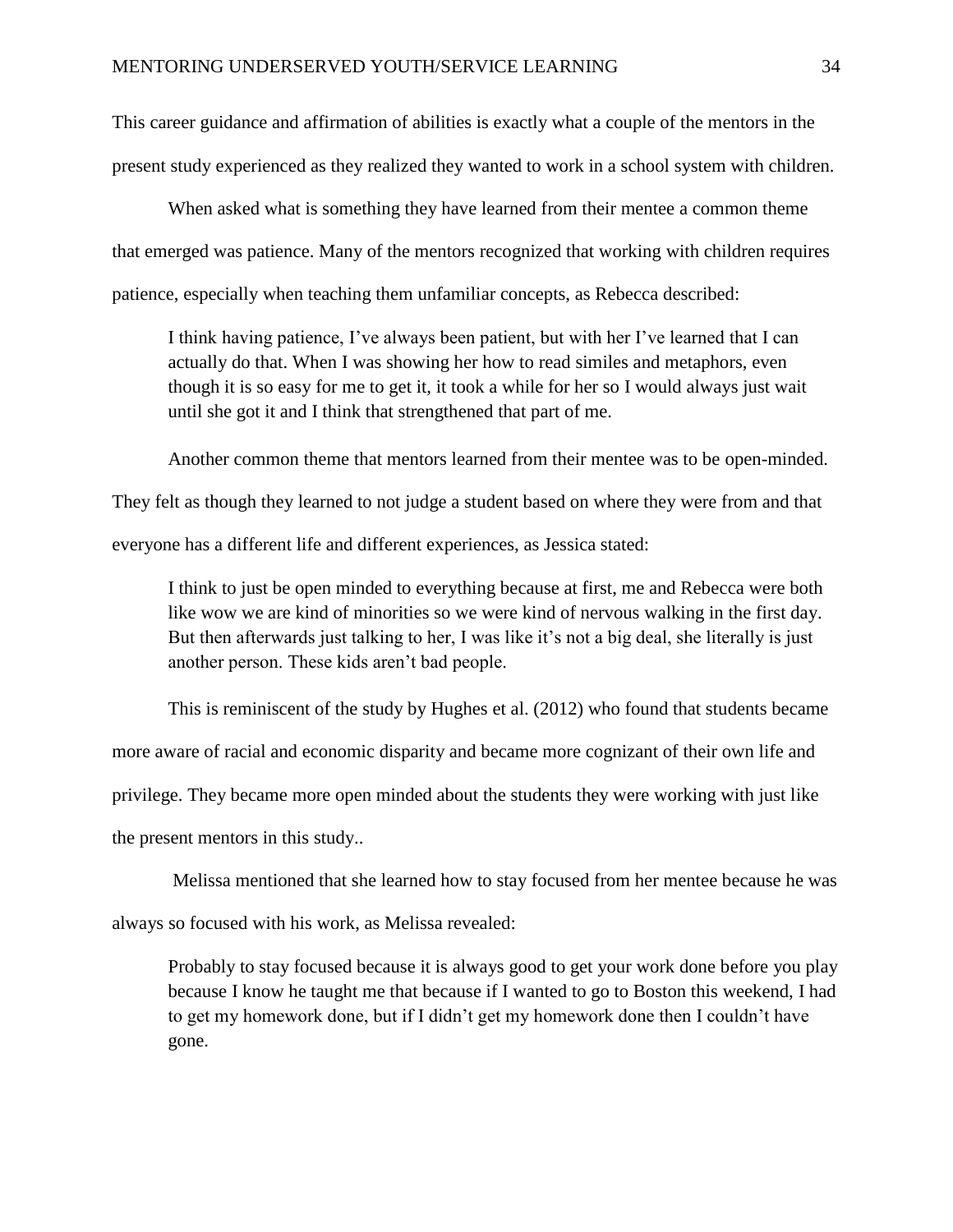This career guidance and affirmation of abilities is exactly what a couple of the mentors in the present study experienced as they realized they wanted to work in a school system with children.

When asked what is something they have learned from their mentee a common theme that emerged was patience. Many of the mentors recognized that working with children requires patience, especially when teaching them unfamiliar concepts, as Rebecca described:

> I think having patience, I've always been patient, but with her I've learned that I can actually do that. When I was showing her how to read similes and metaphors, even though it is so easy for me to get it, it took a while for her so I would always just wait until she got it and I think that strengthened that part of me.

Another common theme that mentors learned from their mentee was to be open-minded. They felt as though they learned to not judge a student based on where they were from and that everyone has a different life and different experiences, as Jessica stated:

> I think to just be open minded to everything because at first, me and Rebecca were both like wow we are kind of minorities so we were kind of nervous walking in the first day. But then afterwards just talking to her, I was like it's not a big deal, she literally is just another person. These kids aren't bad people.

This is reminiscent of the study by Hughes et al. (2012) who found that students became more aware of racial and economic disparity and became more cognizant of their own life and privilege. They became more open minded about the students they were working with just like the present mentors in this study..

Melissa mentioned that she learned how to stay focused from her mentee because he was always so focused with his work, as Melissa revealed:

> Probably to stay focused because it is always good to get your work done before you play because I know he taught me that because if I wanted to go to Boston this weekend, I had to get my homework done, but if I didn't get my homework done then I couldn't have gone.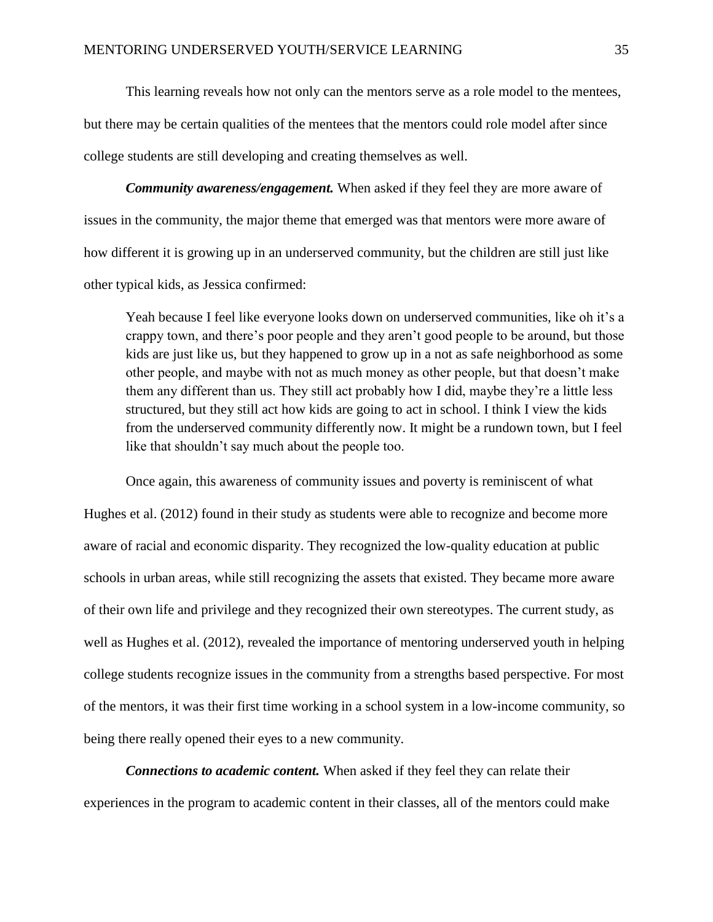This learning reveals how not only can the mentors serve as a role model to the mentees, but there may be certain qualities of the mentees that the mentors could role model after since college students are still developing and creating themselves as well.

***Community awareness/engagement.*** When asked if they feel they are more aware of issues in the community, the major theme that emerged was that mentors were more aware of how different it is growing up in an underserved community, but the children are still just like other typical kids, as Jessica confirmed:

> Yeah because I feel like everyone looks down on underserved communities, like oh it's a crappy town, and there's poor people and they aren't good people to be around, but those kids are just like us, but they happened to grow up in a not as safe neighborhood as some other people, and maybe with not as much money as other people, but that doesn't make them any different than us. They still act probably how I did, maybe they're a little less structured, but they still act how kids are going to act in school. I think I view the kids from the underserved community differently now. It might be a rundown town, but I feel like that shouldn't say much about the people too.

Once again, this awareness of community issues and poverty is reminiscent of what Hughes et al. (2012) found in their study as students were able to recognize and become more aware of racial and economic disparity. They recognized the low-quality education at public schools in urban areas, while still recognizing the assets that existed. They became more aware of their own life and privilege and they recognized their own stereotypes. The current study, as well as Hughes et al. (2012), revealed the importance of mentoring underserved youth in helping college students recognize issues in the community from a strengths based perspective. For most of the mentors, it was their first time working in a school system in a low-income community, so being there really opened their eyes to a new community.

***Connections to academic content.*** When asked if they feel they can relate their experiences in the program to academic content in their classes, all of the mentors could make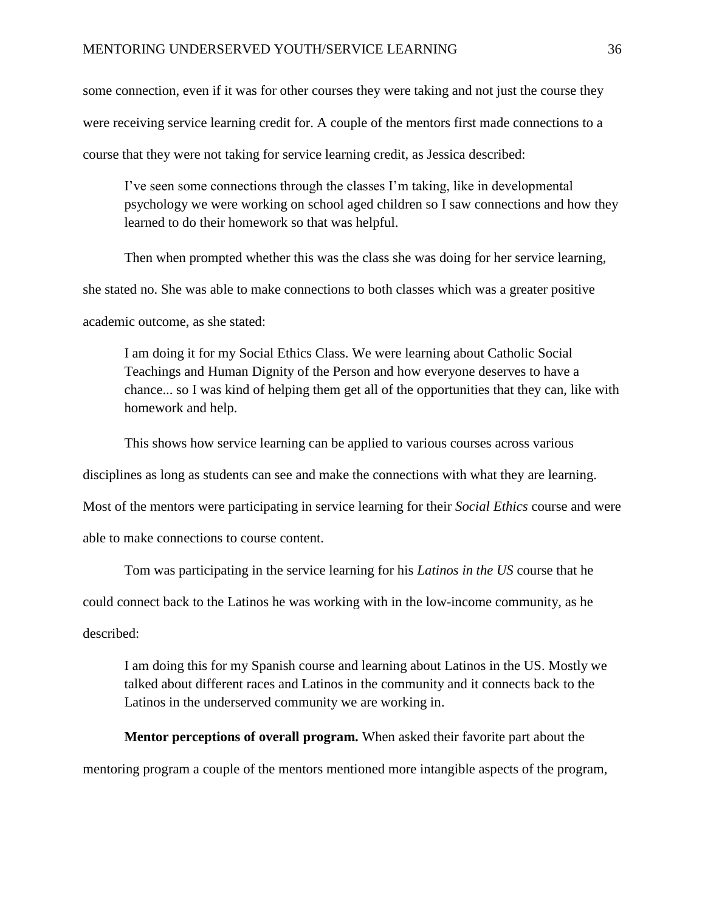some connection, even if it was for other courses they were taking and not just the course they were receiving service learning credit for. A couple of the mentors first made connections to a course that they were not taking for service learning credit, as Jessica described:

> I've seen some connections through the classes I'm taking, like in developmental psychology we were working on school aged children so I saw connections and how they learned to do their homework so that was helpful.

Then when prompted whether this was the class she was doing for her service learning, she stated no. She was able to make connections to both classes which was a greater positive academic outcome, as she stated:

> I am doing it for my Social Ethics Class. We were learning about Catholic Social Teachings and Human Dignity of the Person and how everyone deserves to have a chance... so I was kind of helping them get all of the opportunities that they can, like with homework and help.

This shows how service learning can be applied to various courses across various disciplines as long as students can see and make the connections with what they are learning. Most of the mentors were participating in service learning for their *Social Ethics* course and were able to make connections to course content.

Tom was participating in the service learning for his *Latinos in the US* course that he could connect back to the Latinos he was working with in the low-income community, as he described:

> I am doing this for my Spanish course and learning about Latinos in the US. Mostly we talked about different races and Latinos in the community and it connects back to the Latinos in the underserved community we are working in.

**Mentor perceptions of overall program.** When asked their favorite part about the mentoring program a couple of the mentors mentioned more intangible aspects of the program,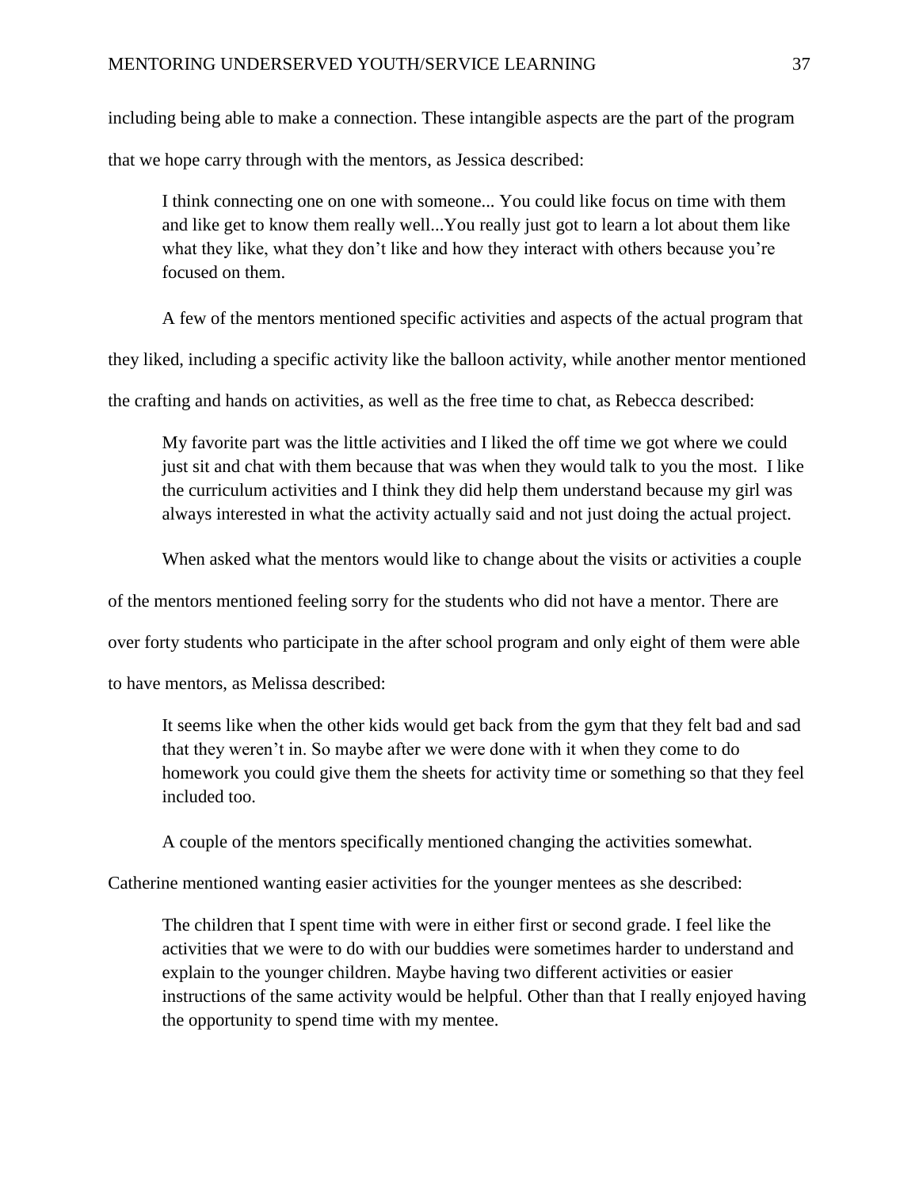including being able to make a connection. These intangible aspects are the part of the program that we hope carry through with the mentors, as Jessica described:

> I think connecting one on one with someone... You could like focus on time with them and like get to know them really well...You really just got to learn a lot about them like what they like, what they don't like and how they interact with others because you're focused on them.

A few of the mentors mentioned specific activities and aspects of the actual program that they liked, including a specific activity like the balloon activity, while another mentor mentioned the crafting and hands on activities, as well as the free time to chat, as Rebecca described:

> My favorite part was the little activities and I liked the off time we got where we could just sit and chat with them because that was when they would talk to you the most. I like the curriculum activities and I think they did help them understand because my girl was always interested in what the activity actually said and not just doing the actual project.

When asked what the mentors would like to change about the visits or activities a couple of the mentors mentioned feeling sorry for the students who did not have a mentor. There are over forty students who participate in the after school program and only eight of them were able to have mentors, as Melissa described:

> It seems like when the other kids would get back from the gym that they felt bad and sad that they weren't in. So maybe after we were done with it when they come to do homework you could give them the sheets for activity time or something so that they feel included too.

A couple of the mentors specifically mentioned changing the activities somewhat. Catherine mentioned wanting easier activities for the younger mentees as she described:

> The children that I spent time with were in either first or second grade. I feel like the activities that we were to do with our buddies were sometimes harder to understand and explain to the younger children. Maybe having two different activities or easier instructions of the same activity would be helpful. Other than that I really enjoyed having the opportunity to spend time with my mentee.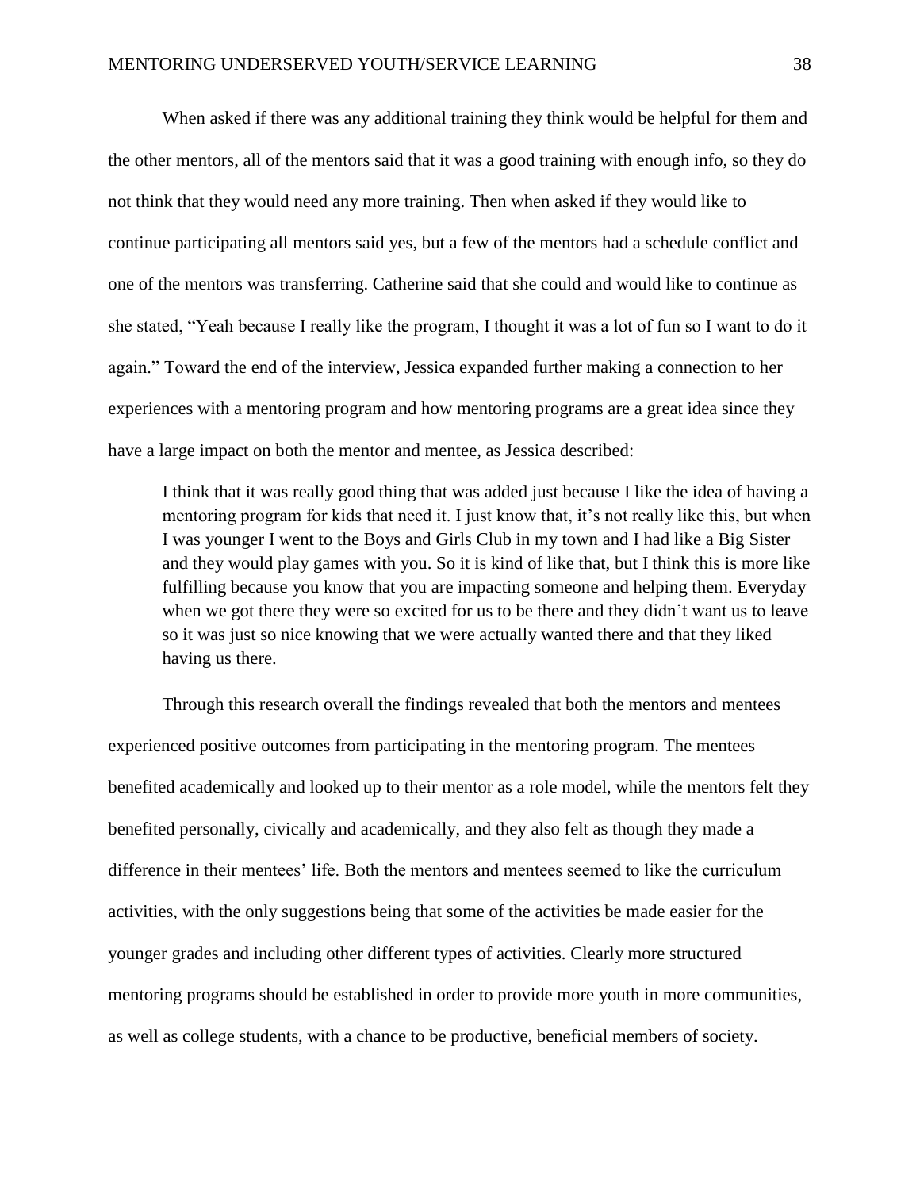When asked if there was any additional training they think would be helpful for them and the other mentors, all of the mentors said that it was a good training with enough info, so they do not think that they would need any more training. Then when asked if they would like to continue participating all mentors said yes, but a few of the mentors had a schedule conflict and one of the mentors was transferring. Catherine said that she could and would like to continue as she stated, "Yeah because I really like the program, I thought it was a lot of fun so I want to do it again." Toward the end of the interview, Jessica expanded further making a connection to her experiences with a mentoring program and how mentoring programs are a great idea since they have a large impact on both the mentor and mentee, as Jessica described:

> I think that it was really good thing that was added just because I like the idea of having a mentoring program for kids that need it. I just know that, it's not really like this, but when I was younger I went to the Boys and Girls Club in my town and I had like a Big Sister and they would play games with you. So it is kind of like that, but I think this is more like fulfilling because you know that you are impacting someone and helping them. Everyday when we got there they were so excited for us to be there and they didn't want us to leave so it was just so nice knowing that we were actually wanted there and that they liked having us there.

Through this research overall the findings revealed that both the mentors and mentees experienced positive outcomes from participating in the mentoring program. The mentees benefited academically and looked up to their mentor as a role model, while the mentors felt they benefited personally, civically and academically, and they also felt as though they made a difference in their mentees' life. Both the mentors and mentees seemed to like the curriculum activities, with the only suggestions being that some of the activities be made easier for the younger grades and including other different types of activities. Clearly more structured mentoring programs should be established in order to provide more youth in more communities, as well as college students, with a chance to be productive, beneficial members of society.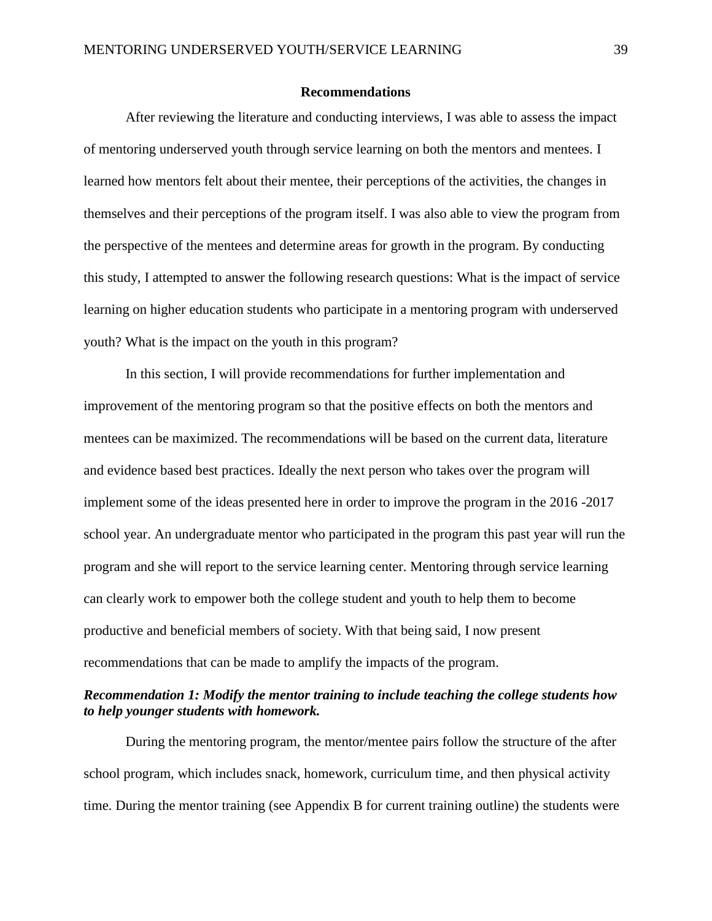## Recommendations

After reviewing the literature and conducting interviews, I was able to assess the impact of mentoring underserved youth through service learning on both the mentors and mentees. I learned how mentors felt about their mentee, their perceptions of the activities, the changes in themselves and their perceptions of the program itself. I was also able to view the program from the perspective of the mentees and determine areas for growth in the program. By conducting this study, I attempted to answer the following research questions: What is the impact of service learning on higher education students who participate in a mentoring program with underserved youth? What is the impact on the youth in this program?

In this section, I will provide recommendations for further implementation and improvement of the mentoring program so that the positive effects on both the mentors and mentees can be maximized. The recommendations will be based on the current data, literature and evidence based best practices. Ideally the next person who takes over the program will implement some of the ideas presented here in order to improve the program in the 2016 -2017 school year. An undergraduate mentor who participated in the program this past year will run the program and she will report to the service learning center. Mentoring through service learning can clearly work to empower both the college student and youth to help them to become productive and beneficial members of society. With that being said, I now present recommendations that can be made to amplify the impacts of the program.

### *Recommendation 1: Modify the mentor training to include teaching the college students how to help younger students with homework.*

During the mentoring program, the mentor/mentee pairs follow the structure of the after school program, which includes snack, homework, curriculum time, and then physical activity time. During the mentor training (see Appendix B for current training outline) the students were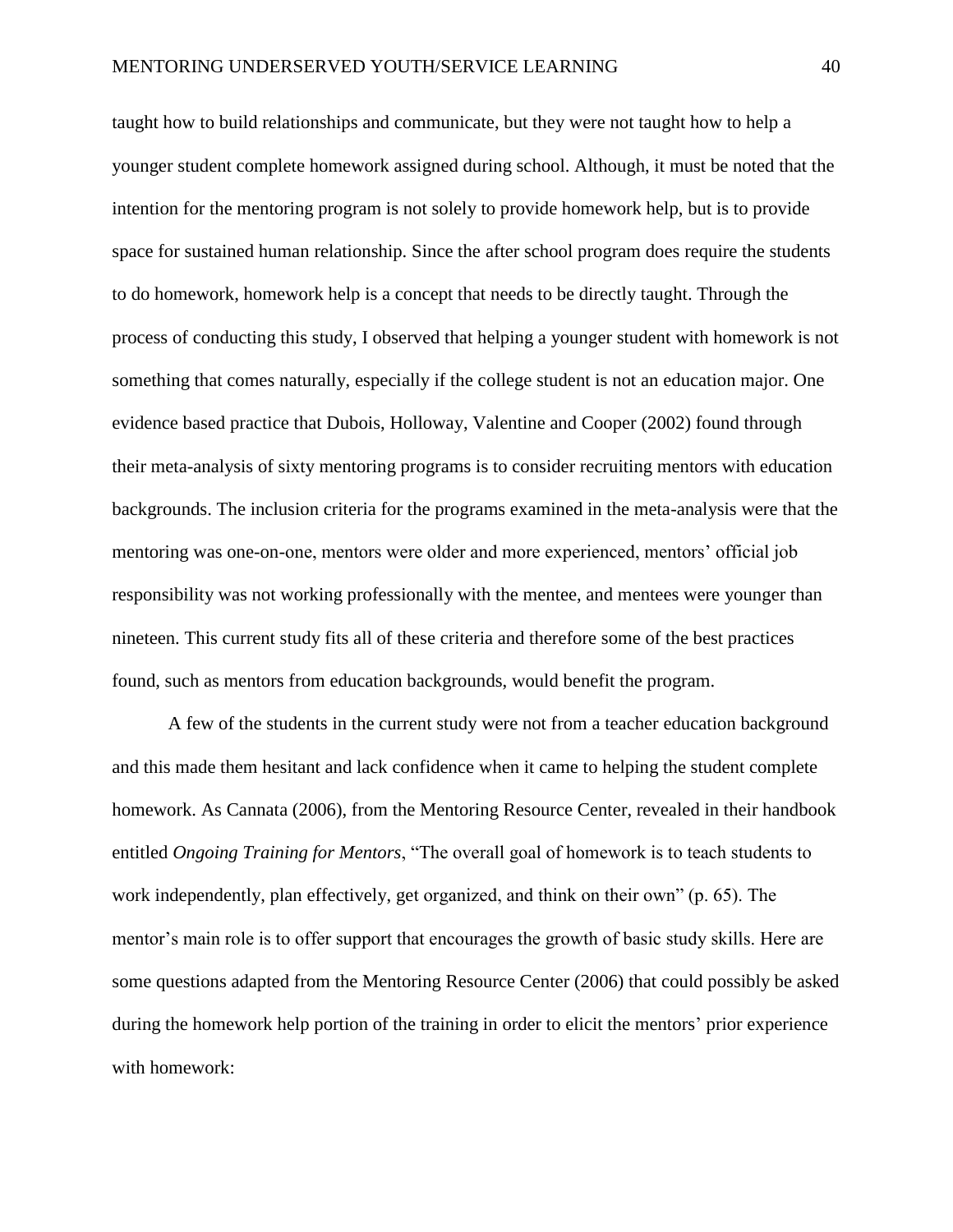taught how to build relationships and communicate, but they were not taught how to help a younger student complete homework assigned during school. Although, it must be noted that the intention for the mentoring program is not solely to provide homework help, but is to provide space for sustained human relationship. Since the after school program does require the students to do homework, homework help is a concept that needs to be directly taught. Through the process of conducting this study, I observed that helping a younger student with homework is not something that comes naturally, especially if the college student is not an education major. One evidence based practice that Dubois, Holloway, Valentine and Cooper (2002) found through their meta-analysis of sixty mentoring programs is to consider recruiting mentors with education backgrounds. The inclusion criteria for the programs examined in the meta-analysis were that the mentoring was one-on-one, mentors were older and more experienced, mentors' official job responsibility was not working professionally with the mentee, and mentees were younger than nineteen. This current study fits all of these criteria and therefore some of the best practices found, such as mentors from education backgrounds, would benefit the program.

A few of the students in the current study were not from a teacher education background and this made them hesitant and lack confidence when it came to helping the student complete homework. As Cannata (2006), from the Mentoring Resource Center, revealed in their handbook entitled *Ongoing Training for Mentors*, "The overall goal of homework is to teach students to work independently, plan effectively, get organized, and think on their own" (p. 65). The mentor's main role is to offer support that encourages the growth of basic study skills. Here are some questions adapted from the Mentoring Resource Center (2006) that could possibly be asked during the homework help portion of the training in order to elicit the mentors' prior experience with homework: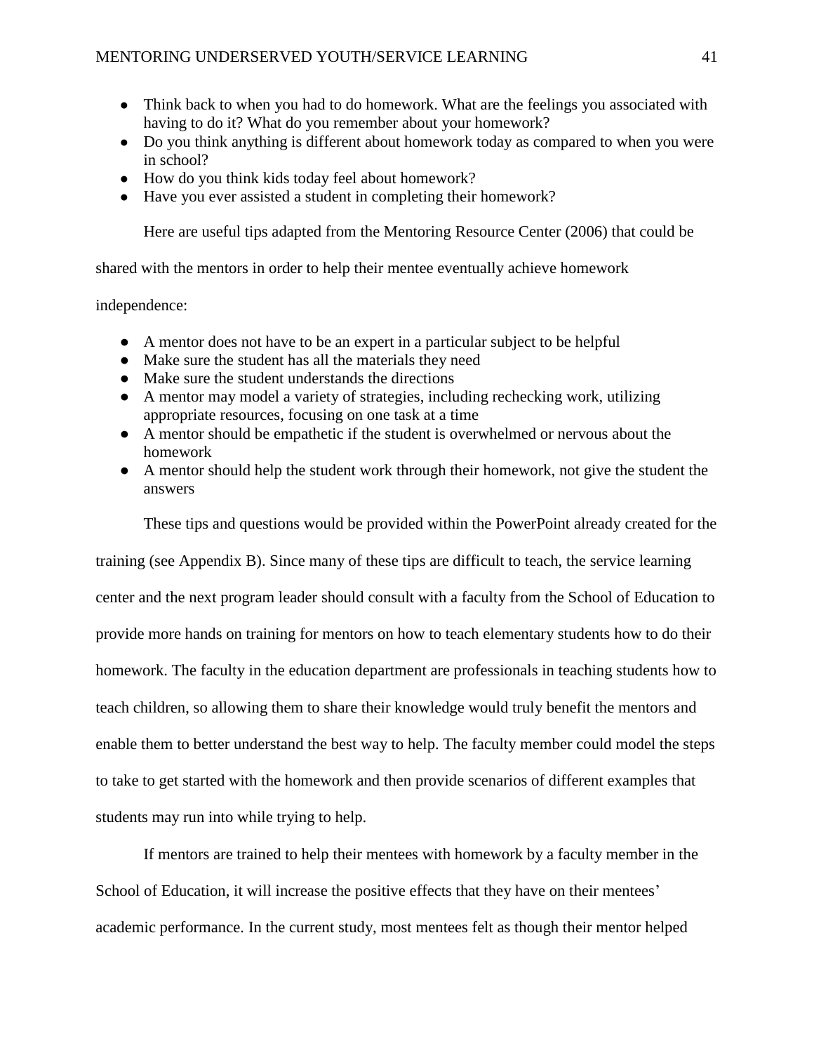- Think back to when you had to do homework. What are the feelings you associated with having to do it? What do you remember about your homework?
- Do you think anything is different about homework today as compared to when you were in school?
- How do you think kids today feel about homework?
- Have you ever assisted a student in completing their homework?

Here are useful tips adapted from the Mentoring Resource Center (2006) that could be shared with the mentors in order to help their mentee eventually achieve homework independence:

- A mentor does not have to be an expert in a particular subject to be helpful
- Make sure the student has all the materials they need
- Make sure the student understands the directions
- A mentor may model a variety of strategies, including rechecking work, utilizing appropriate resources, focusing on one task at a time
- A mentor should be empathetic if the student is overwhelmed or nervous about the homework
- A mentor should help the student work through their homework, not give the student the answers

These tips and questions would be provided within the PowerPoint already created for the training (see Appendix B). Since many of these tips are difficult to teach, the service learning center and the next program leader should consult with a faculty from the School of Education to provide more hands on training for mentors on how to teach elementary students how to do their homework. The faculty in the education department are professionals in teaching students how to teach children, so allowing them to share their knowledge would truly benefit the mentors and enable them to better understand the best way to help. The faculty member could model the steps to take to get started with the homework and then provide scenarios of different examples that students may run into while trying to help.

If mentors are trained to help their mentees with homework by a faculty member in the School of Education, it will increase the positive effects that they have on their mentees' academic performance. In the current study, most mentees felt as though their mentor helped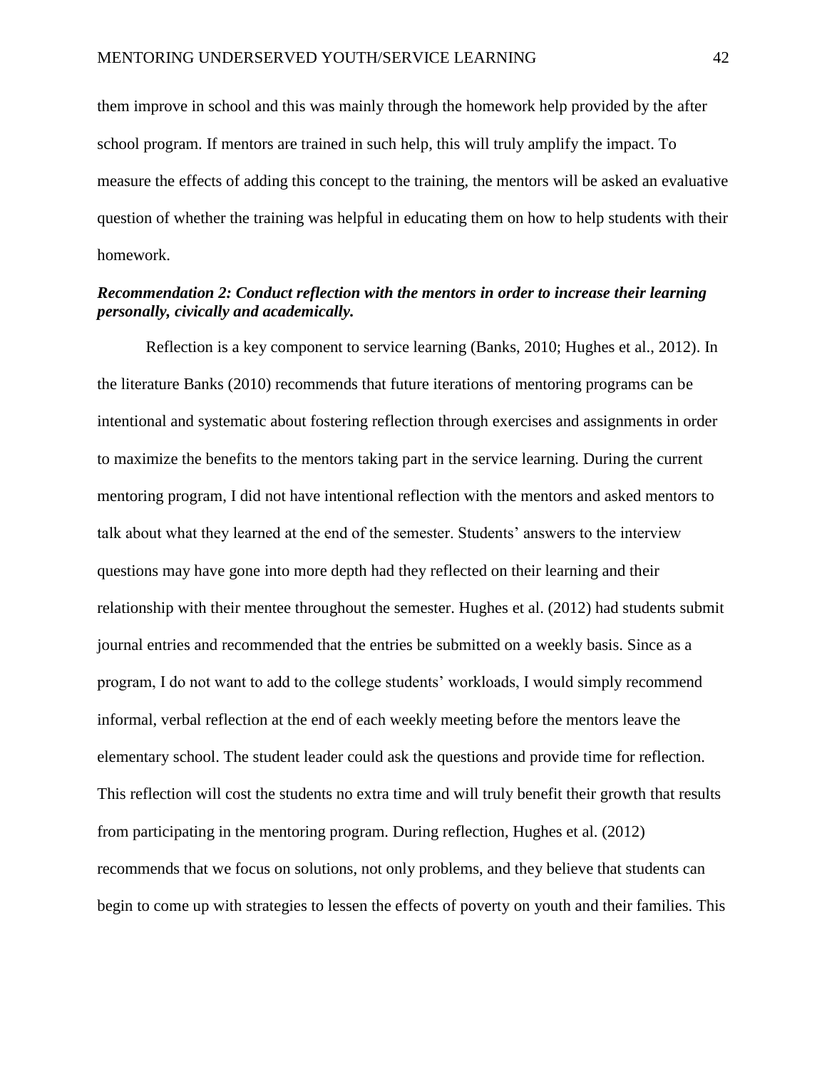them improve in school and this was mainly through the homework help provided by the after school program. If mentors are trained in such help, this will truly amplify the impact. To measure the effects of adding this concept to the training, the mentors will be asked an evaluative question of whether the training was helpful in educating them on how to help students with their homework.

***Recommendation 2: Conduct reflection with the mentors in order to increase their learning personally, civically and academically.***

Reflection is a key component to service learning (Banks, 2010; Hughes et al., 2012). In the literature Banks (2010) recommends that future iterations of mentoring programs can be intentional and systematic about fostering reflection through exercises and assignments in order to maximize the benefits to the mentors taking part in the service learning. During the current mentoring program, I did not have intentional reflection with the mentors and asked mentors to talk about what they learned at the end of the semester. Students' answers to the interview questions may have gone into more depth had they reflected on their learning and their relationship with their mentee throughout the semester. Hughes et al. (2012) had students submit journal entries and recommended that the entries be submitted on a weekly basis. Since as a program, I do not want to add to the college students' workloads, I would simply recommend informal, verbal reflection at the end of each weekly meeting before the mentors leave the elementary school. The student leader could ask the questions and provide time for reflection. This reflection will cost the students no extra time and will truly benefit their growth that results from participating in the mentoring program. During reflection, Hughes et al. (2012) recommends that we focus on solutions, not only problems, and they believe that students can begin to come up with strategies to lessen the effects of poverty on youth and their families. This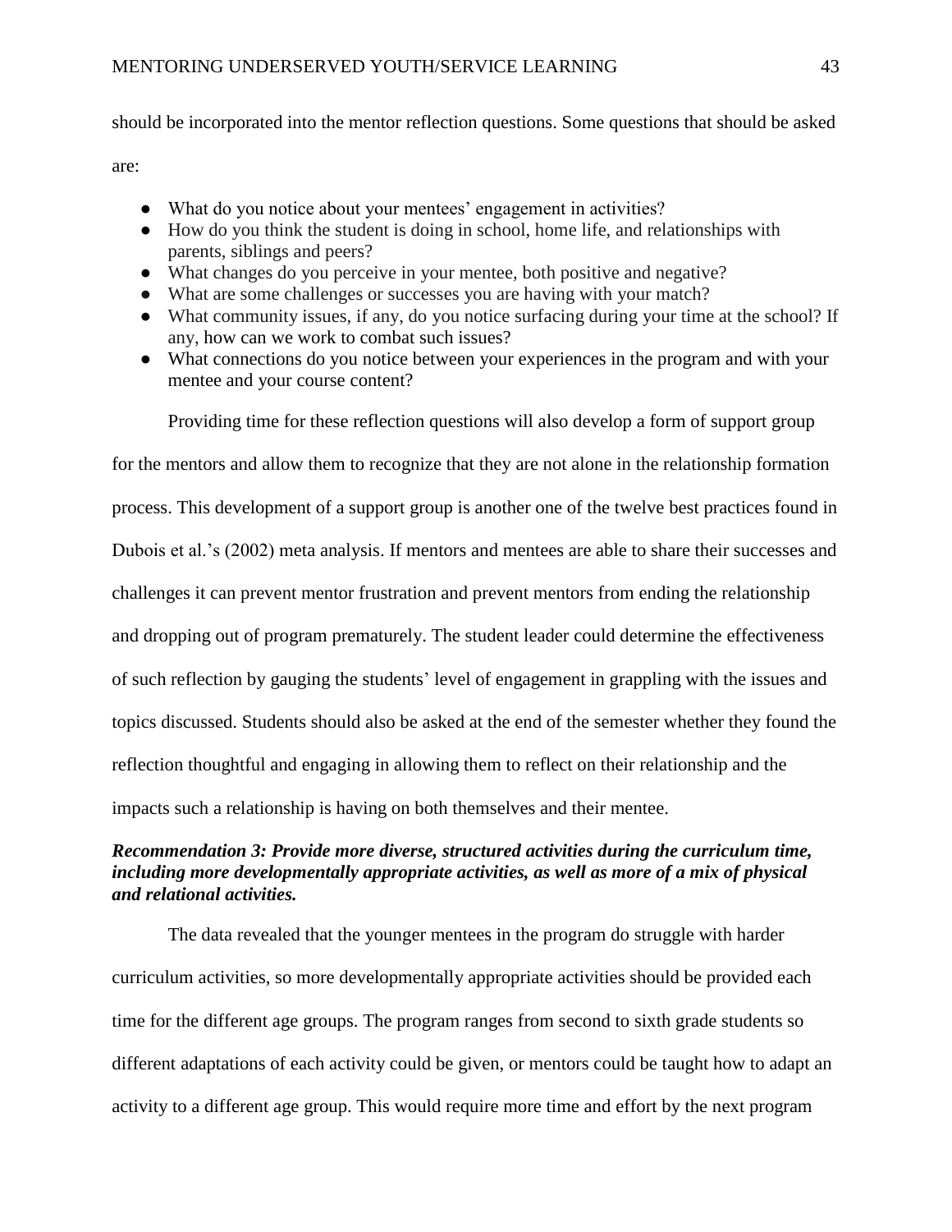should be incorporated into the mentor reflection questions. Some questions that should be asked are:

- What do you notice about your mentees' engagement in activities?
- How do you think the student is doing in school, home life, and relationships with parents, siblings and peers?
- What changes do you perceive in your mentee, both positive and negative?
- What are some challenges or successes you are having with your match?
- What community issues, if any, do you notice surfacing during your time at the school? If any, how can we work to combat such issues?
- What connections do you notice between your experiences in the program and with your mentee and your course content?

Providing time for these reflection questions will also develop a form of support group for the mentors and allow them to recognize that they are not alone in the relationship formation process. This development of a support group is another one of the twelve best practices found in Dubois et al.'s (2002) meta analysis. If mentors and mentees are able to share their successes and challenges it can prevent mentor frustration and prevent mentors from ending the relationship and dropping out of program prematurely. The student leader could determine the effectiveness of such reflection by gauging the students' level of engagement in grappling with the issues and topics discussed. Students should also be asked at the end of the semester whether they found the reflection thoughtful and engaging in allowing them to reflect on their relationship and the impacts such a relationship is having on both themselves and their mentee.

***Recommendation 3: Provide more diverse, structured activities during the curriculum time, including more developmentally appropriate activities, as well as more of a mix of physical and relational activities.***

The data revealed that the younger mentees in the program do struggle with harder curriculum activities, so more developmentally appropriate activities should be provided each time for the different age groups. The program ranges from second to sixth grade students so different adaptations of each activity could be given, or mentors could be taught how to adapt an activity to a different age group. This would require more time and effort by the next program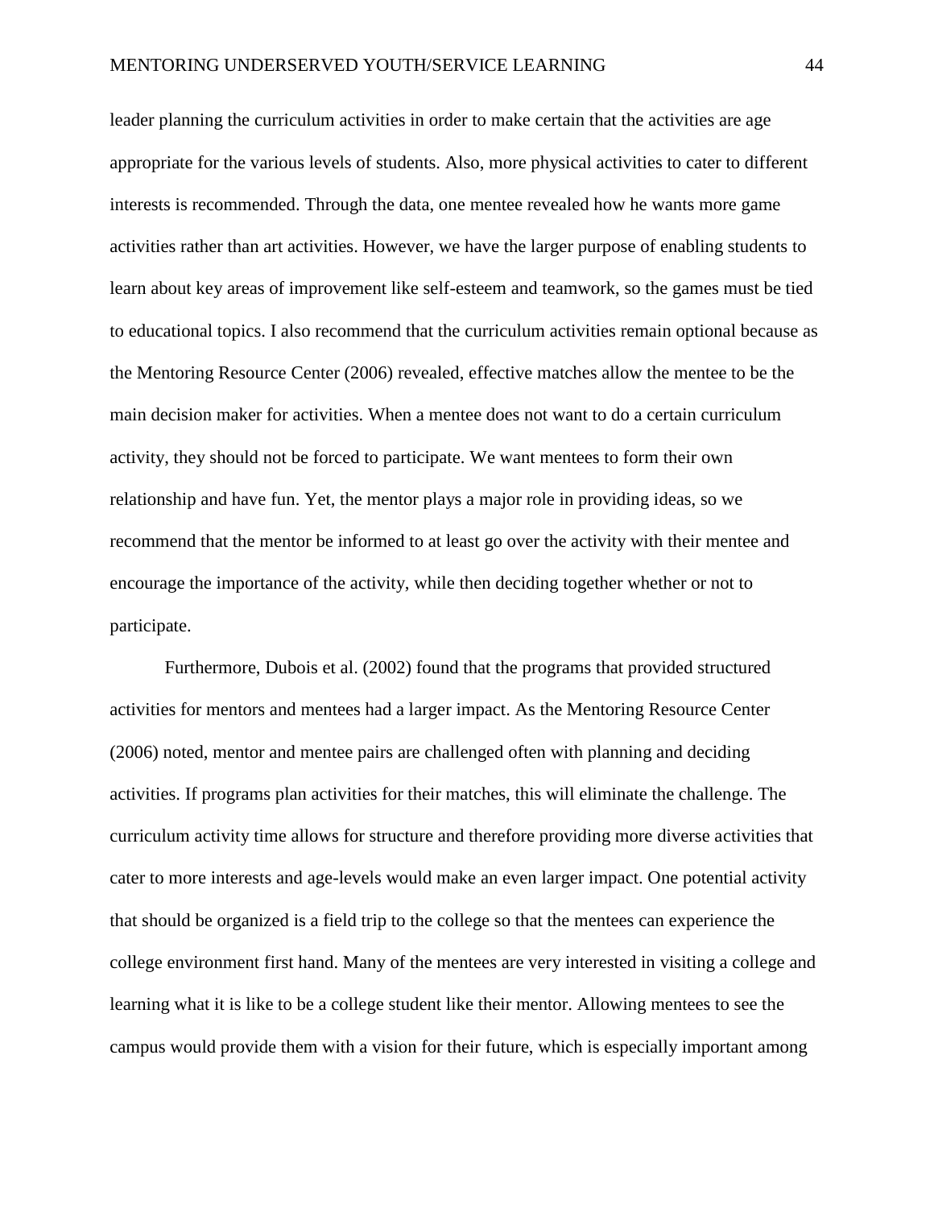leader planning the curriculum activities in order to make certain that the activities are age appropriate for the various levels of students. Also, more physical activities to cater to different interests is recommended. Through the data, one mentee revealed how he wants more game activities rather than art activities. However, we have the larger purpose of enabling students to learn about key areas of improvement like self-esteem and teamwork, so the games must be tied to educational topics. I also recommend that the curriculum activities remain optional because as the Mentoring Resource Center (2006) revealed, effective matches allow the mentee to be the main decision maker for activities. When a mentee does not want to do a certain curriculum activity, they should not be forced to participate. We want mentees to form their own relationship and have fun. Yet, the mentor plays a major role in providing ideas, so we recommend that the mentor be informed to at least go over the activity with their mentee and encourage the importance of the activity, while then deciding together whether or not to participate.

Furthermore, Dubois et al. (2002) found that the programs that provided structured activities for mentors and mentees had a larger impact. As the Mentoring Resource Center (2006) noted, mentor and mentee pairs are challenged often with planning and deciding activities. If programs plan activities for their matches, this will eliminate the challenge. The curriculum activity time allows for structure and therefore providing more diverse activities that cater to more interests and age-levels would make an even larger impact. One potential activity that should be organized is a field trip to the college so that the mentees can experience the college environment first hand. Many of the mentees are very interested in visiting a college and learning what it is like to be a college student like their mentor. Allowing mentees to see the campus would provide them with a vision for their future, which is especially important among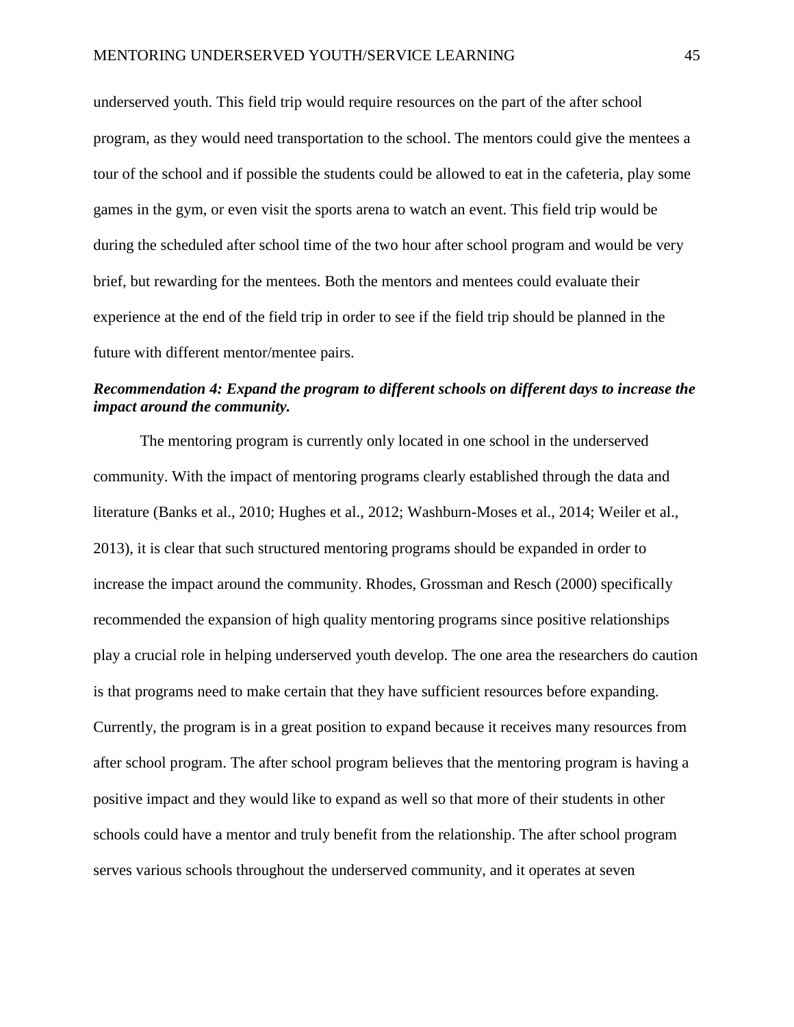underserved youth. This field trip would require resources on the part of the after school program, as they would need transportation to the school. The mentors could give the mentees a tour of the school and if possible the students could be allowed to eat in the cafeteria, play some games in the gym, or even visit the sports arena to watch an event. This field trip would be during the scheduled after school time of the two hour after school program and would be very brief, but rewarding for the mentees. Both the mentors and mentees could evaluate their experience at the end of the field trip in order to see if the field trip should be planned in the future with different mentor/mentee pairs.

***Recommendation 4: Expand the program to different schools on different days to increase the impact around the community.***

The mentoring program is currently only located in one school in the underserved community. With the impact of mentoring programs clearly established through the data and literature (Banks et al., 2010; Hughes et al., 2012; Washburn-Moses et al., 2014; Weiler et al., 2013), it is clear that such structured mentoring programs should be expanded in order to increase the impact around the community. Rhodes, Grossman and Resch (2000) specifically recommended the expansion of high quality mentoring programs since positive relationships play a crucial role in helping underserved youth develop. The one area the researchers do caution is that programs need to make certain that they have sufficient resources before expanding. Currently, the program is in a great position to expand because it receives many resources from after school program. The after school program believes that the mentoring program is having a positive impact and they would like to expand as well so that more of their students in other schools could have a mentor and truly benefit from the relationship. The after school program serves various schools throughout the underserved community, and it operates at seven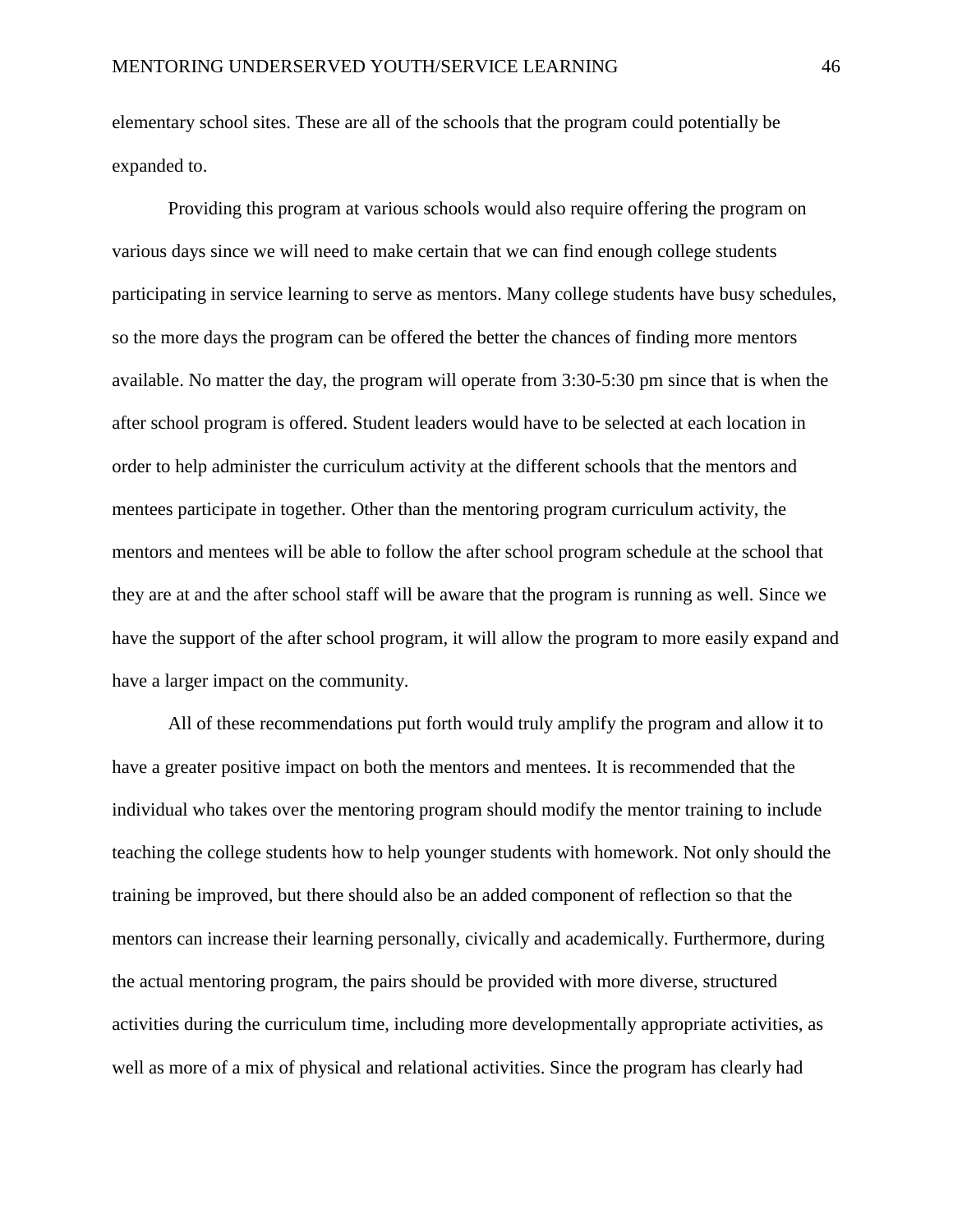elementary school sites. These are all of the schools that the program could potentially be expanded to.

Providing this program at various schools would also require offering the program on various days since we will need to make certain that we can find enough college students participating in service learning to serve as mentors. Many college students have busy schedules, so the more days the program can be offered the better the chances of finding more mentors available. No matter the day, the program will operate from 3:30-5:30 pm since that is when the after school program is offered. Student leaders would have to be selected at each location in order to help administer the curriculum activity at the different schools that the mentors and mentees participate in together. Other than the mentoring program curriculum activity, the mentors and mentees will be able to follow the after school program schedule at the school that they are at and the after school staff will be aware that the program is running as well. Since we have the support of the after school program, it will allow the program to more easily expand and have a larger impact on the community.

All of these recommendations put forth would truly amplify the program and allow it to have a greater positive impact on both the mentors and mentees. It is recommended that the individual who takes over the mentoring program should modify the mentor training to include teaching the college students how to help younger students with homework. Not only should the training be improved, but there should also be an added component of reflection so that the mentors can increase their learning personally, civically and academically. Furthermore, during the actual mentoring program, the pairs should be provided with more diverse, structured activities during the curriculum time, including more developmentally appropriate activities, as well as more of a mix of physical and relational activities. Since the program has clearly had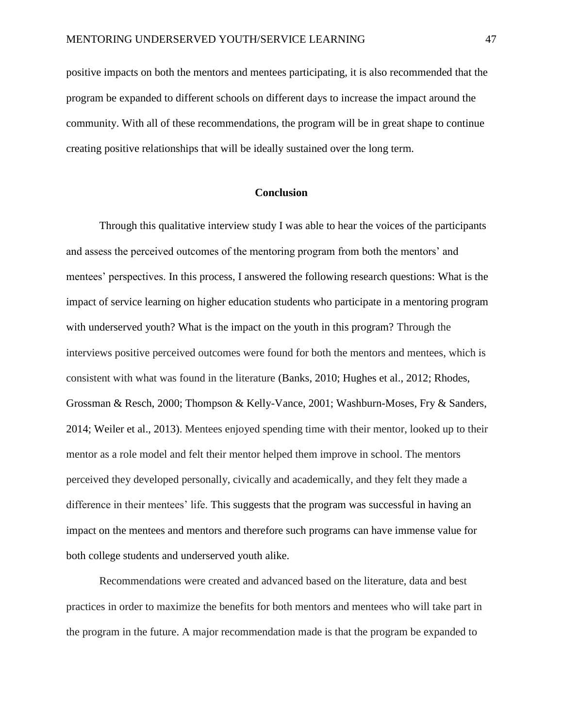positive impacts on both the mentors and mentees participating, it is also recommended that the program be expanded to different schools on different days to increase the impact around the community. With all of these recommendations, the program will be in great shape to continue creating positive relationships that will be ideally sustained over the long term.

## Conclusion

Through this qualitative interview study I was able to hear the voices of the participants and assess the perceived outcomes of the mentoring program from both the mentors' and mentees' perspectives. In this process, I answered the following research questions: What is the impact of service learning on higher education students who participate in a mentoring program with underserved youth? What is the impact on the youth in this program? Through the interviews positive perceived outcomes were found for both the mentors and mentees, which is consistent with what was found in the literature (Banks, 2010; Hughes et al., 2012; Rhodes, Grossman & Resch, 2000; Thompson & Kelly-Vance, 2001; Washburn-Moses, Fry & Sanders, 2014; Weiler et al., 2013). Mentees enjoyed spending time with their mentor, looked up to their mentor as a role model and felt their mentor helped them improve in school. The mentors perceived they developed personally, civically and academically, and they felt they made a difference in their mentees' life. This suggests that the program was successful in having an impact on the mentees and mentors and therefore such programs can have immense value for both college students and underserved youth alike.

Recommendations were created and advanced based on the literature, data and best practices in order to maximize the benefits for both mentors and mentees who will take part in the program in the future. A major recommendation made is that the program be expanded to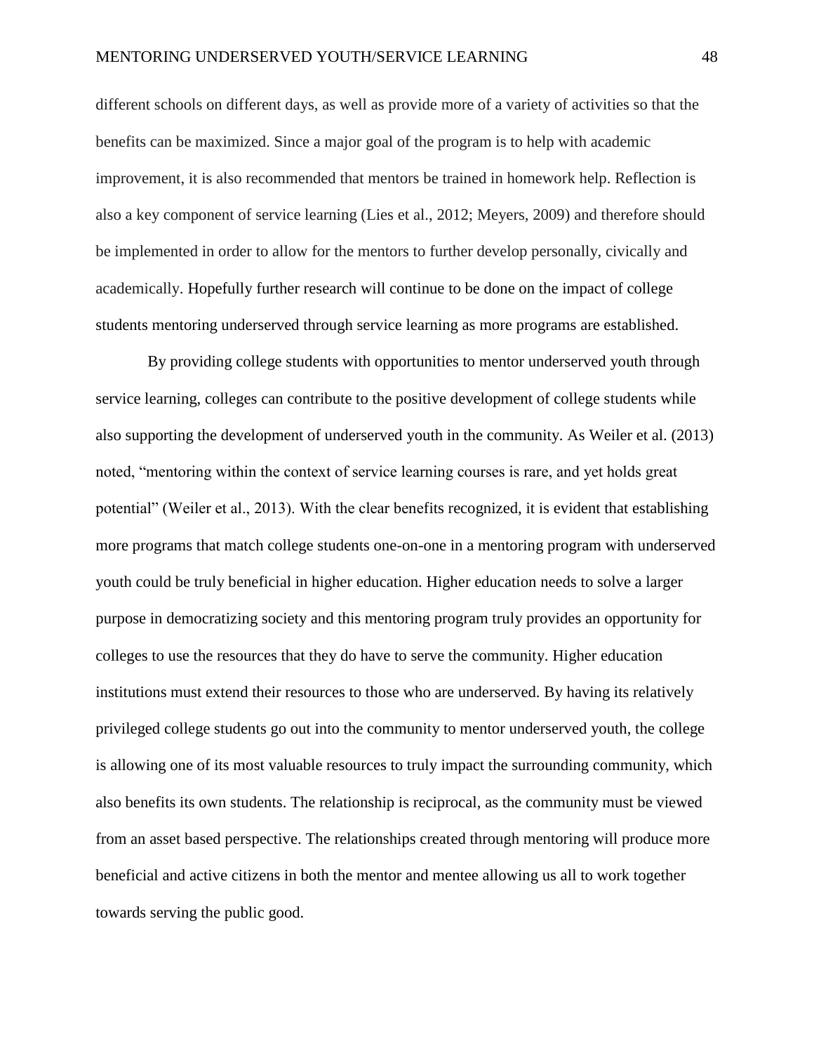different schools on different days, as well as provide more of a variety of activities so that the benefits can be maximized. Since a major goal of the program is to help with academic improvement, it is also recommended that mentors be trained in homework help. Reflection is also a key component of service learning (Lies et al., 2012; Meyers, 2009) and therefore should be implemented in order to allow for the mentors to further develop personally, civically and academically. Hopefully further research will continue to be done on the impact of college students mentoring underserved through service learning as more programs are established.

By providing college students with opportunities to mentor underserved youth through service learning, colleges can contribute to the positive development of college students while also supporting the development of underserved youth in the community. As Weiler et al. (2013) noted, "mentoring within the context of service learning courses is rare, and yet holds great potential" (Weiler et al., 2013). With the clear benefits recognized, it is evident that establishing more programs that match college students one-on-one in a mentoring program with underserved youth could be truly beneficial in higher education. Higher education needs to solve a larger purpose in democratizing society and this mentoring program truly provides an opportunity for colleges to use the resources that they do have to serve the community. Higher education institutions must extend their resources to those who are underserved. By having its relatively privileged college students go out into the community to mentor underserved youth, the college is allowing one of its most valuable resources to truly impact the surrounding community, which also benefits its own students. The relationship is reciprocal, as the community must be viewed from an asset based perspective. The relationships created through mentoring will produce more beneficial and active citizens in both the mentor and mentee allowing us all to work together towards serving the public good.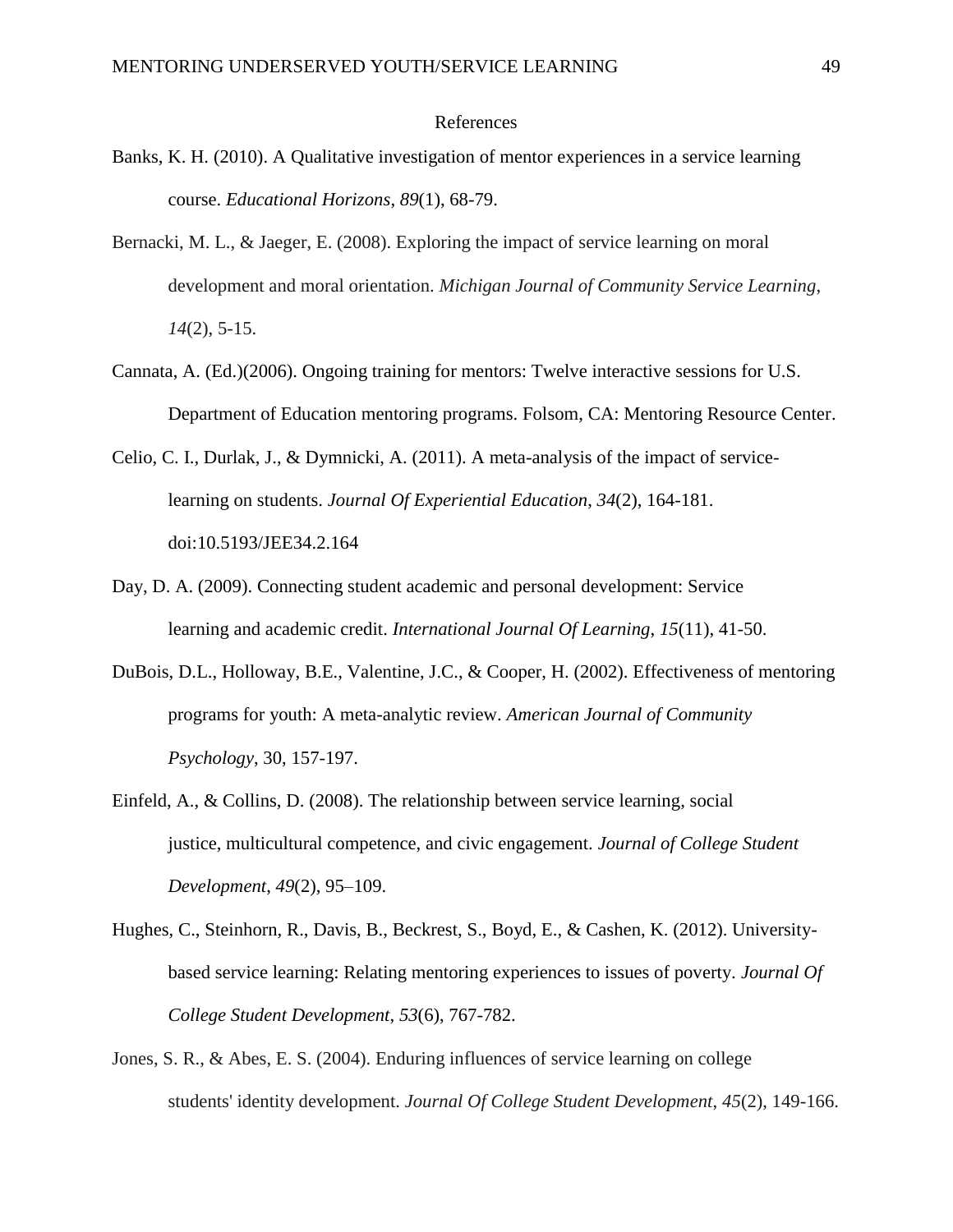# References

Banks, K. H. (2010). A Qualitative investigation of mentor experiences in a service learning course. *Educational Horizons*, *89*(1), 68-79.

Bernacki, M. L., & Jaeger, E. (2008). Exploring the impact of service learning on moral development and moral orientation. *Michigan Journal of Community Service Learning*, *14*(2), 5-15.

Cannata, A. (Ed.)(2006). Ongoing training for mentors: Twelve interactive sessions for U.S. Department of Education mentoring programs. Folsom, CA: Mentoring Resource Center.

Celio, C. I., Durlak, J., & Dymnicki, A. (2011). A meta-analysis of the impact of service-learning on students. *Journal Of Experiential Education*, *34*(2), 164-181. doi:10.5193/JEE34.2.164

Day, D. A. (2009). Connecting student academic and personal development: Service learning and academic credit. *International Journal Of Learning*, *15*(11), 41-50.

DuBois, D.L., Holloway, B.E., Valentine, J.C., & Cooper, H. (2002). Effectiveness of mentoring programs for youth: A meta-analytic review. *American Journal of Community Psychology*, 30, 157-197.

Einfeld, A., & Collins, D. (2008). The relationship between service learning, social justice, multicultural competence, and civic engagement. *Journal of College Student Development*, *49*(2), 95–109.

Hughes, C., Steinhorn, R., Davis, B., Beckrest, S., Boyd, E., & Cashen, K. (2012). University-based service learning: Relating mentoring experiences to issues of poverty. *Journal Of College Student Development*, *53*(6), 767-782.

Jones, S. R., & Abes, E. S. (2004). Enduring influences of service learning on college students' identity development. *Journal Of College Student Development*, *45*(2), 149-166.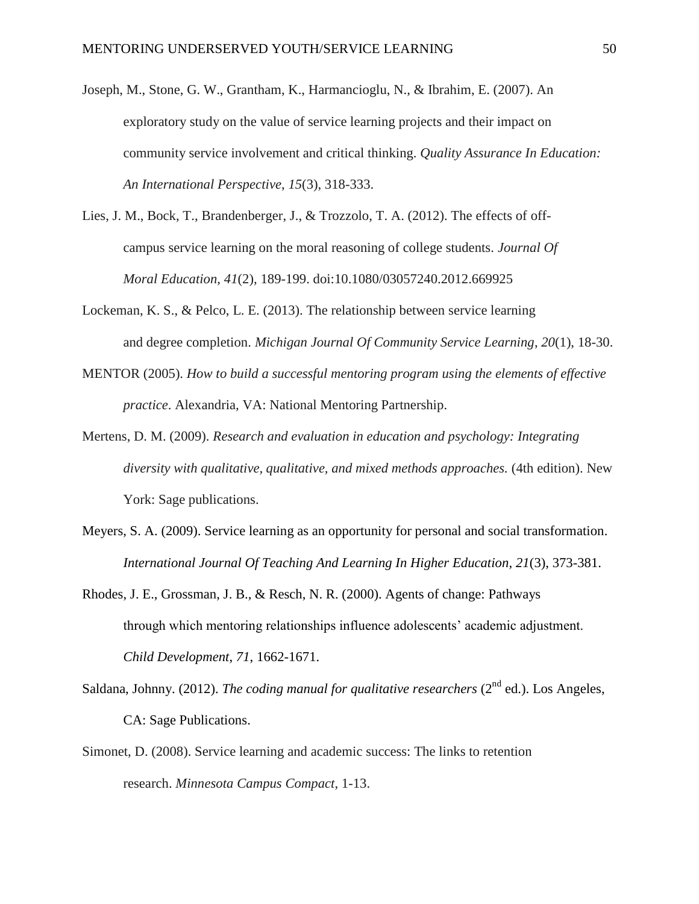Joseph, M., Stone, G. W., Grantham, K., Harmancioglu, N., & Ibrahim, E. (2007). An exploratory study on the value of service learning projects and their impact on community service involvement and critical thinking. *Quality Assurance In Education: An International Perspective*, *15*(3), 318-333.

Lies, J. M., Bock, T., Brandenberger, J., & Trozzolo, T. A. (2012). The effects of off-campus service learning on the moral reasoning of college students. *Journal Of Moral Education*, *41*(2), 189-199. doi:10.1080/03057240.2012.669925

Lockeman, K. S., & Pelco, L. E. (2013). The relationship between service learning and degree completion. *Michigan Journal Of Community Service Learning*, *20*(1), 18-30.

MENTOR (2005). *How to build a successful mentoring program using the elements of effective practice*. Alexandria, VA: National Mentoring Partnership.

Mertens, D. M. (2009). *Research and evaluation in education and psychology: Integrating diversity with qualitative, qualitative, and mixed methods approaches.* (4th edition). New York: Sage publications.

Meyers, S. A. (2009). Service learning as an opportunity for personal and social transformation. *International Journal Of Teaching And Learning In Higher Education*, *21*(3), 373-381.

Rhodes, J. E., Grossman, J. B., & Resch, N. R. (2000). Agents of change: Pathways through which mentoring relationships influence adolescents' academic adjustment. *Child Development*, *71*, 1662-1671.

Saldana, Johnny. (2012). *The coding manual for qualitative researchers* (2nd ed.). Los Angeles, CA: Sage Publications.

Simonet, D. (2008). Service learning and academic success: The links to retention research. *Minnesota Campus Compact*, 1-13.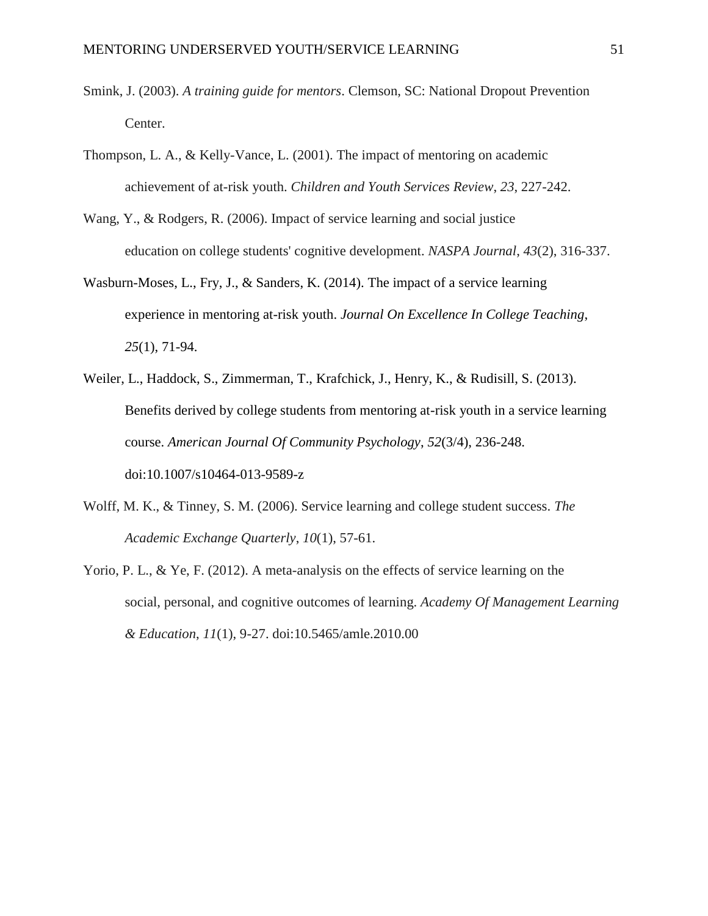Smink, J. (2003). *A training guide for mentors*. Clemson, SC: National Dropout Prevention Center.

Thompson, L. A., & Kelly-Vance, L. (2001). The impact of mentoring on academic achievement of at-risk youth. *Children and Youth Services Review*, *23*, 227-242.

Wang, Y., & Rodgers, R. (2006). Impact of service learning and social justice education on college students' cognitive development. *NASPA Journal*, *43*(2), 316-337.

Wasburn-Moses, L., Fry, J., & Sanders, K. (2014). The impact of a service learning experience in mentoring at-risk youth. *Journal On Excellence In College Teaching*, *25*(1), 71-94.

Weiler, L., Haddock, S., Zimmerman, T., Krafchick, J., Henry, K., & Rudisill, S. (2013). Benefits derived by college students from mentoring at-risk youth in a service learning course. *American Journal Of Community Psychology*, *52*(3/4), 236-248. doi:10.1007/s10464-013-9589-z

Wolff, M. K., & Tinney, S. M. (2006). Service learning and college student success. *The Academic Exchange Quarterly*, *10*(1), 57-61.

Yorio, P. L., & Ye, F. (2012). A meta-analysis on the effects of service learning on the social, personal, and cognitive outcomes of learning. *Academy Of Management Learning & Education*, *11*(1), 9-27. doi:10.5465/amle.2010.00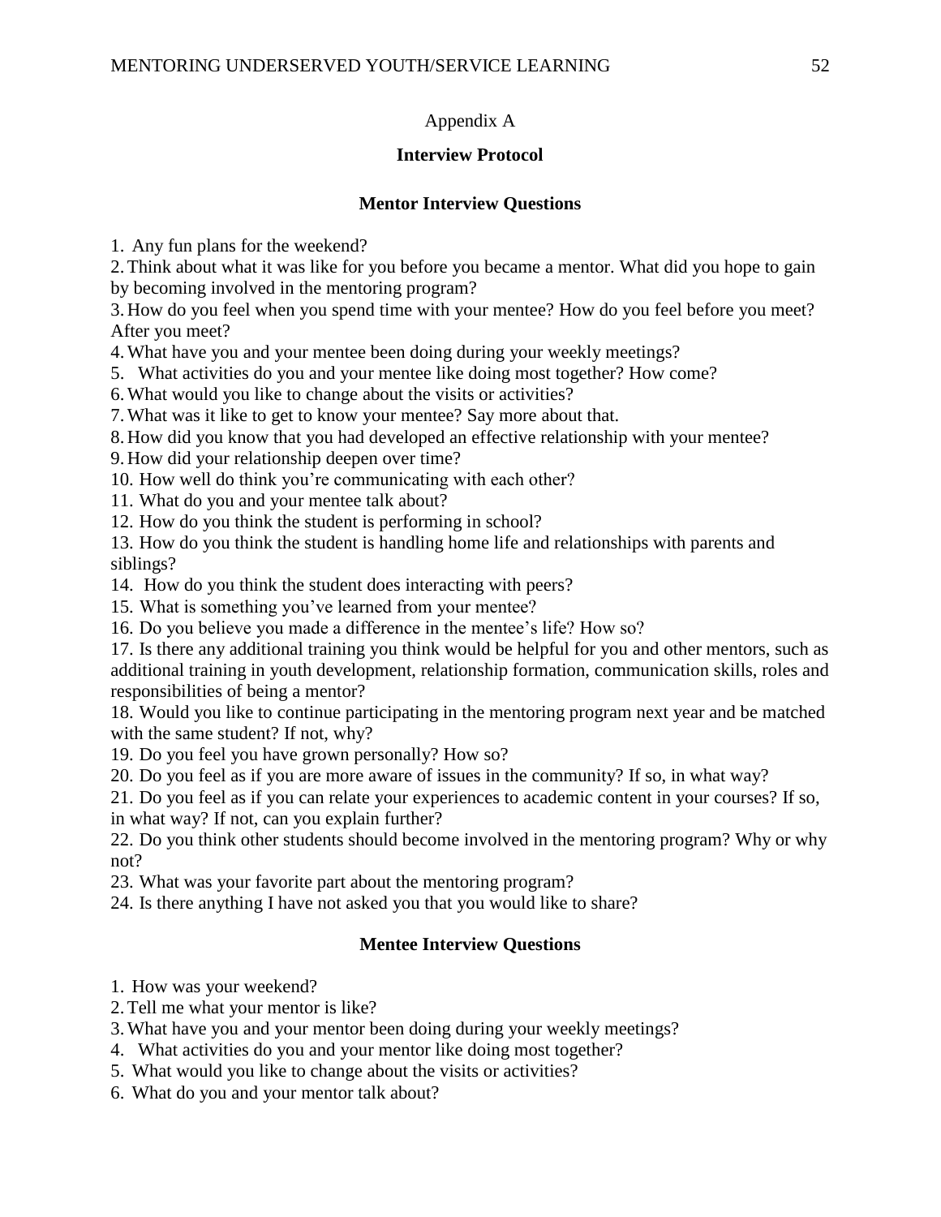Appendix A

## Interview Protocol

### Mentor Interview Questions

1. Any fun plans for the weekend?
2. Think about what it was like for you before you became a mentor. What did you hope to gain by becoming involved in the mentoring program?
3. How do you feel when you spend time with your mentee? How do you feel before you meet? After you meet?
4. What have you and your mentee been doing during your weekly meetings?
5. What activities do you and your mentee like doing most together? How come?
6. What would you like to change about the visits or activities?
7. What was it like to get to know your mentee? Say more about that.
8. How did you know that you had developed an effective relationship with your mentee?
9. How did your relationship deepen over time?
10. How well do think you're communicating with each other?
11. What do you and your mentee talk about?
12. How do you think the student is performing in school?
13. How do you think the student is handling home life and relationships with parents and siblings?
14. How do you think the student does interacting with peers?
15. What is something you've learned from your mentee?
16. Do you believe you made a difference in the mentee's life? How so?
17. Is there any additional training you think would be helpful for you and other mentors, such as additional training in youth development, relationship formation, communication skills, roles and responsibilities of being a mentor?
18. Would you like to continue participating in the mentoring program next year and be matched with the same student? If not, why?
19. Do you feel you have grown personally? How so?
20. Do you feel as if you are more aware of issues in the community? If so, in what way?
21. Do you feel as if you can relate your experiences to academic content in your courses? If so, in what way? If not, can you explain further?
22. Do you think other students should become involved in the mentoring program? Why or why not?
23. What was your favorite part about the mentoring program?
24. Is there anything I have not asked you that you would like to share?

### Mentee Interview Questions

1. How was your weekend?
2. Tell me what your mentor is like?
3. What have you and your mentor been doing during your weekly meetings?
4. What activities do you and your mentor like doing most together?
5. What would you like to change about the visits or activities?
6. What do you and your mentor talk about?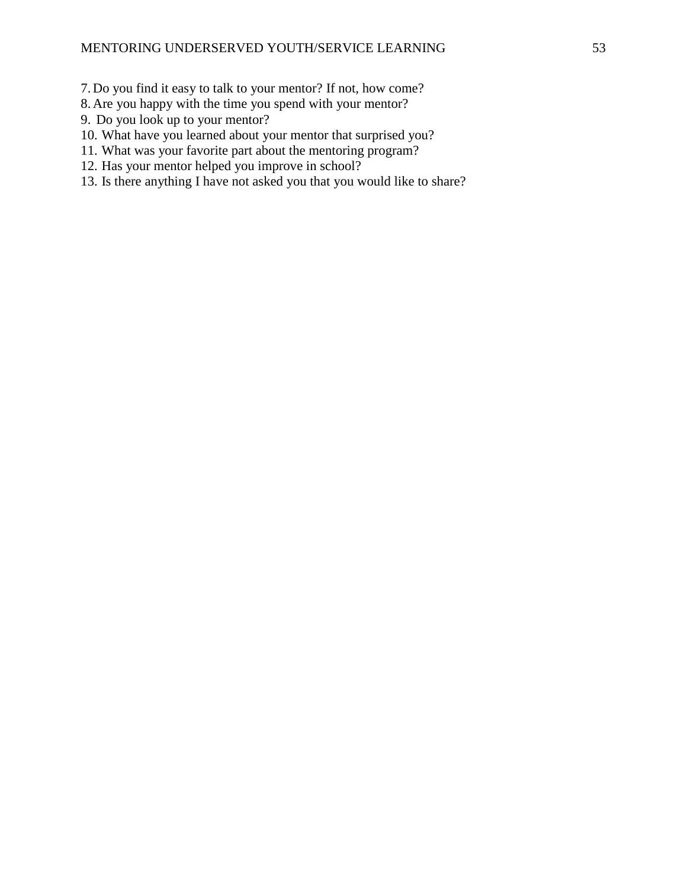7. Do you find it easy to talk to your mentor? If not, how come?
8. Are you happy with the time you spend with your mentor?
9. Do you look up to your mentor?
10. What have you learned about your mentor that surprised you?
11. What was your favorite part about the mentoring program?
12. Has your mentor helped you improve in school?
13. Is there anything I have not asked you that you would like to share?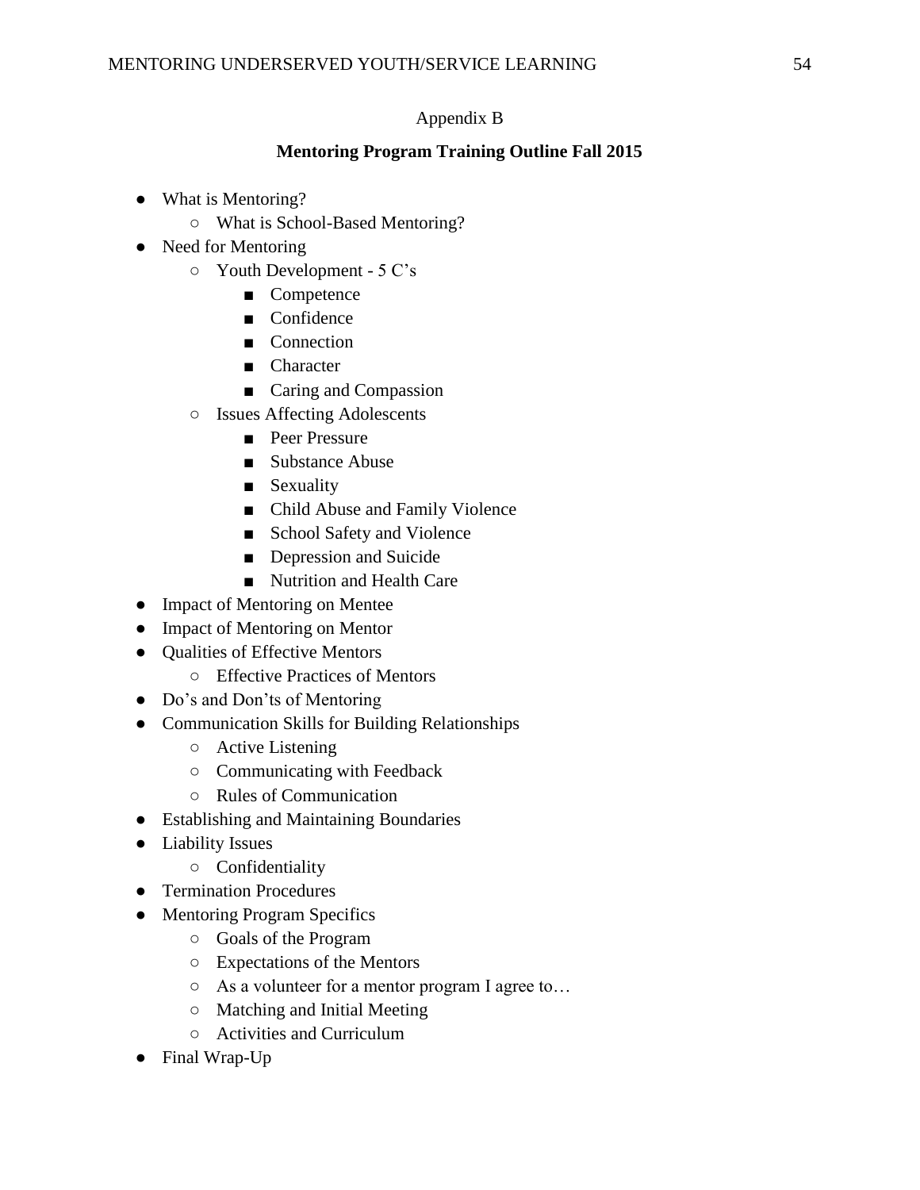Appendix B

**Mentoring Program Training Outline Fall 2015**

- What is Mentoring?
  - What is School-Based Mentoring?
- Need for Mentoring
  - Youth Development - 5 C's
    - Competence
    - Confidence
    - Connection
    - Character
    - Caring and Compassion
  - Issues Affecting Adolescents
    - Peer Pressure
    - Substance Abuse
    - Sexuality
    - Child Abuse and Family Violence
    - School Safety and Violence
    - Depression and Suicide
    - Nutrition and Health Care
- Impact of Mentoring on Mentee
- Impact of Mentoring on Mentor
- Qualities of Effective Mentors
  - Effective Practices of Mentors
- Do's and Don'ts of Mentoring
- Communication Skills for Building Relationships
  - Active Listening
  - Communicating with Feedback
  - Rules of Communication
- Establishing and Maintaining Boundaries
- Liability Issues
  - Confidentiality
- Termination Procedures
- Mentoring Program Specifics
  - Goals of the Program
  - Expectations of the Mentors
  - As a volunteer for a mentor program I agree to…
  - Matching and Initial Meeting
  - Activities and Curriculum
- Final Wrap-Up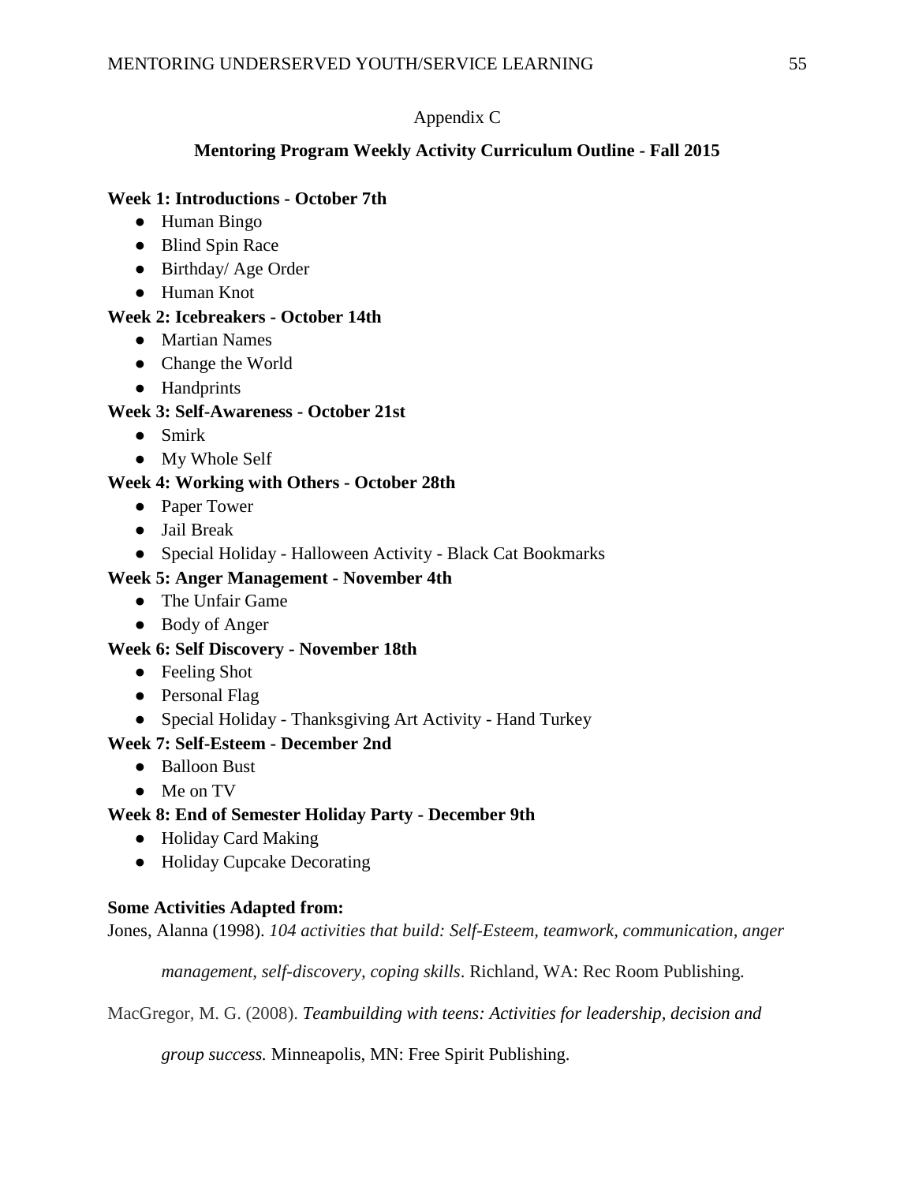Appendix C

## Mentoring Program Weekly Activity Curriculum Outline - Fall 2015

**Week 1: Introductions - October 7th**

- Human Bingo
- Blind Spin Race
- Birthday/ Age Order
- Human Knot

**Week 2: Icebreakers - October 14th**

- Martian Names
- Change the World
- Handprints

**Week 3: Self-Awareness - October 21st**

- Smirk
- My Whole Self

**Week 4: Working with Others - October 28th**

- Paper Tower
- Jail Break
- Special Holiday - Halloween Activity - Black Cat Bookmarks

**Week 5: Anger Management - November 4th**

- The Unfair Game
- Body of Anger

**Week 6: Self Discovery - November 18th**

- Feeling Shot
- Personal Flag
- Special Holiday - Thanksgiving Art Activity - Hand Turkey

**Week 7: Self-Esteem - December 2nd**

- Balloon Bust
- Me on TV

**Week 8: End of Semester Holiday Party - December 9th**

- Holiday Card Making
- Holiday Cupcake Decorating

**Some Activities Adapted from:**

Jones, Alanna (1998). *104 activities that build: Self-Esteem, teamwork, communication, anger management, self-discovery, coping skills*. Richland, WA: Rec Room Publishing.

MacGregor, M. G. (2008). *Teambuilding with teens: Activities for leadership, decision and group success.* Minneapolis, MN: Free Spirit Publishing.